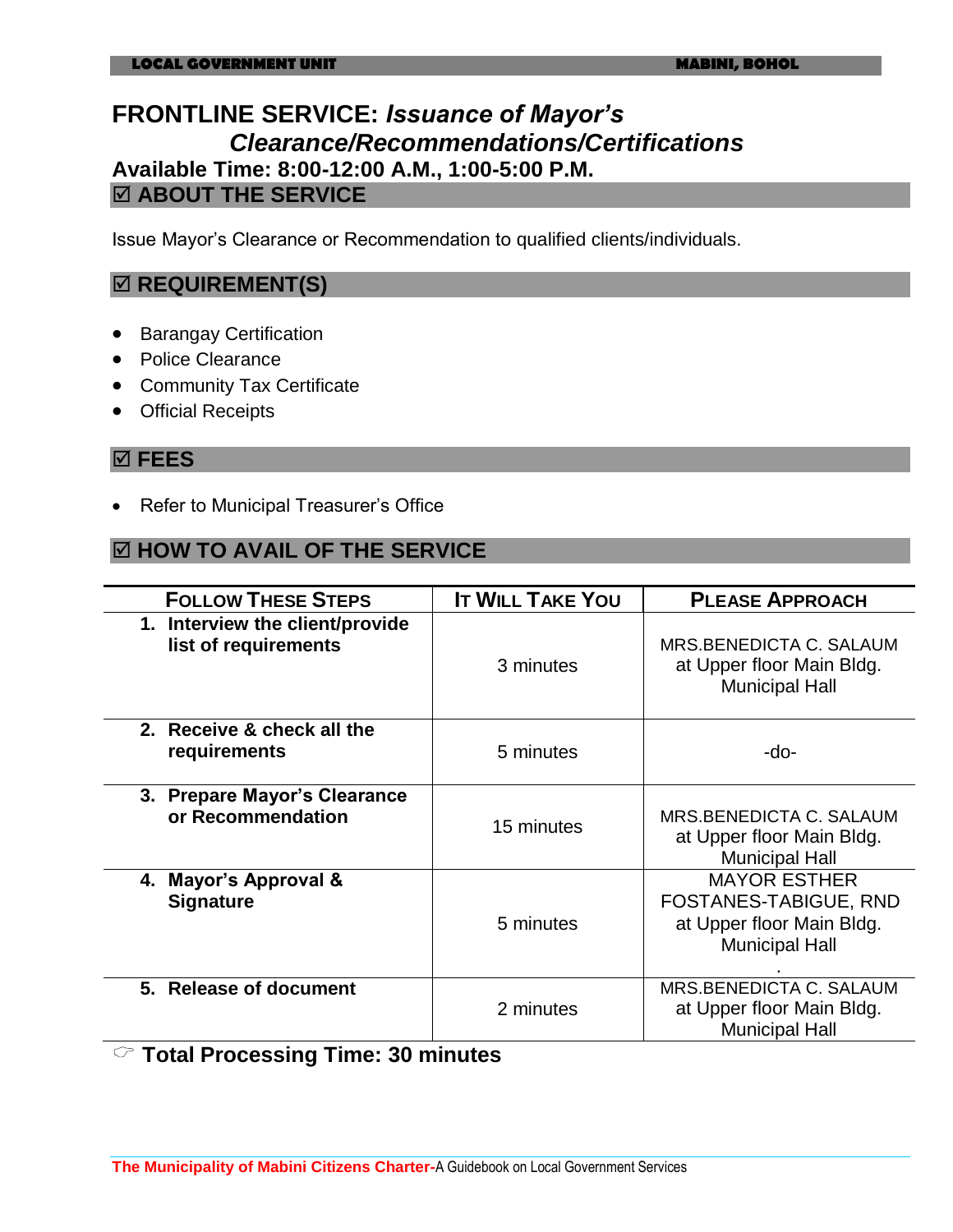# FRONTLINE SERVICE: *Issuance of Mayor's Clearance/Recommendations/Certifications*

**Available Time: 8:00-12:00 A.M., 1:00-5:00 P.M.**

## ☑ ABOUT THE SERVICE

Issue Mayor's Clearance or Recommendation to qualified clients/individuals.

## ☑ REQUIREMENT(S)

- Barangay Certification
- Police Clearance
- Community Tax Certificate
- Official Receipts

## ☑ FEES

- Refer to Municipal Treasurer's Office

## ☑ HOW TO AVAIL OF THE SERVICE

| FOLLOW THESE STEPS | IT WILL TAKE YOU | PLEASE APPROACH |
|---|---|---|
| **1. Interview the client/provide list of requirements** | 3 minutes | MRS.BENEDICTA C. SALAUM at Upper floor Main Bldg. Municipal Hall |
| **2. Receive & check all the requirements** | 5 minutes | -do- |
| **3. Prepare Mayor's Clearance or Recommendation** | 15 minutes | MRS.BENEDICTA C. SALAUM at Upper floor Main Bldg. Municipal Hall |
| **4. Mayor's Approval & Signature** | 5 minutes | MAYOR ESTHER FOSTANES-TABIGUE, RND at Upper floor Main Bldg. Municipal Hall |
| **5. Release of document** | 2 minutes | MRS.BENEDICTA C. SALAUM at Upper floor Main Bldg. Municipal Hall |

☞ **Total Processing Time: 30 minutes**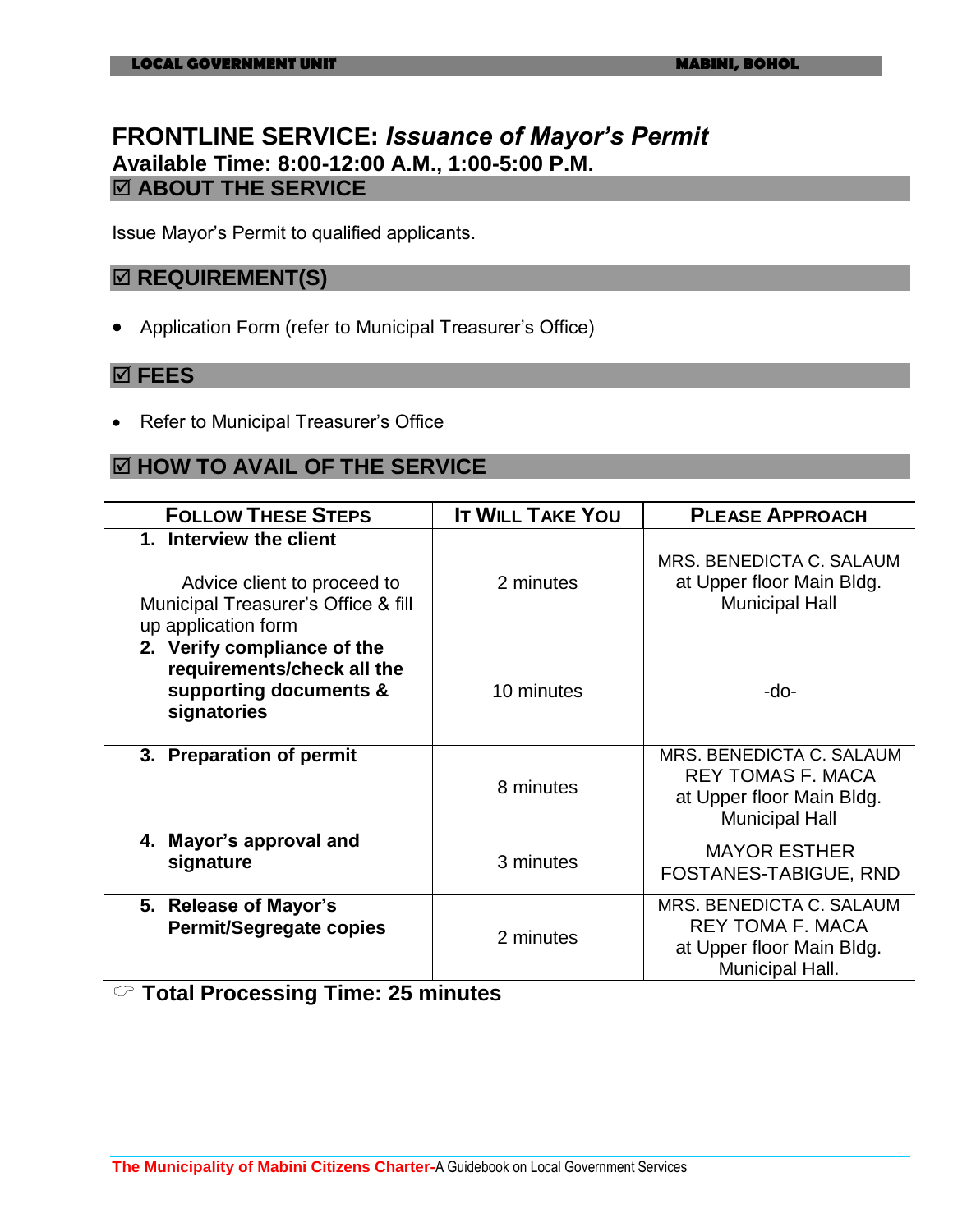# FRONTLINE SERVICE: *Issuance of Mayor's Permit*

**Available Time: 8:00-12:00 A.M., 1:00-5:00 P.M.**

## ☑ ABOUT THE SERVICE

Issue Mayor's Permit to qualified applicants.

## ☑ REQUIREMENT(S)

- Application Form (refer to Municipal Treasurer's Office)

## ☑ FEES

- Refer to Municipal Treasurer's Office

## ☑ HOW TO AVAIL OF THE SERVICE

| FOLLOW THESE STEPS | IT WILL TAKE YOU | PLEASE APPROACH |
|---|---|---|
| 1. **Interview the client**<br><br>Advice client to proceed to Municipal Treasurer's Office & fill up application form | 2 minutes | MRS. BENEDICTA C. SALAUM at Upper floor Main Bldg. Municipal Hall |
| 2. **Verify compliance of the requirements/check all the supporting documents & signatories** | 10 minutes | -do- |
| 3. **Preparation of permit** | 8 minutes | MRS. BENEDICTA C. SALAUM<br>REY TOMAS F. MACA<br>at Upper floor Main Bldg. Municipal Hall |
| 4. **Mayor's approval and signature** | 3 minutes | MAYOR ESTHER FOSTANES-TABIGUE, RND |
| 5. **Release of Mayor's Permit/Segregate copies** | 2 minutes | MRS. BENEDICTA C. SALAUM<br>REY TOMA F. MACA<br>at Upper floor Main Bldg. Municipal Hall. |

☞ **Total Processing Time: 25 minutes**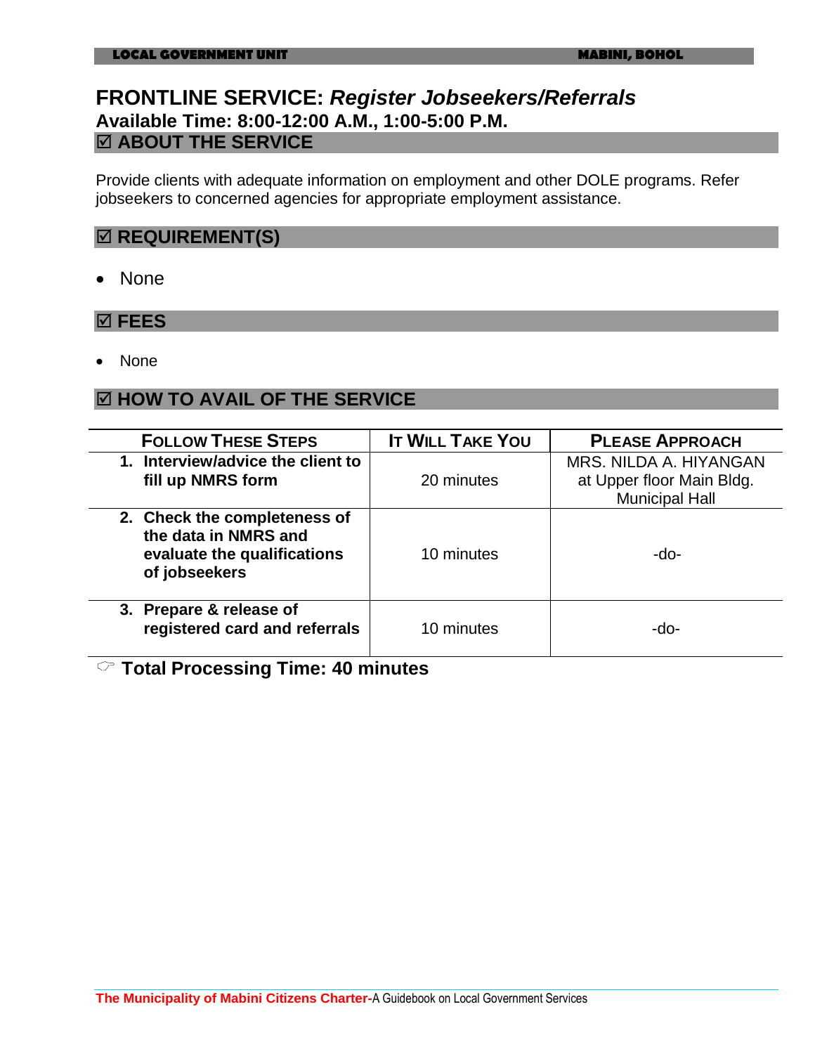# FRONTLINE SERVICE: *Register Jobseekers/Referrals*

**Available Time: 8:00-12:00 A.M., 1:00-5:00 P.M.**

## ☑ ABOUT THE SERVICE

Provide clients with adequate information on employment and other DOLE programs. Refer jobseekers to concerned agencies for appropriate employment assistance.

## ☑ REQUIREMENT(S)

- None

## ☑ FEES

- None

## ☑ HOW TO AVAIL OF THE SERVICE

| FOLLOW THESE STEPS | IT WILL TAKE YOU | PLEASE APPROACH |
|---|---|---|
| **1. Interview/advice the client to fill up NMRS form** | 20 minutes | MRS. NILDA A. HIYANGAN at Upper floor Main Bldg. Municipal Hall |
| **2. Check the completeness of the data in NMRS and evaluate the qualifications of jobseekers** | 10 minutes | -do- |
| **3. Prepare & release of registered card and referrals** | 10 minutes | -do- |

☞ **Total Processing Time: 40 minutes**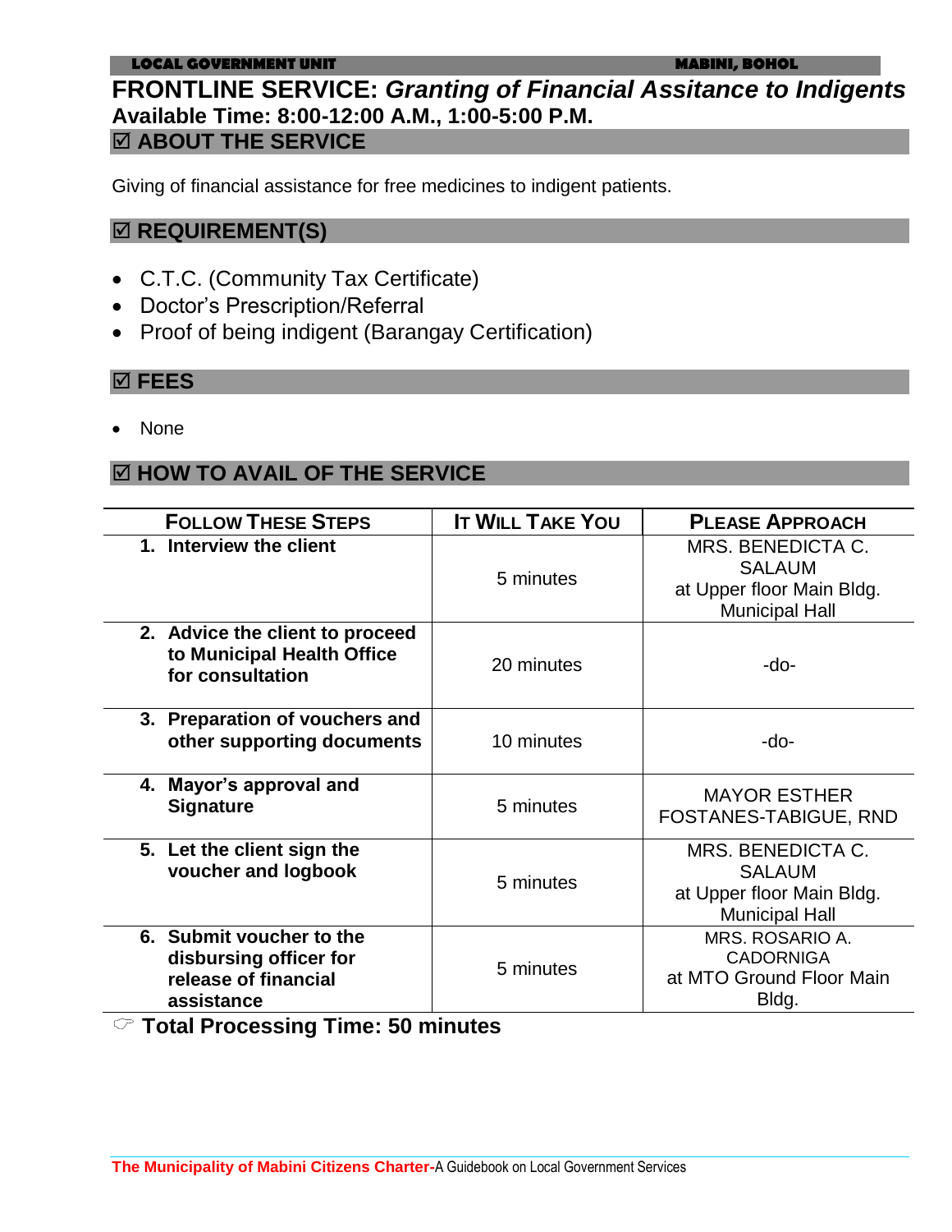# FRONTLINE SERVICE: *Granting of Financial Assitance to Indigents*

**Available Time: 8:00-12:00 A.M., 1:00-5:00 P.M.**

## ☑ ABOUT THE SERVICE

Giving of financial assistance for free medicines to indigent patients.

## ☑ REQUIREMENT(S)

- C.T.C. (Community Tax Certificate)
- Doctor's Prescription/Referral
- Proof of being indigent (Barangay Certification)

## ☑ FEES

- None

## ☑ HOW TO AVAIL OF THE SERVICE

| FOLLOW THESE STEPS | IT WILL TAKE YOU | PLEASE APPROACH |
|---|---|---|
| **1. Interview the client** | 5 minutes | MRS. BENEDICTA C. SALAUM at Upper floor Main Bldg. Municipal Hall |
| **2. Advice the client to proceed to Municipal Health Office for consultation** | 20 minutes | -do- |
| **3. Preparation of vouchers and other supporting documents** | 10 minutes | -do- |
| **4. Mayor's approval and Signature** | 5 minutes | MAYOR ESTHER FOSTANES-TABIGUE, RND |
| **5. Let the client sign the voucher and logbook** | 5 minutes | MRS. BENEDICTA C. SALAUM at Upper floor Main Bldg. Municipal Hall |
| **6. Submit voucher to the disbursing officer for release of financial assistance** | 5 minutes | MRS. ROSARIO A. CADORNIGA at MTO Ground Floor Main Bldg. |

☞ **Total Processing Time: 50 minutes**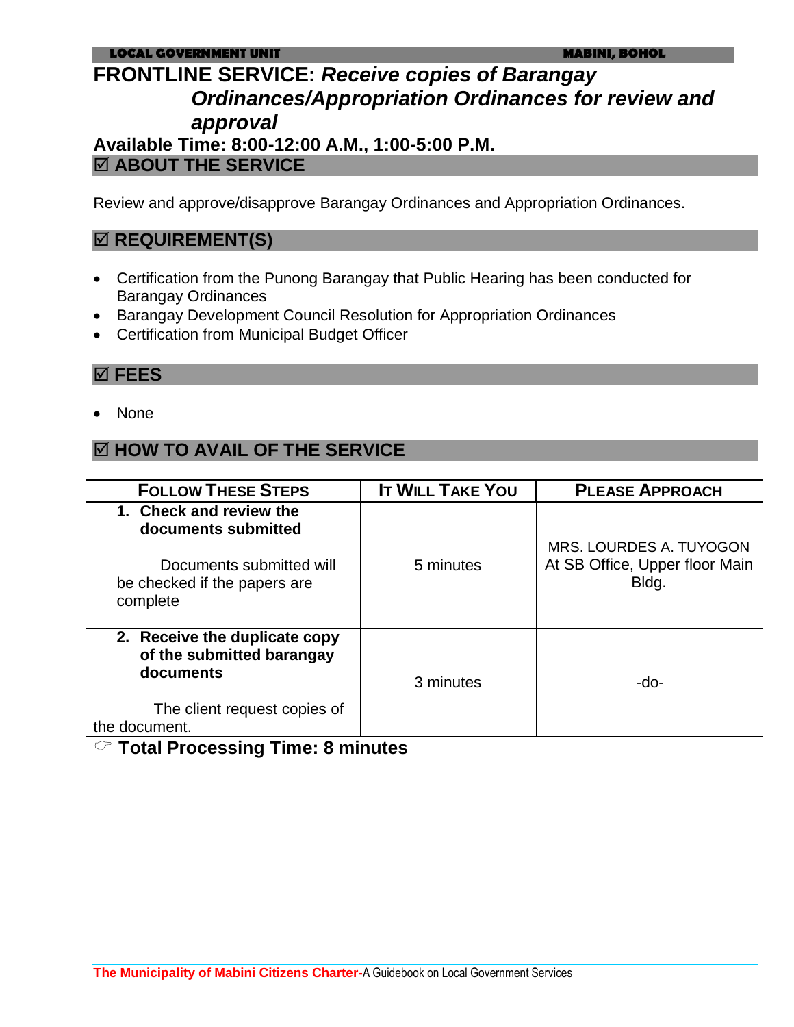# FRONTLINE SERVICE: *Receive copies of Barangay Ordinances/Appropriation Ordinances for review and approval*

**Available Time: 8:00-12:00 A.M., 1:00-5:00 P.M.**

## ☑ ABOUT THE SERVICE

Review and approve/disapprove Barangay Ordinances and Appropriation Ordinances.

## ☑ REQUIREMENT(S)

- Certification from the Punong Barangay that Public Hearing has been conducted for Barangay Ordinances
- Barangay Development Council Resolution for Appropriation Ordinances
- Certification from Municipal Budget Officer

## ☑ FEES

- None

## ☑ HOW TO AVAIL OF THE SERVICE

| FOLLOW THESE STEPS | IT WILL TAKE YOU | PLEASE APPROACH |
|---|---|---|
| **1. Check and review the documents submitted**<br><br>Documents submitted will be checked if the papers are complete | 5 minutes | MRS. LOURDES A. TUYOGON At SB Office, Upper floor Main Bldg. |
| **2. Receive the duplicate copy of the submitted barangay documents**<br><br>The client request copies of the document. | 3 minutes | -do- |

☞ **Total Processing Time: 8 minutes**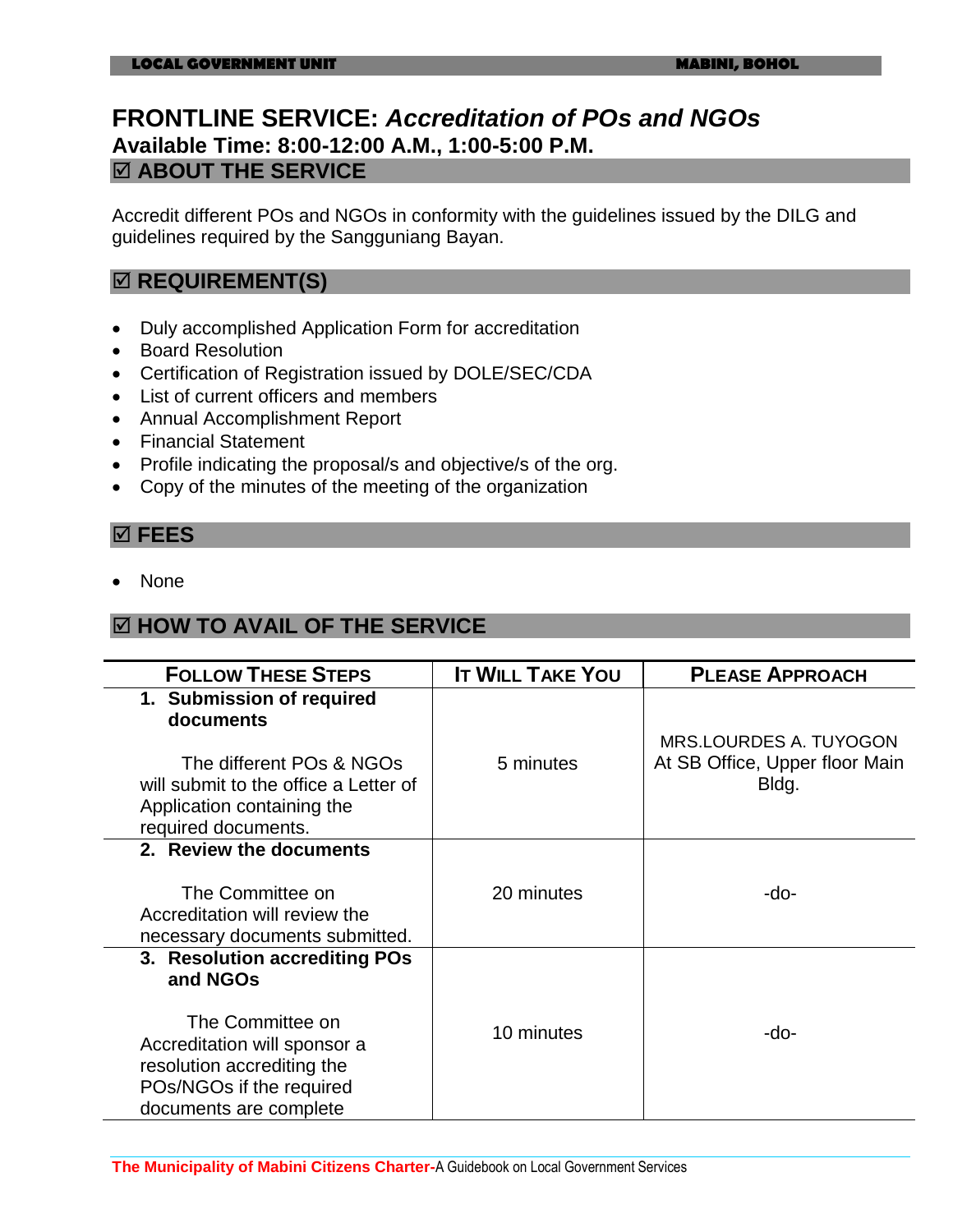# FRONTLINE SERVICE: *Accreditation of POs and NGOs*

**Available Time: 8:00-12:00 A.M., 1:00-5:00 P.M.**

## ☑ ABOUT THE SERVICE

Accredit different POs and NGOs in conformity with the guidelines issued by the DILG and guidelines required by the Sangguniang Bayan.

## ☑ REQUIREMENT(S)

- Duly accomplished Application Form for accreditation
- Board Resolution
- Certification of Registration issued by DOLE/SEC/CDA
- List of current officers and members
- Annual Accomplishment Report
- Financial Statement
- Profile indicating the proposal/s and objective/s of the org.
- Copy of the minutes of the meeting of the organization

## ☑ FEES

- None

## ☑ HOW TO AVAIL OF THE SERVICE

| FOLLOW THESE STEPS | IT WILL TAKE YOU | PLEASE APPROACH |
|---|---|---|
| **1. Submission of required documents**<br><br>The different POs & NGOs will submit to the office a Letter of Application containing the required documents. | 5 minutes | MRS.LOURDES A. TUYOGON At SB Office, Upper floor Main Bldg. |
| **2. Review the documents**<br><br>The Committee on Accreditation will review the necessary documents submitted. | 20 minutes | -do- |
| **3. Resolution accrediting POs and NGOs**<br><br>The Committee on Accreditation will sponsor a resolution accrediting the POs/NGOs if the required documents are complete | 10 minutes | -do- |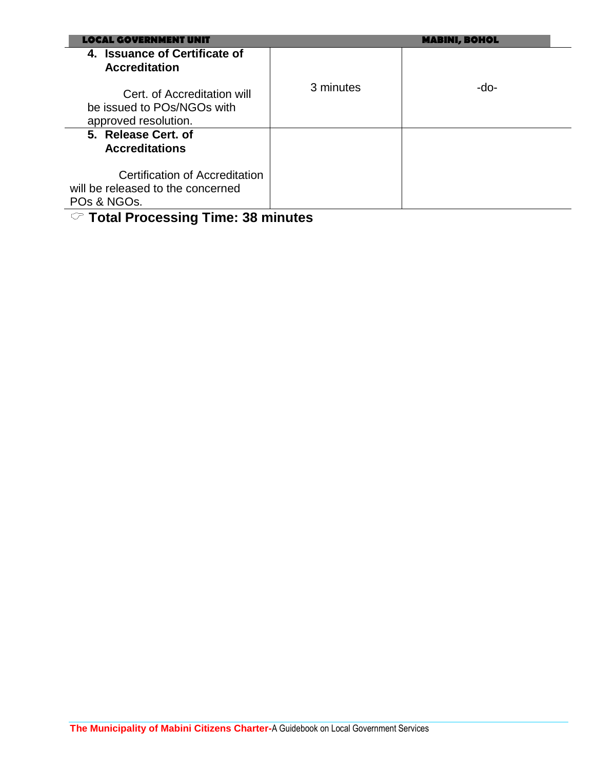| | | |
|---|---|---|
| **4. Issuance of Certificate of Accreditation**<br><br>Cert. of Accreditation will be issued to POs/NGOs with approved resolution. | 3 minutes | -do- |
| **5. Release Cert. of Accreditations**<br><br>Certification of Accreditation will be released to the concerned POs & NGOs. | | |

☞ **Total Processing Time: 38 minutes**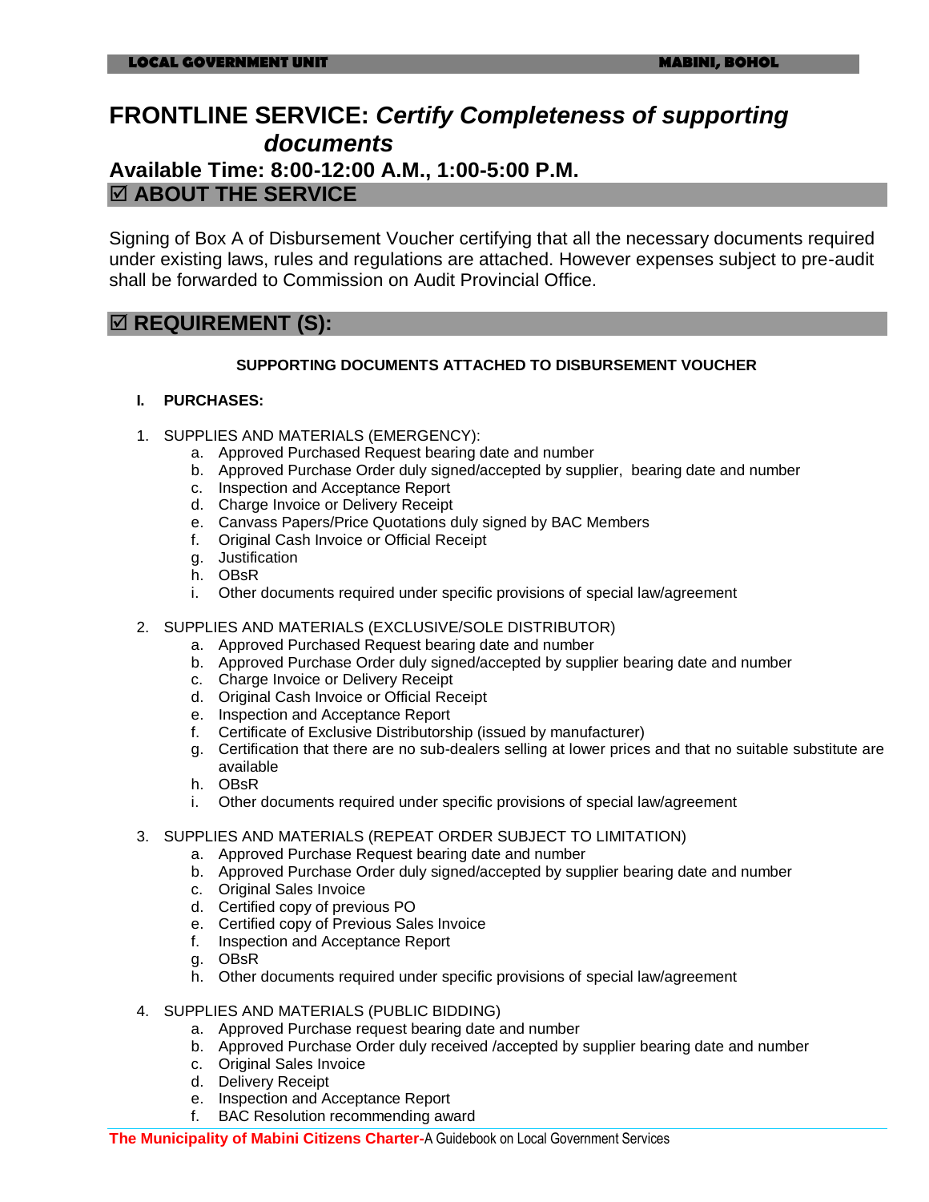# FRONTLINE SERVICE: *Certify Completeness of supporting documents*

## Available Time: 8:00-12:00 A.M., 1:00-5:00 P.M.

## ☑ ABOUT THE SERVICE

Signing of Box A of Disbursement Voucher certifying that all the necessary documents required under existing laws, rules and regulations are attached. However expenses subject to pre-audit shall be forwarded to Commission on Audit Provincial Office.

## ☑ REQUIREMENT (S):

**SUPPORTING DOCUMENTS ATTACHED TO DISBURSEMENT VOUCHER**

**I. PURCHASES:**

1. SUPPLIES AND MATERIALS (EMERGENCY):
   a. Approved Purchased Request bearing date and number
   b. Approved Purchase Order duly signed/accepted by supplier, bearing date and number
   c. Inspection and Acceptance Report
   d. Charge Invoice or Delivery Receipt
   e. Canvass Papers/Price Quotations duly signed by BAC Members
   f. Original Cash Invoice or Official Receipt
   g. Justification
   h. OBsR
   i. Other documents required under specific provisions of special law/agreement

2. SUPPLIES AND MATERIALS (EXCLUSIVE/SOLE DISTRIBUTOR)
   a. Approved Purchased Request bearing date and number
   b. Approved Purchase Order duly signed/accepted by supplier bearing date and number
   c. Charge Invoice or Delivery Receipt
   d. Original Cash Invoice or Official Receipt
   e. Inspection and Acceptance Report
   f. Certificate of Exclusive Distributorship (issued by manufacturer)
   g. Certification that there are no sub-dealers selling at lower prices and that no suitable substitute are available
   h. OBsR
   i. Other documents required under specific provisions of special law/agreement

3. SUPPLIES AND MATERIALS (REPEAT ORDER SUBJECT TO LIMITATION)
   a. Approved Purchase Request bearing date and number
   b. Approved Purchase Order duly signed/accepted by supplier bearing date and number
   c. Original Sales Invoice
   d. Certified copy of previous PO
   e. Certified copy of Previous Sales Invoice
   f. Inspection and Acceptance Report
   g. OBsR
   h. Other documents required under specific provisions of special law/agreement

4. SUPPLIES AND MATERIALS (PUBLIC BIDDING)
   a. Approved Purchase request bearing date and number
   b. Approved Purchase Order duly received /accepted by supplier bearing date and number
   c. Original Sales Invoice
   d. Delivery Receipt
   e. Inspection and Acceptance Report
   f. BAC Resolution recommending award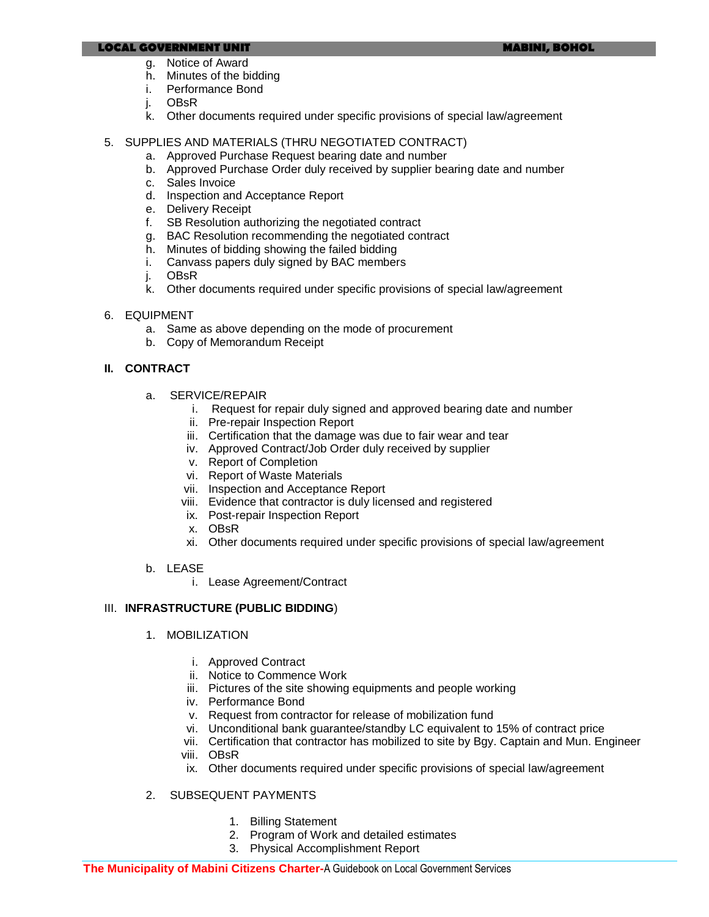g. Notice of Award
h. Minutes of the bidding
i. Performance Bond
j. OBsR
k. Other documents required under specific provisions of special law/agreement

5. SUPPLIES AND MATERIALS (THRU NEGOTIATED CONTRACT)
   a. Approved Purchase Request bearing date and number
   b. Approved Purchase Order duly received by supplier bearing date and number
   c. Sales Invoice
   d. Inspection and Acceptance Report
   e. Delivery Receipt
   f. SB Resolution authorizing the negotiated contract
   g. BAC Resolution recommending the negotiated contract
   h. Minutes of bidding showing the failed bidding
   i. Canvass papers duly signed by BAC members
   j. OBsR
   k. Other documents required under specific provisions of special law/agreement

6. EQUIPMENT
   a. Same as above depending on the mode of procurement
   b. Copy of Memorandum Receipt

**II. CONTRACT**

a. SERVICE/REPAIR
   i. Request for repair duly signed and approved bearing date and number
   ii. Pre-repair Inspection Report
   iii. Certification that the damage was due to fair wear and tear
   iv. Approved Contract/Job Order duly received by supplier
   v. Report of Completion
   vi. Report of Waste Materials
   vii. Inspection and Acceptance Report
   viii. Evidence that contractor is duly licensed and registered
   ix. Post-repair Inspection Report
   x. OBsR
   xi. Other documents required under specific provisions of special law/agreement

b. LEASE
   i. Lease Agreement/Contract

III. **INFRASTRUCTURE (PUBLIC BIDDING**)

1. MOBILIZATION
   i. Approved Contract
   ii. Notice to Commence Work
   iii. Pictures of the site showing equipments and people working
   iv. Performance Bond
   v. Request from contractor for release of mobilization fund
   vi. Unconditional bank guarantee/standby LC equivalent to 15% of contract price
   vii. Certification that contractor has mobilized to site by Bgy. Captain and Mun. Engineer
   viii. OBsR
   ix. Other documents required under specific provisions of special law/agreement

2. SUBSEQUENT PAYMENTS
   1. Billing Statement
   2. Program of Work and detailed estimates
   3. Physical Accomplishment Report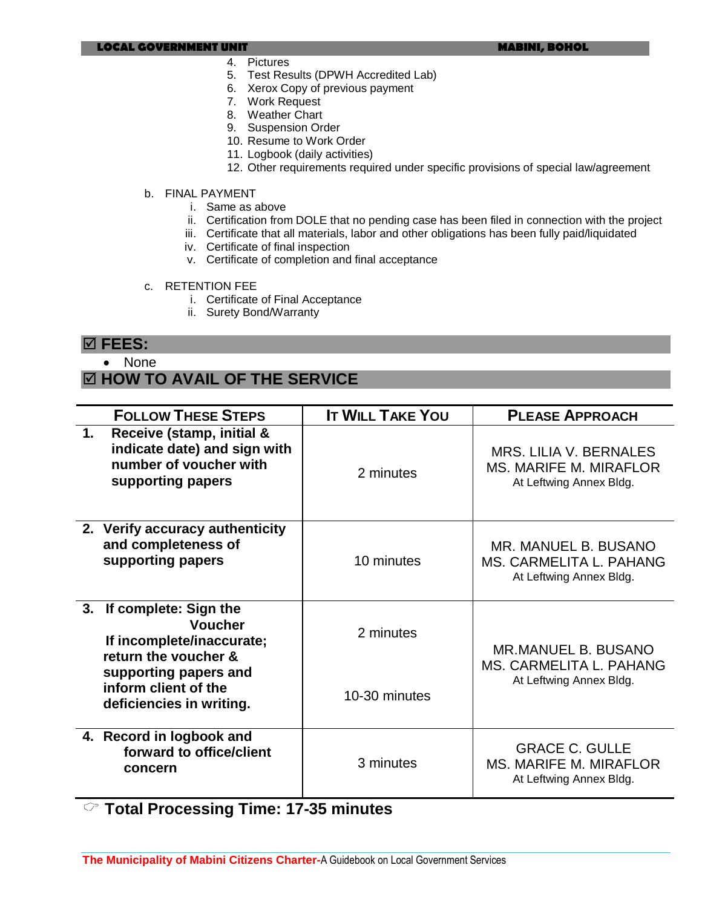4. Pictures
5. Test Results (DPWH Accredited Lab)
6. Xerox Copy of previous payment
7. Work Request
8. Weather Chart
9. Suspension Order
10. Resume to Work Order
11. Logbook (daily activities)
12. Other requirements required under specific provisions of special law/agreement

b. FINAL PAYMENT
   i. Same as above
   ii. Certification from DOLE that no pending case has been filed in connection with the project
   iii. Certificate that all materials, labor and other obligations has been fully paid/liquidated
   iv. Certificate of final inspection
   v. Certificate of completion and final acceptance

c. RETENTION FEE
   i. Certificate of Final Acceptance
   ii. Surety Bond/Warranty

## ☑ FEES:

- None

## ☑ HOW TO AVAIL OF THE SERVICE

| FOLLOW THESE STEPS | IT WILL TAKE YOU | PLEASE APPROACH |
|---|---|---|
| **1. Receive (stamp, initial & indicate date) and sign with number of voucher with supporting papers** | 2 minutes | MRS. LILIA V. BERNALES<br>MS. MARIFE M. MIRAFLOR<br>At Leftwing Annex Bldg. |
| **2. Verify accuracy authenticity and completeness of supporting papers** | 10 minutes | MR. MANUEL B. BUSANO<br>MS. CARMELITA L. PAHANG<br>At Leftwing Annex Bldg. |
| **3. If complete: Sign the Voucher**<br>**If incomplete/inaccurate; return the voucher & supporting papers and inform client of the deficiencies in writing.** | 2 minutes<br><br>10-30 minutes | MR.MANUEL B. BUSANO<br>MS. CARMELITA L. PAHANG<br>At Leftwing Annex Bldg. |
| **4. Record in logbook and forward to office/client concern** | 3 minutes | GRACE C. GULLE<br>MS. MARIFE M. MIRAFLOR<br>At Leftwing Annex Bldg. |

☞ **Total Processing Time: 17-35 minutes**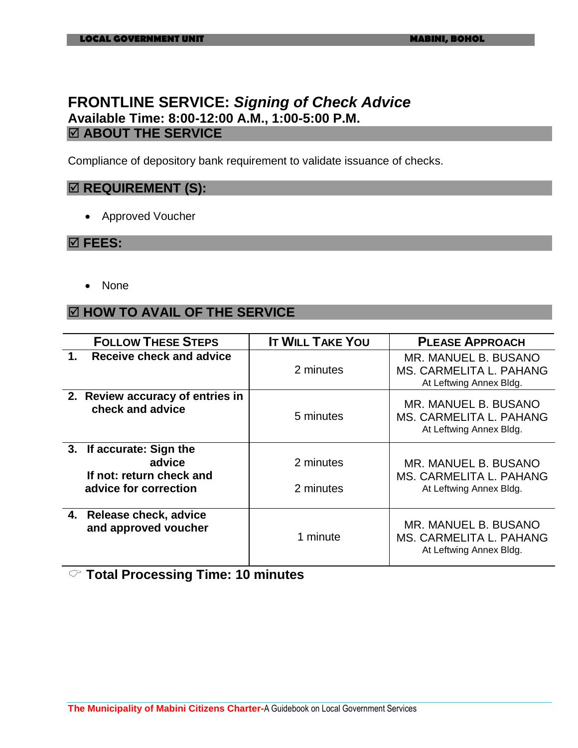# FRONTLINE SERVICE: *Signing of Check Advice*

**Available Time: 8:00-12:00 A.M., 1:00-5:00 P.M.**

## ☑ ABOUT THE SERVICE

Compliance of depository bank requirement to validate issuance of checks.

## ☑ REQUIREMENT (S):

- Approved Voucher

## ☑ FEES:

- None

## ☑ HOW TO AVAIL OF THE SERVICE

| FOLLOW THESE STEPS | IT WILL TAKE YOU | PLEASE APPROACH |
|---|---|---|
| **1. Receive check and advice** | 2 minutes | MR. MANUEL B. BUSANO<br>MS. CARMELITA L. PAHANG<br>At Leftwing Annex Bldg. |
| **2. Review accuracy of entries in check and advice** | 5 minutes | MR. MANUEL B. BUSANO<br>MS. CARMELITA L. PAHANG<br>At Leftwing Annex Bldg. |
| **3. If accurate: Sign the advice**<br>**If not: return check and advice for correction** | 2 minutes<br><br>2 minutes | MR. MANUEL B. BUSANO<br>MS. CARMELITA L. PAHANG<br>At Leftwing Annex Bldg. |
| **4. Release check, advice and approved voucher** | 1 minute | MR. MANUEL B. BUSANO<br>MS. CARMELITA L. PAHANG<br>At Leftwing Annex Bldg. |

☞ **Total Processing Time: 10 minutes**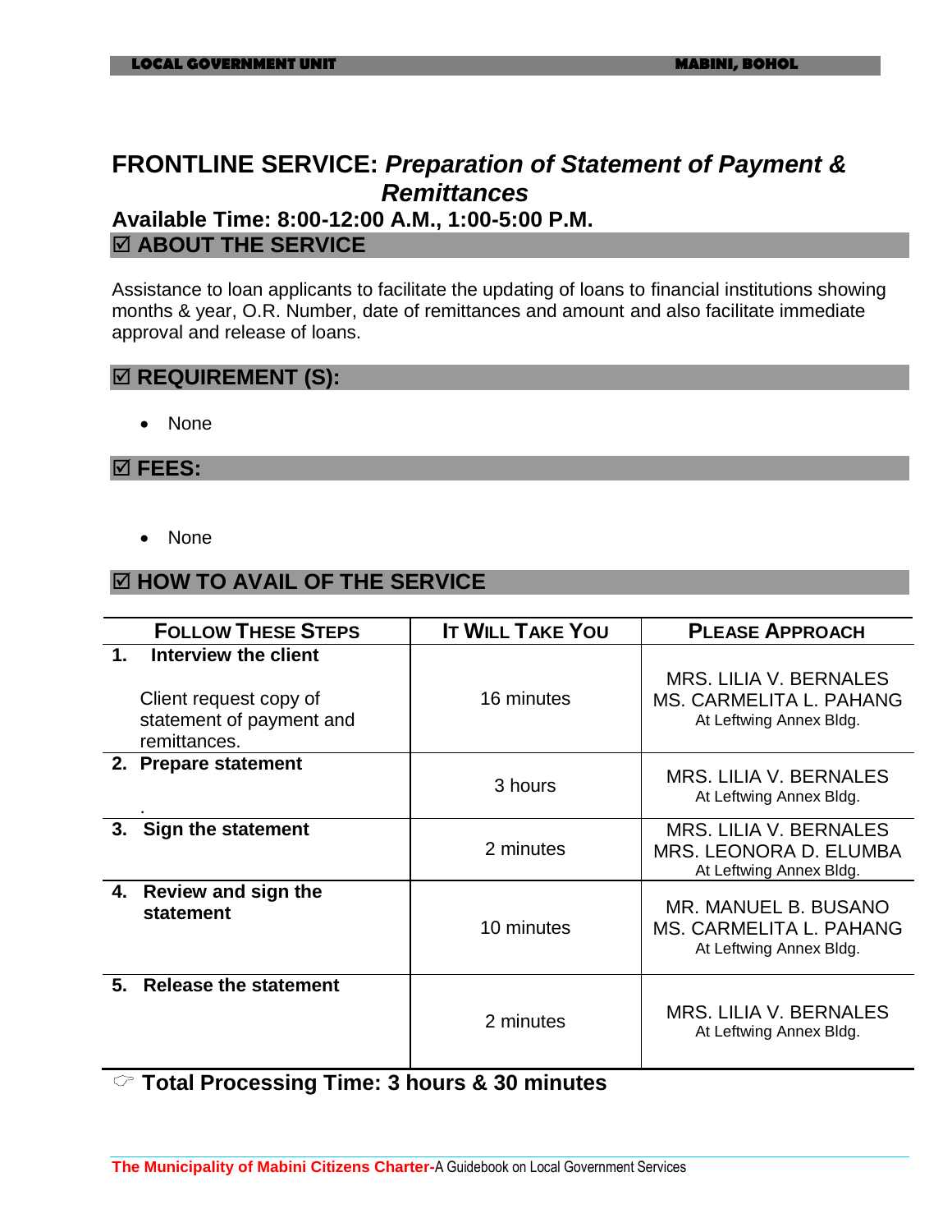## FRONTLINE SERVICE: *Preparation of Statement of Payment & Remittances*

**Available Time: 8:00-12:00 A.M., 1:00-5:00 P.M.**

### ☑ ABOUT THE SERVICE

Assistance to loan applicants to facilitate the updating of loans to financial institutions showing months & year, O.R. Number, date of remittances and amount and also facilitate immediate approval and release of loans.

### ☑ REQUIREMENT (S):

- None

### ☑ FEES:

- None

### ☑ HOW TO AVAIL OF THE SERVICE

| FOLLOW THESE STEPS | IT WILL TAKE YOU | PLEASE APPROACH |
|---|---|---|
| **1. Interview the client**<br><br>Client request copy of statement of payment and remittances. | 16 minutes | MRS. LILIA V. BERNALES<br>MS. CARMELITA L. PAHANG<br>At Leftwing Annex Bldg. |
| **2. Prepare statement**<br><br>. | 3 hours | MRS. LILIA V. BERNALES<br>At Leftwing Annex Bldg. |
| **3. Sign the statement** | 2 minutes | MRS. LILIA V. BERNALES<br>MRS. LEONORA D. ELUMBA<br>At Leftwing Annex Bldg. |
| **4. Review and sign the statement** | 10 minutes | MR. MANUEL B. BUSANO<br>MS. CARMELITA L. PAHANG<br>At Leftwing Annex Bldg. |
| **5. Release the statement** | 2 minutes | MRS. LILIA V. BERNALES<br>At Leftwing Annex Bldg. |

☞ **Total Processing Time: 3 hours & 30 minutes**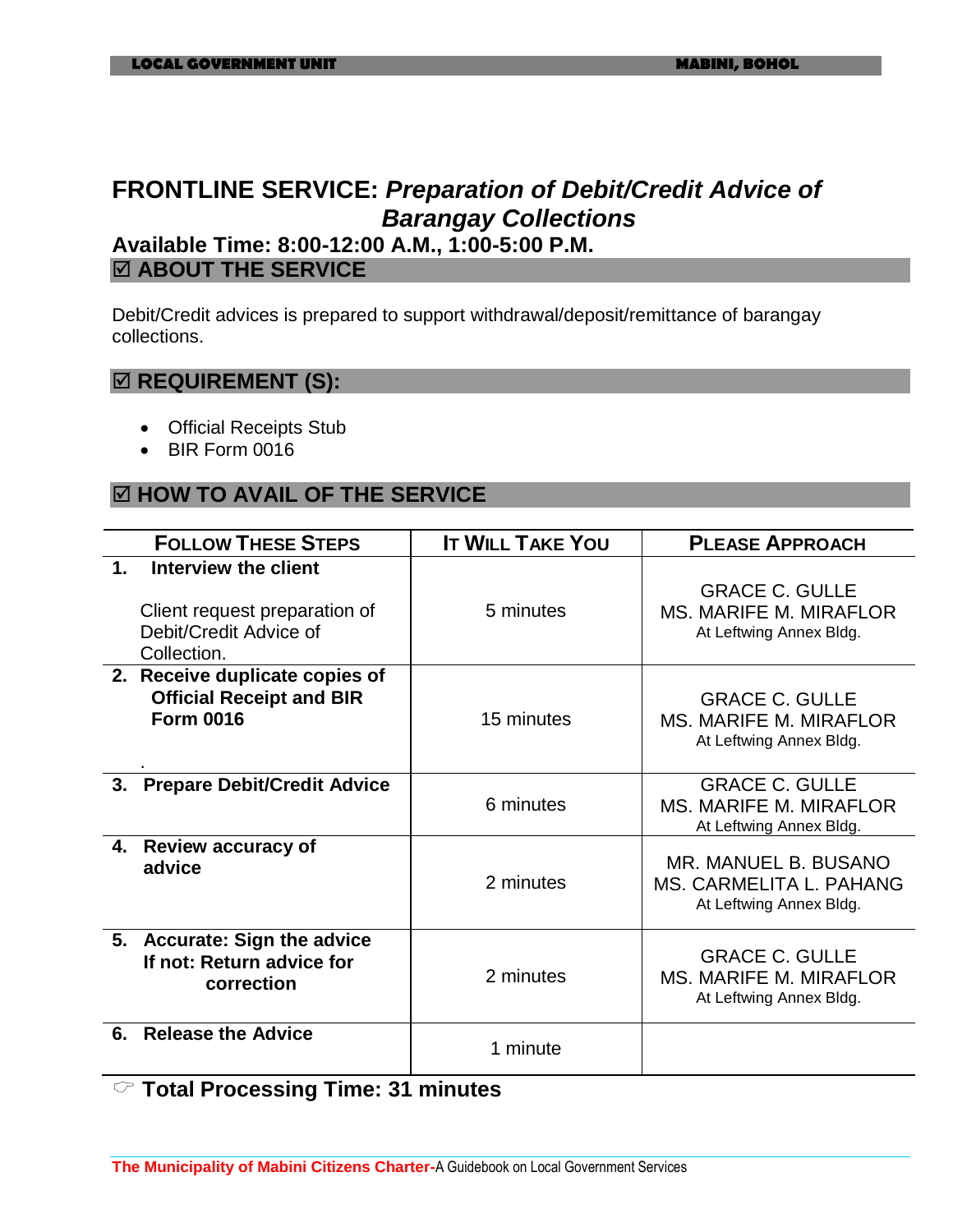## FRONTLINE SERVICE: *Preparation of Debit/Credit Advice of Barangay Collections*

**Available Time: 8:00-12:00 A.M., 1:00-5:00 P.M.**

### ☑ ABOUT THE SERVICE

Debit/Credit advices is prepared to support withdrawal/deposit/remittance of barangay collections.

### ☑ REQUIREMENT (S):

- Official Receipts Stub
- BIR Form 0016

### ☑ HOW TO AVAIL OF THE SERVICE

| FOLLOW THESE STEPS | IT WILL TAKE YOU | PLEASE APPROACH |
|---|---|---|
| **1. Interview the client**<br><br>Client request preparation of Debit/Credit Advice of Collection. | 5 minutes | GRACE C. GULLE<br>MS. MARIFE M. MIRAFLOR<br>At Leftwing Annex Bldg. |
| **2. Receive duplicate copies of Official Receipt and BIR Form 0016**<br><br>. | 15 minutes | GRACE C. GULLE<br>MS. MARIFE M. MIRAFLOR<br>At Leftwing Annex Bldg. |
| **3. Prepare Debit/Credit Advice** | 6 minutes | GRACE C. GULLE<br>MS. MARIFE M. MIRAFLOR<br>At Leftwing Annex Bldg. |
| **4. Review accuracy of advice** | 2 minutes | MR. MANUEL B. BUSANO<br>MS. CARMELITA L. PAHANG<br>At Leftwing Annex Bldg. |
| **5. Accurate: Sign the advice If not: Return advice for correction** | 2 minutes | GRACE C. GULLE<br>MS. MARIFE M. MIRAFLOR<br>At Leftwing Annex Bldg. |
| **6. Release the Advice** | 1 minute | |

☞ **Total Processing Time: 31 minutes**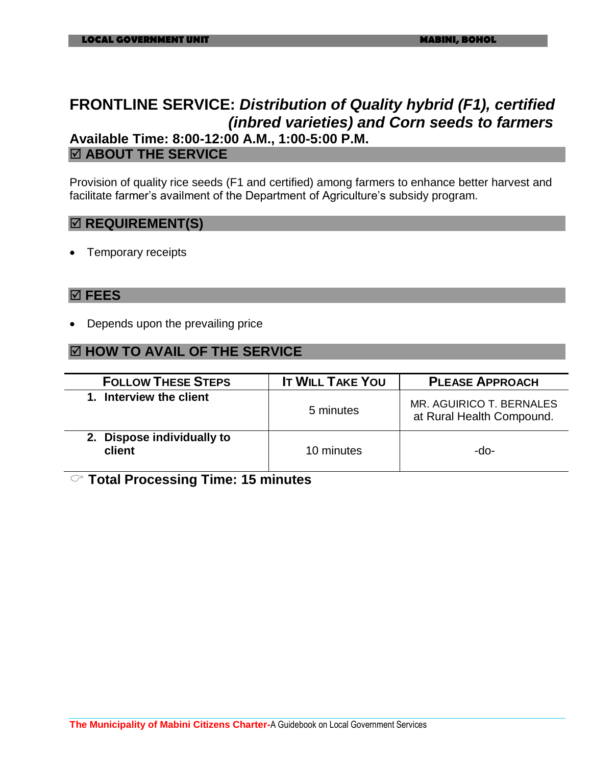## FRONTLINE SERVICE: *Distribution of Quality hybrid (F1), certified (inbred varieties) and Corn seeds to farmers*

**Available Time: 8:00-12:00 A.M., 1:00-5:00 P.M.**

### ☑ ABOUT THE SERVICE

Provision of quality rice seeds (F1 and certified) among farmers to enhance better harvest and facilitate farmer's availment of the Department of Agriculture's subsidy program.

### ☑ REQUIREMENT(S)

- Temporary receipts

### ☑ FEES

- Depends upon the prevailing price

### ☑ HOW TO AVAIL OF THE SERVICE

| FOLLOW THESE STEPS | IT WILL TAKE YOU | PLEASE APPROACH |
|---|---|---|
| **1. Interview the client** | 5 minutes | MR. AGUIRICO T. BERNALES at Rural Health Compound. |
| **2. Dispose individually to client** | 10 minutes | -do- |

☞ **Total Processing Time: 15 minutes**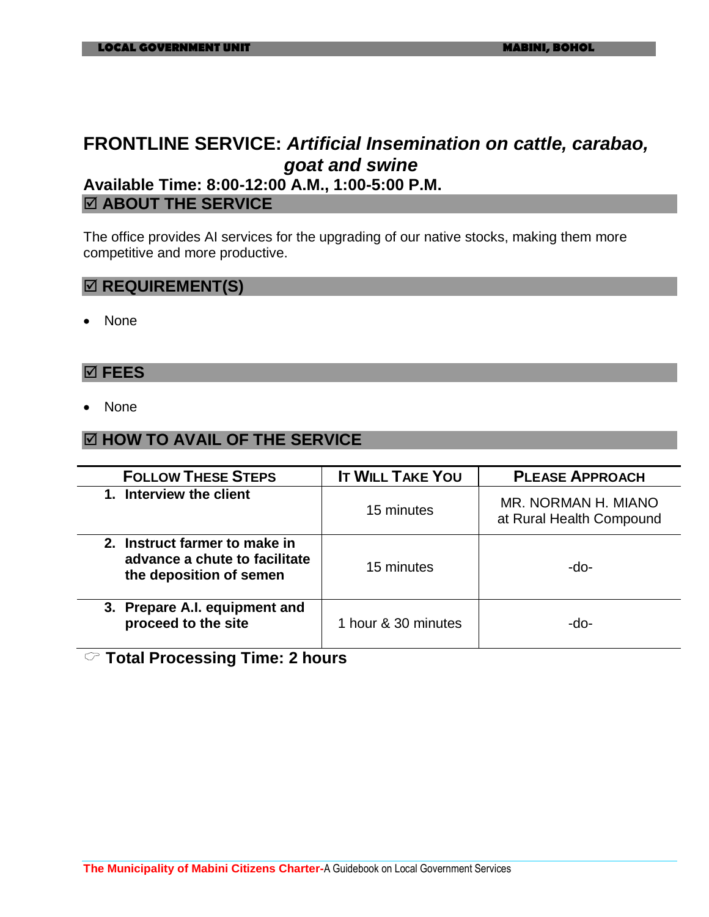## FRONTLINE SERVICE: *Artificial Insemination on cattle, carabao, goat and swine*

**Available Time: 8:00-12:00 A.M., 1:00-5:00 P.M.**

### ☑ ABOUT THE SERVICE

The office provides AI services for the upgrading of our native stocks, making them more competitive and more productive.

### ☑ REQUIREMENT(S)

- None

### ☑ FEES

- None

### ☑ HOW TO AVAIL OF THE SERVICE

| FOLLOW THESE STEPS | IT WILL TAKE YOU | PLEASE APPROACH |
|---|---|---|
| **1. Interview the client** | 15 minutes | MR. NORMAN H. MIANO at Rural Health Compound |
| **2. Instruct farmer to make in advance a chute to facilitate the deposition of semen** | 15 minutes | -do- |
| **3. Prepare A.I. equipment and proceed to the site** | 1 hour & 30 minutes | -do- |

☞ **Total Processing Time: 2 hours**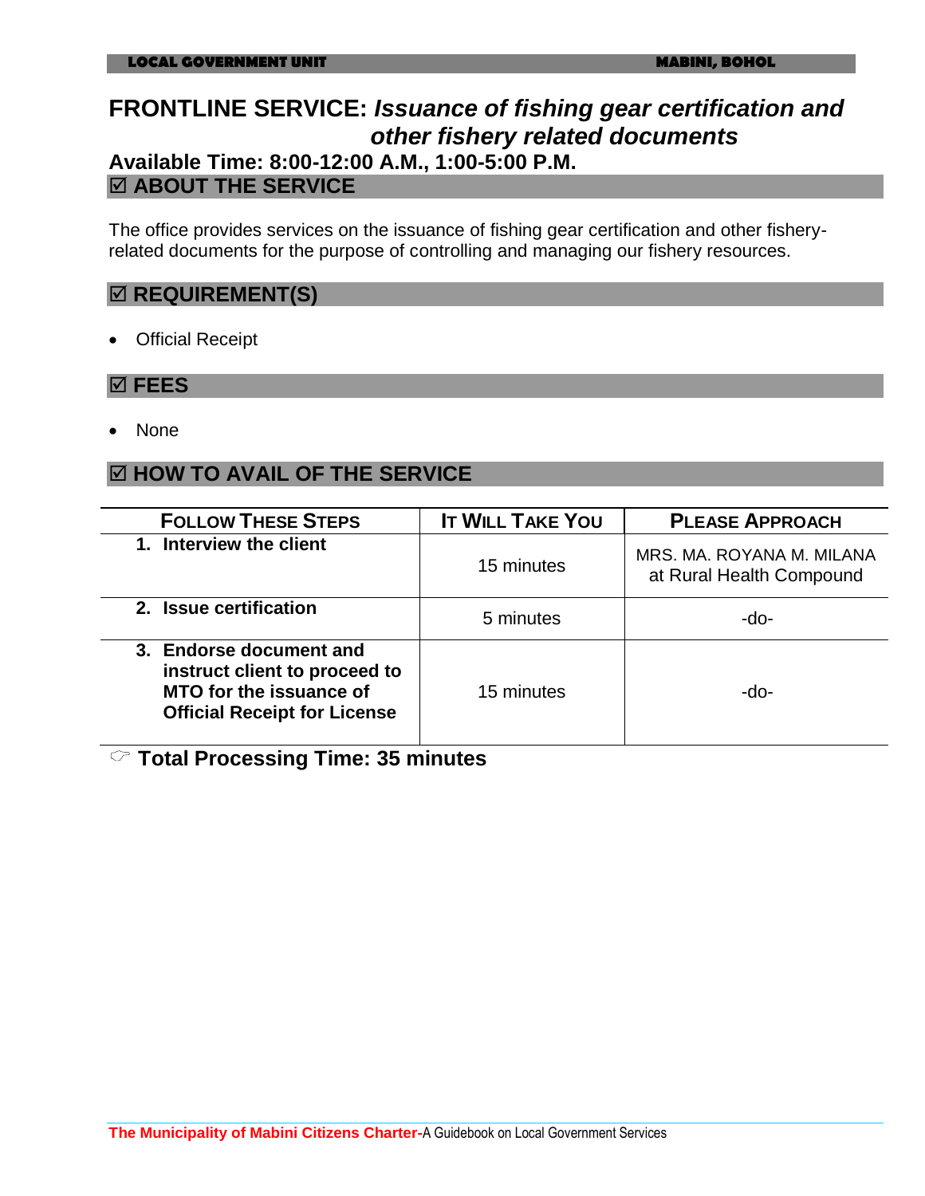# FRONTLINE SERVICE: *Issuance of fishing gear certification and other fishery related documents*

**Available Time: 8:00-12:00 A.M., 1:00-5:00 P.M.**

## ☑ ABOUT THE SERVICE

The office provides services on the issuance of fishing gear certification and other fishery-related documents for the purpose of controlling and managing our fishery resources.

## ☑ REQUIREMENT(S)

- Official Receipt

## ☑ FEES

- None

## ☑ HOW TO AVAIL OF THE SERVICE

| FOLLOW THESE STEPS | IT WILL TAKE YOU | PLEASE APPROACH |
|---|---|---|
| **1. Interview the client** | 15 minutes | MRS. MA. ROYANA M. MILANA at Rural Health Compound |
| **2. Issue certification** | 5 minutes | -do- |
| **3. Endorse document and instruct client to proceed to MTO for the issuance of Official Receipt for License** | 15 minutes | -do- |

☞ **Total Processing Time: 35 minutes**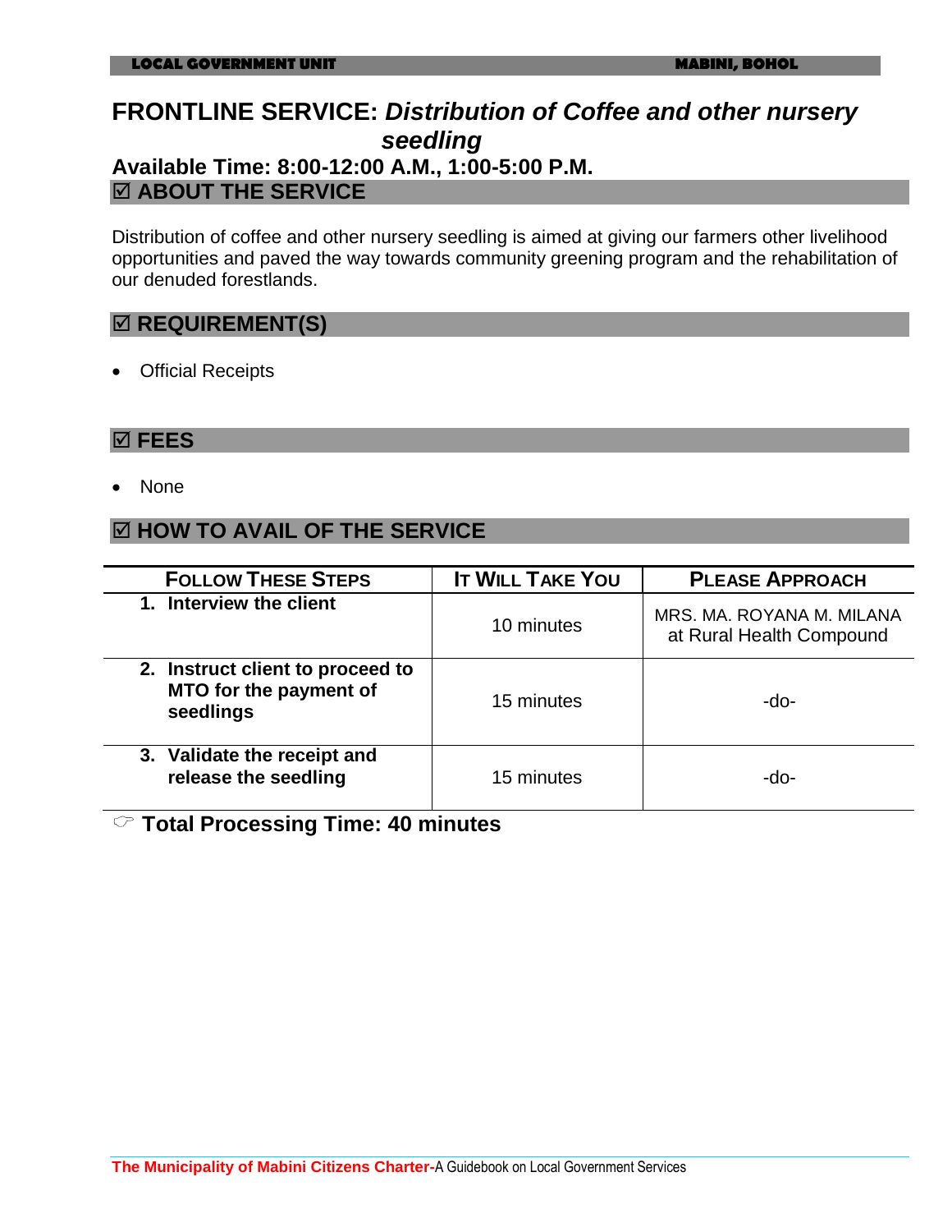# FRONTLINE SERVICE: *Distribution of Coffee and other nursery seedling*

**Available Time: 8:00-12:00 A.M., 1:00-5:00 P.M.**

## ☑ ABOUT THE SERVICE

Distribution of coffee and other nursery seedling is aimed at giving our farmers other livelihood opportunities and paved the way towards community greening program and the rehabilitation of our denuded forestlands.

## ☑ REQUIREMENT(S)

- Official Receipts

## ☑ FEES

- None

## ☑ HOW TO AVAIL OF THE SERVICE

| FOLLOW THESE STEPS | IT WILL TAKE YOU | PLEASE APPROACH |
|---|---|---|
| **1. Interview the client** | 10 minutes | MRS. MA. ROYANA M. MILANA at Rural Health Compound |
| **2. Instruct client to proceed to MTO for the payment of seedlings** | 15 minutes | -do- |
| **3. Validate the receipt and release the seedling** | 15 minutes | -do- |

☞ **Total Processing Time: 40 minutes**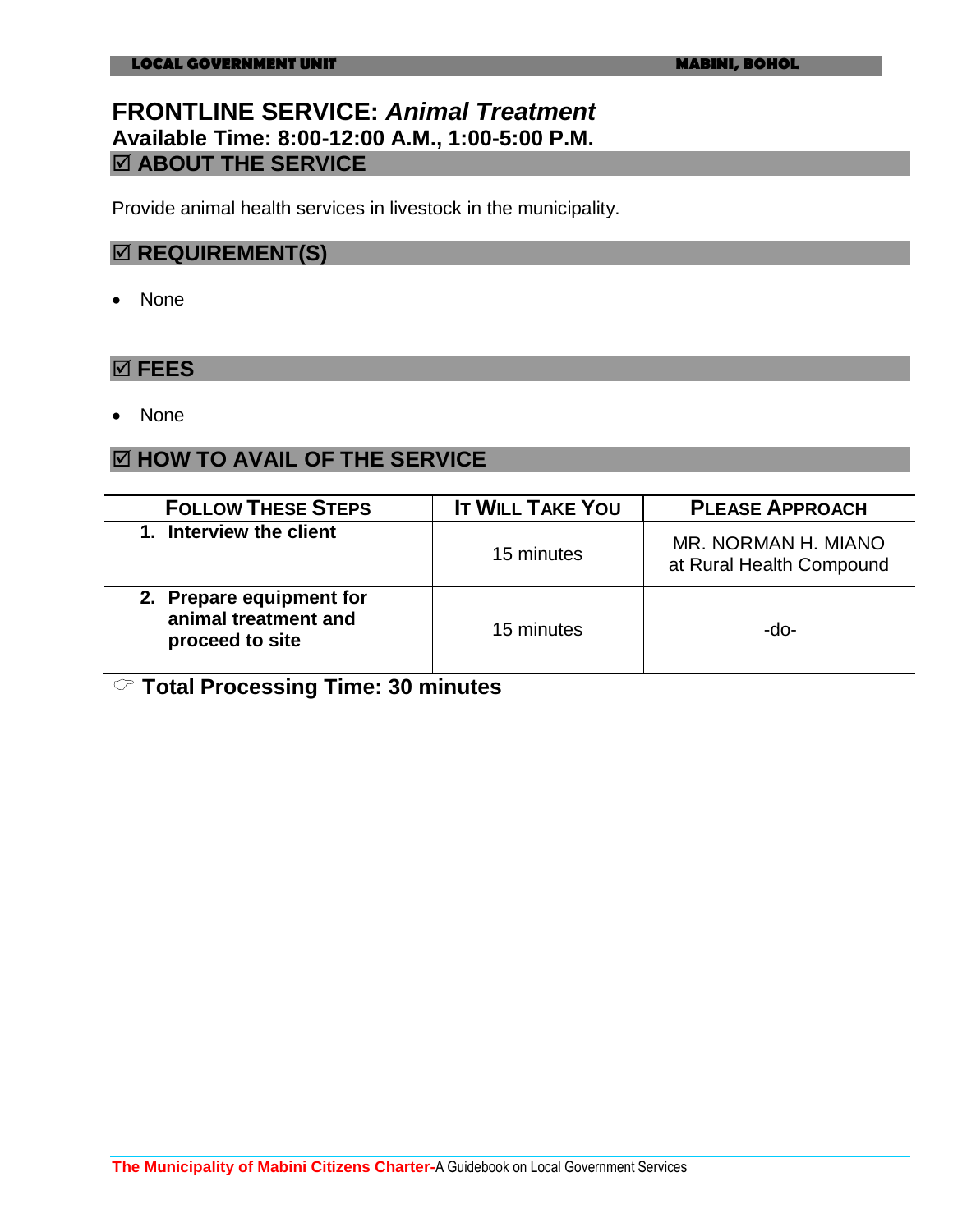# FRONTLINE SERVICE: *Animal Treatment*

**Available Time: 8:00-12:00 A.M., 1:00-5:00 P.M.**

## ☑ ABOUT THE SERVICE

Provide animal health services in livestock in the municipality.

## ☑ REQUIREMENT(S)

- None

## ☑ FEES

- None

## ☑ HOW TO AVAIL OF THE SERVICE

| FOLLOW THESE STEPS | IT WILL TAKE YOU | PLEASE APPROACH |
|---|---|---|
| **1. Interview the client** | 15 minutes | MR. NORMAN H. MIANO at Rural Health Compound |
| **2. Prepare equipment for animal treatment and proceed to site** | 15 minutes | -do- |

☞ **Total Processing Time: 30 minutes**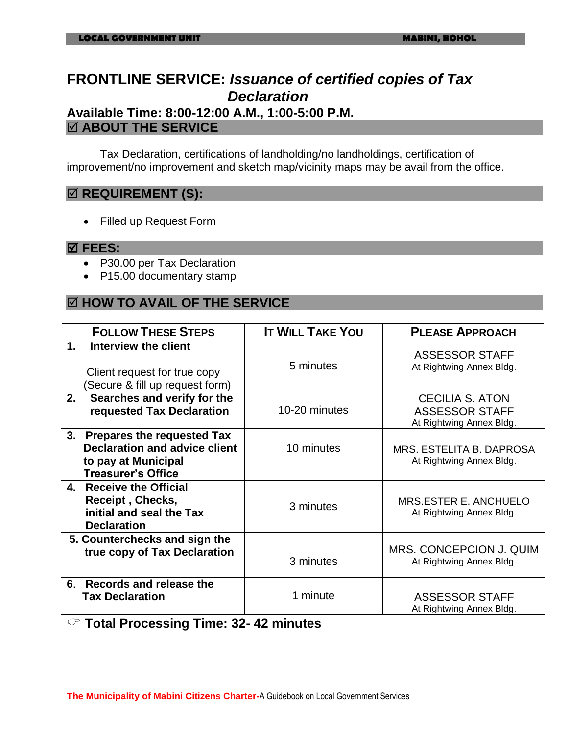# FRONTLINE SERVICE: *Issuance of certified copies of Tax Declaration*

## Available Time: 8:00-12:00 A.M., 1:00-5:00 P.M.

## ☑ ABOUT THE SERVICE

Tax Declaration, certifications of landholding/no landholdings, certification of improvement/no improvement and sketch map/vicinity maps may be avail from the office.

## ☑ REQUIREMENT (S):

- Filled up Request Form

## ☑ FEES:

- P30.00 per Tax Declaration
- P15.00 documentary stamp

## ☑ HOW TO AVAIL OF THE SERVICE

| FOLLOW THESE STEPS | IT WILL TAKE YOU | PLEASE APPROACH |
|---|---|---|
| **1. Interview the client**<br>Client request for true copy (Secure & fill up request form) | 5 minutes | ASSESSOR STAFF<br>At Rightwing Annex Bldg. |
| **2. Searches and verify for the requested Tax Declaration** | 10-20 minutes | CECILIA S. ATON<br>ASSESSOR STAFF<br>At Rightwing Annex Bldg. |
| **3. Prepares the requested Tax Declaration and advice client to pay at Municipal Treasurer's Office** | 10 minutes | MRS. ESTELITA B. DAPROSA<br>At Rightwing Annex Bldg. |
| **4. Receive the Official Receipt , Checks, initial and seal the Tax Declaration** | 3 minutes | MRS.ESTER E. ANCHUELO<br>At Rightwing Annex Bldg. |
| **5. Counterchecks and sign the true copy of Tax Declaration** | 3 minutes | MRS. CONCEPCION J. QUIM<br>At Rightwing Annex Bldg. |
| **6. Records and release the Tax Declaration** | 1 minute | ASSESSOR STAFF<br>At Rightwing Annex Bldg. |

**Total Processing Time: 32- 42 minutes**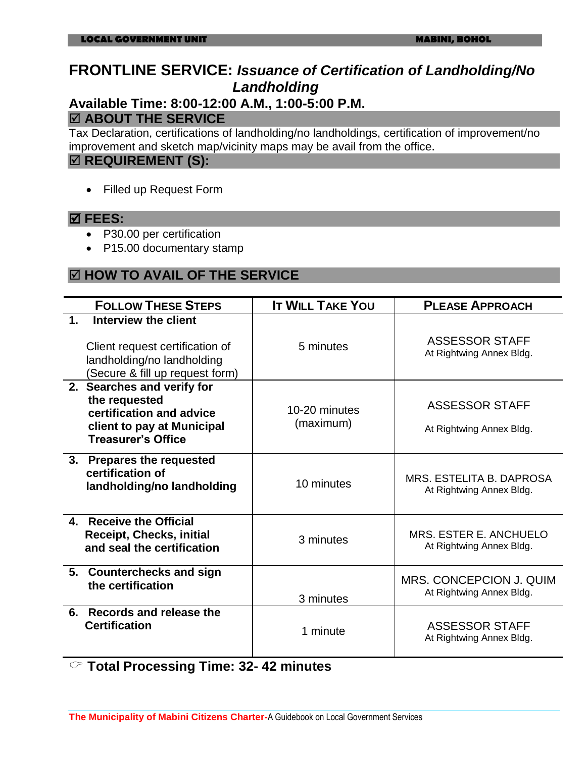## FRONTLINE SERVICE: *Issuance of Certification of Landholding/No Landholding*

**Available Time: 8:00-12:00 A.M., 1:00-5:00 P.M.**

### ☑ ABOUT THE SERVICE

Tax Declaration, certifications of landholding/no landholdings, certification of improvement/no improvement and sketch map/vicinity maps may be avail from the office.

### ☑ REQUIREMENT (S):

- Filled up Request Form

### ☑ FEES:

- P30.00 per certification
- P15.00 documentary stamp

### ☑ HOW TO AVAIL OF THE SERVICE

| FOLLOW THESE STEPS | IT WILL TAKE YOU | PLEASE APPROACH |
|---|---|---|
| **1. Interview the client**<br><br>Client request certification of landholding/no landholding (Secure & fill up request form) | 5 minutes | ASSESSOR STAFF<br>At Rightwing Annex Bldg. |
| **2. Searches and verify for the requested certification and advice client to pay at Municipal Treasurer's Office** | 10-20 minutes (maximum) | ASSESSOR STAFF<br>At Rightwing Annex Bldg. |
| **3. Prepares the requested certification of landholding/no landholding** | 10 minutes | MRS. ESTELITA B. DAPROSA<br>At Rightwing Annex Bldg. |
| **4. Receive the Official Receipt, Checks, initial and seal the certification** | 3 minutes | MRS. ESTER E. ANCHUELO<br>At Rightwing Annex Bldg. |
| **5. Counterchecks and sign the certification** | 3 minutes | MRS. CONCEPCION J. QUIM<br>At Rightwing Annex Bldg. |
| **6. Records and release the Certification** | 1 minute | ASSESSOR STAFF<br>At Rightwing Annex Bldg. |

☞ **Total Processing Time: 32- 42 minutes**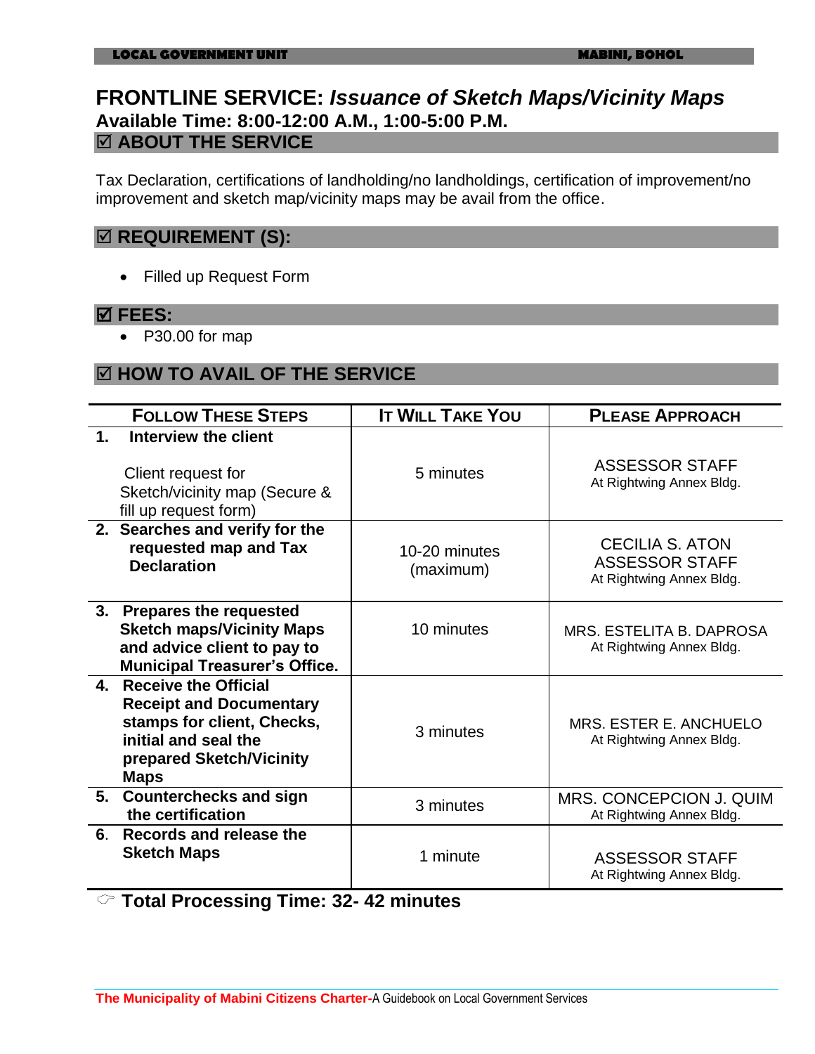# FRONTLINE SERVICE: *Issuance of Sketch Maps/Vicinity Maps*

**Available Time: 8:00-12:00 A.M., 1:00-5:00 P.M.**

## ☑ ABOUT THE SERVICE

Tax Declaration, certifications of landholding/no landholdings, certification of improvement/no improvement and sketch map/vicinity maps may be avail from the office.

## ☑ REQUIREMENT (S):

- Filled up Request Form

## ☑ FEES:

- P30.00 for map

## ☑ HOW TO AVAIL OF THE SERVICE

| FOLLOW THESE STEPS | IT WILL TAKE YOU | PLEASE APPROACH |
|---|---|---|
| **1. Interview the client**<br><br>Client request for Sketch/vicinity map (Secure & fill up request form) | 5 minutes | ASSESSOR STAFF<br>At Rightwing Annex Bldg. |
| **2. Searches and verify for the requested map and Tax Declaration** | 10-20 minutes (maximum) | CECILIA S. ATON<br>ASSESSOR STAFF<br>At Rightwing Annex Bldg. |
| **3. Prepares the requested Sketch maps/Vicinity Maps and advice client to pay to Municipal Treasurer's Office.** | 10 minutes | MRS. ESTELITA B. DAPROSA<br>At Rightwing Annex Bldg. |
| **4. Receive the Official Receipt and Documentary stamps for client, Checks, initial and seal the prepared Sketch/Vicinity Maps** | 3 minutes | MRS. ESTER E. ANCHUELO<br>At Rightwing Annex Bldg. |
| **5. Counterchecks and sign the certification** | 3 minutes | MRS. CONCEPCION J. QUIM<br>At Rightwing Annex Bldg. |
| **6. Records and release the Sketch Maps** | 1 minute | ASSESSOR STAFF<br>At Rightwing Annex Bldg. |

☞ **Total Processing Time: 32- 42 minutes**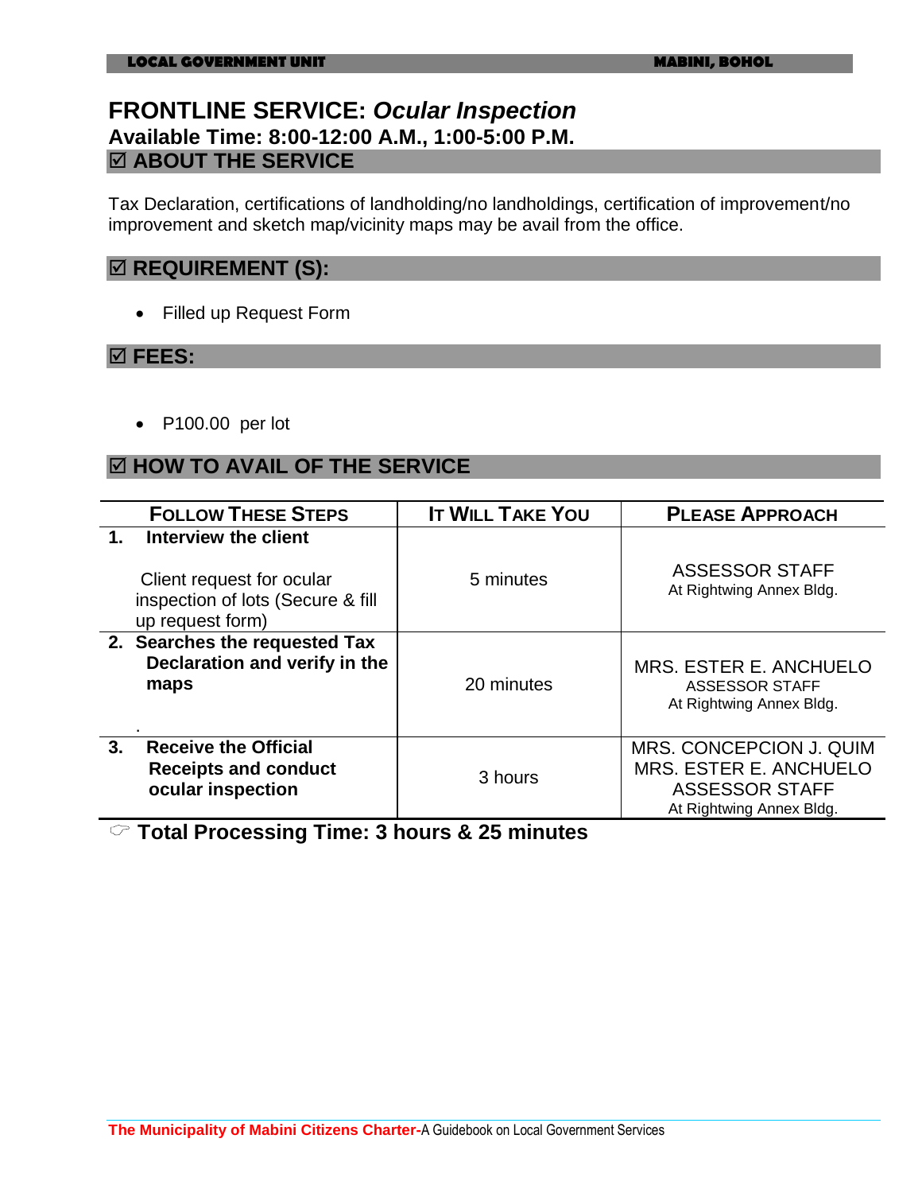# FRONTLINE SERVICE: *Ocular Inspection*

**Available Time: 8:00-12:00 A.M., 1:00-5:00 P.M.**

## ☑ ABOUT THE SERVICE

Tax Declaration, certifications of landholding/no landholdings, certification of improvement/no improvement and sketch map/vicinity maps may be avail from the office.

## ☑ REQUIREMENT (S):

- Filled up Request Form

## ☑ FEES:

- P100.00 per lot

## ☑ HOW TO AVAIL OF THE SERVICE

| FOLLOW THESE STEPS | IT WILL TAKE YOU | PLEASE APPROACH |
|---|---|---|
| **1. Interview the client**<br><br>Client request for ocular inspection of lots (Secure & fill up request form) | 5 minutes | ASSESSOR STAFF<br>At Rightwing Annex Bldg. |
| **2. Searches the requested Tax Declaration and verify in the maps**<br><br>. | 20 minutes | MRS. ESTER E. ANCHUELO<br>ASSESSOR STAFF<br>At Rightwing Annex Bldg. |
| **3. Receive the Official Receipts and conduct ocular inspection** | 3 hours | MRS. CONCEPCION J. QUIM<br>MRS. ESTER E. ANCHUELO<br>ASSESSOR STAFF<br>At Rightwing Annex Bldg. |

☞ **Total Processing Time: 3 hours & 25 minutes**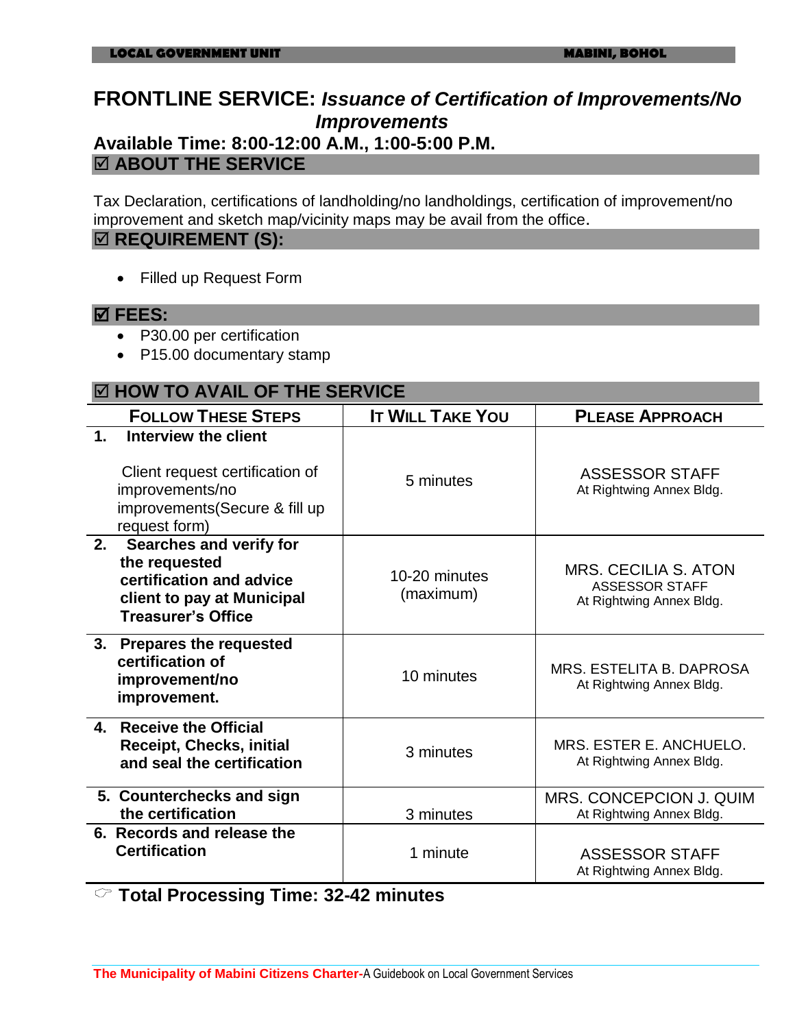# FRONTLINE SERVICE: *Issuance of Certification of Improvements/No Improvements*

**Available Time: 8:00-12:00 A.M., 1:00-5:00 P.M.**

## ☑ ABOUT THE SERVICE

Tax Declaration, certifications of landholding/no landholdings, certification of improvement/no improvement and sketch map/vicinity maps may be avail from the office.

## ☑ REQUIREMENT (S):

- Filled up Request Form

## ☑ FEES:

- P30.00 per certification
- P15.00 documentary stamp

## ☑ HOW TO AVAIL OF THE SERVICE

| FOLLOW THESE STEPS | IT WILL TAKE YOU | PLEASE APPROACH |
|---|---|---|
| **1. Interview the client**<br><br>Client request certification of improvements/no improvements(Secure & fill up request form) | 5 minutes | ASSESSOR STAFF<br>At Rightwing Annex Bldg. |
| **2. Searches and verify for the requested certification and advice client to pay at Municipal Treasurer's Office** | 10-20 minutes (maximum) | MRS. CECILIA S. ATON<br>ASSESSOR STAFF<br>At Rightwing Annex Bldg. |
| **3. Prepares the requested certification of improvement/no improvement.** | 10 minutes | MRS. ESTELITA B. DAPROSA<br>At Rightwing Annex Bldg. |
| **4. Receive the Official Receipt, Checks, initial and seal the certification** | 3 minutes | MRS. ESTER E. ANCHUELO.<br>At Rightwing Annex Bldg. |
| **5. Counterchecks and sign the certification** | 3 minutes | MRS. CONCEPCION J. QUIM<br>At Rightwing Annex Bldg. |
| **6. Records and release the Certification** | 1 minute | ASSESSOR STAFF<br>At Rightwing Annex Bldg. |

☞ **Total Processing Time: 32-42 minutes**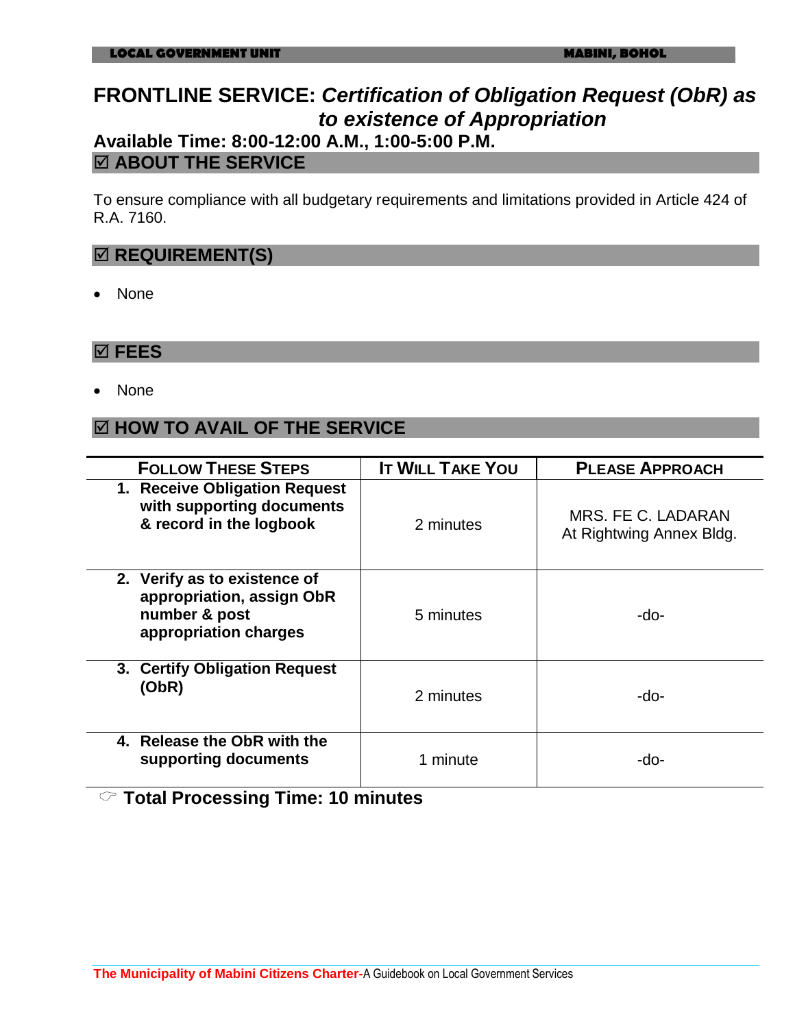# FRONTLINE SERVICE: *Certification of Obligation Request (ObR) as to existence of Appropriation*

**Available Time: 8:00-12:00 A.M., 1:00-5:00 P.M.**

## ☑ ABOUT THE SERVICE

To ensure compliance with all budgetary requirements and limitations provided in Article 424 of R.A. 7160.

## ☑ REQUIREMENT(S)

- None

## ☑ FEES

- None

## ☑ HOW TO AVAIL OF THE SERVICE

| FOLLOW THESE STEPS | IT WILL TAKE YOU | PLEASE APPROACH |
|---|---|---|
| **1. Receive Obligation Request with supporting documents & record in the logbook** | 2 minutes | MRS. FE C. LADARAN At Rightwing Annex Bldg. |
| **2. Verify as to existence of appropriation, assign ObR number & post appropriation charges** | 5 minutes | -do- |
| **3. Certify Obligation Request (ObR)** | 2 minutes | -do- |
| **4. Release the ObR with the supporting documents** | 1 minute | -do- |

☞ **Total Processing Time: 10 minutes**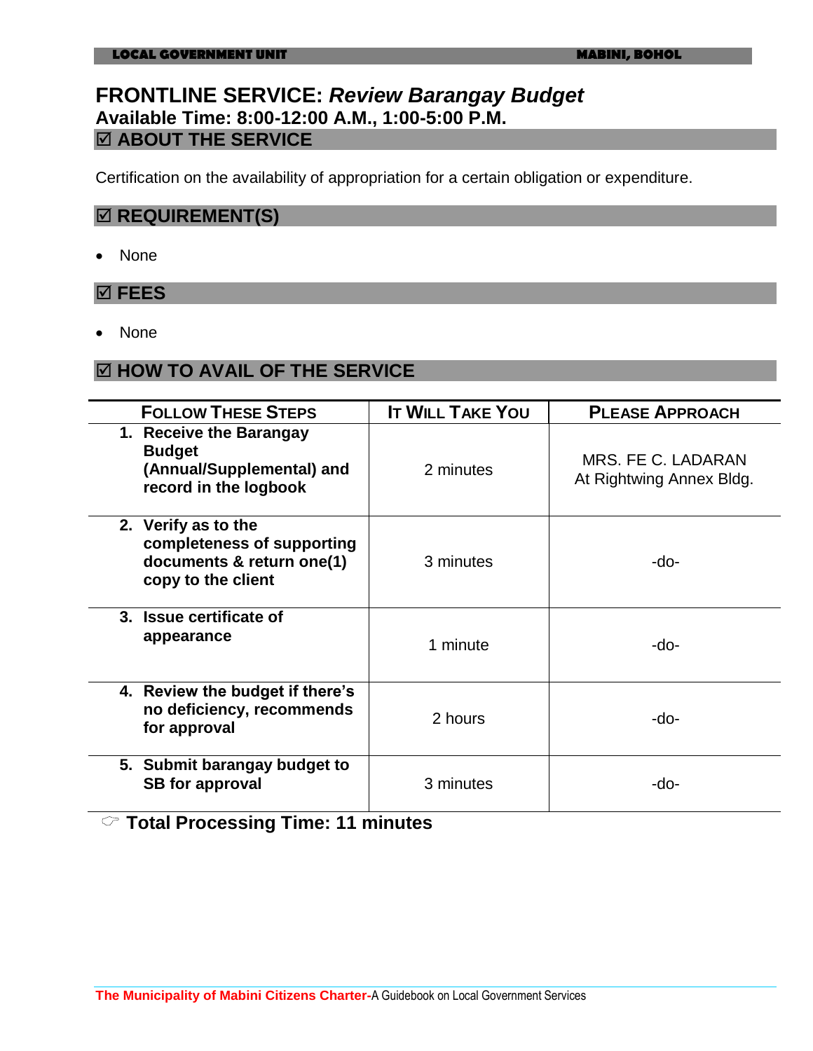# FRONTLINE SERVICE: *Review Barangay Budget*

**Available Time: 8:00-12:00 A.M., 1:00-5:00 P.M.**

## ☑ ABOUT THE SERVICE

Certification on the availability of appropriation for a certain obligation or expenditure.

## ☑ REQUIREMENT(S)

- None

## ☑ FEES

- None

## ☑ HOW TO AVAIL OF THE SERVICE

| FOLLOW THESE STEPS | IT WILL TAKE YOU | PLEASE APPROACH |
|---|---|---|
| **1. Receive the Barangay Budget (Annual/Supplemental) and record in the logbook** | 2 minutes | MRS. FE C. LADARAN At Rightwing Annex Bldg. |
| **2. Verify as to the completeness of supporting documents & return one(1) copy to the client** | 3 minutes | -do- |
| **3. Issue certificate of appearance** | 1 minute | -do- |
| **4. Review the budget if there's no deficiency, recommends for approval** | 2 hours | -do- |
| **5. Submit barangay budget to SB for approval** | 3 minutes | -do- |

☞ **Total Processing Time: 11 minutes**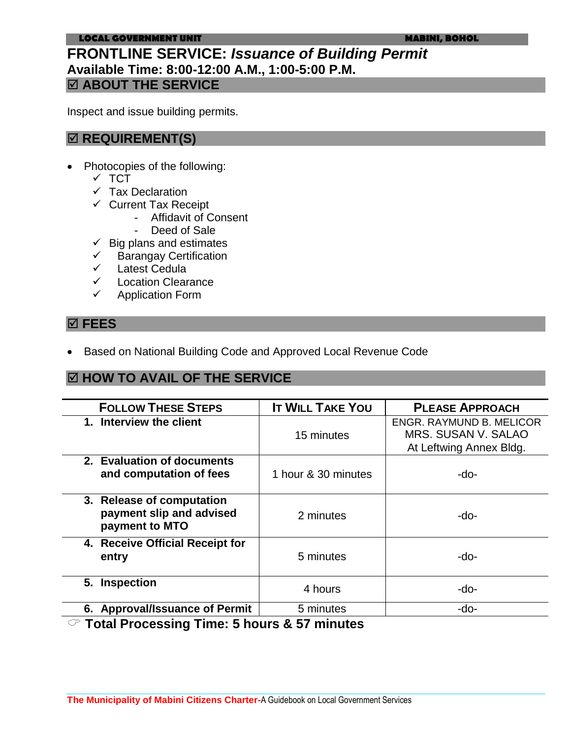## FRONTLINE SERVICE: *Issuance of Building Permit*

**Available Time: 8:00-12:00 A.M., 1:00-5:00 P.M.**

### ☑ ABOUT THE SERVICE

Inspect and issue building permits.

### ☑ REQUIREMENT(S)

- Photocopies of the following:
  - ✓ TCT
  - ✓ Tax Declaration
  - ✓ Current Tax Receipt
    - Affidavit of Consent
    - Deed of Sale
  - ✓ Big plans and estimates
  - ✓ Barangay Certification
  - ✓ Latest Cedula
  - ✓ Location Clearance
  - ✓ Application Form

### ☑ FEES

- Based on National Building Code and Approved Local Revenue Code

### ☑ HOW TO AVAIL OF THE SERVICE

| FOLLOW THESE STEPS | IT WILL TAKE YOU | PLEASE APPROACH |
|---|---|---|
| **1. Interview the client** | 15 minutes | ENGR. RAYMUND B. MELICOR<br>MRS. SUSAN V. SALAO<br>At Leftwing Annex Bldg. |
| **2. Evaluation of documents and computation of fees** | 1 hour & 30 minutes | -do- |
| **3. Release of computation payment slip and advised payment to MTO** | 2 minutes | -do- |
| **4. Receive Official Receipt for entry** | 5 minutes | -do- |
| **5. Inspection** | 4 hours | -do- |
| **6. Approval/Issuance of Permit** | 5 minutes | -do- |

☞ **Total Processing Time: 5 hours & 57 minutes**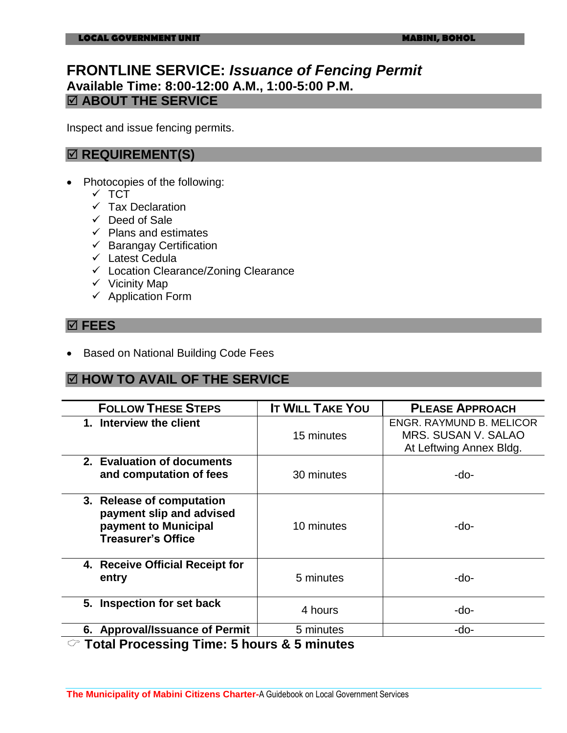# FRONTLINE SERVICE: *Issuance of Fencing Permit*

**Available Time: 8:00-12:00 A.M., 1:00-5:00 P.M.**

## ☑ ABOUT THE SERVICE

Inspect and issue fencing permits.

## ☑ REQUIREMENT(S)

- Photocopies of the following:
  - ✓ TCT
  - ✓ Tax Declaration
  - ✓ Deed of Sale
  - ✓ Plans and estimates
  - ✓ Barangay Certification
  - ✓ Latest Cedula
  - ✓ Location Clearance/Zoning Clearance
  - ✓ Vicinity Map
  - ✓ Application Form

## ☑ FEES

- Based on National Building Code Fees

## ☑ HOW TO AVAIL OF THE SERVICE

| FOLLOW THESE STEPS | IT WILL TAKE YOU | PLEASE APPROACH |
|---|---|---|
| **1. Interview the client** | 15 minutes | ENGR. RAYMUND B. MELICOR<br>MRS. SUSAN V. SALAO<br>At Leftwing Annex Bldg. |
| **2. Evaluation of documents and computation of fees** | 30 minutes | -do- |
| **3. Release of computation payment slip and advised payment to Municipal Treasurer's Office** | 10 minutes | -do- |
| **4. Receive Official Receipt for entry** | 5 minutes | -do- |
| **5. Inspection for set back** | 4 hours | -do- |
| **6. Approval/Issuance of Permit** | 5 minutes | -do- |

☞ **Total Processing Time: 5 hours & 5 minutes**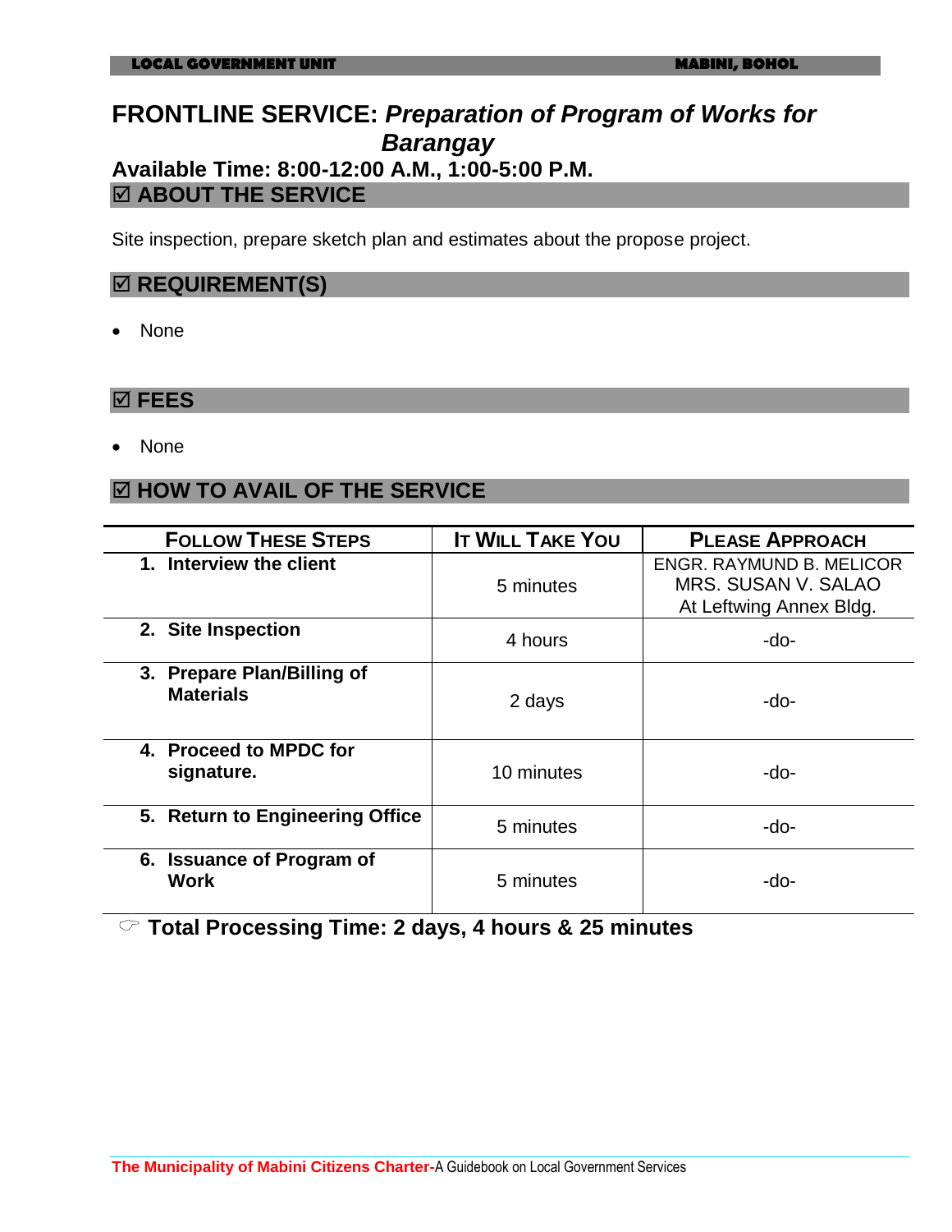# FRONTLINE SERVICE: *Preparation of Program of Works for Barangay*

**Available Time: 8:00-12:00 A.M., 1:00-5:00 P.M.**

## ☑ ABOUT THE SERVICE

Site inspection, prepare sketch plan and estimates about the propose project.

## ☑ REQUIREMENT(S)

- None

## ☑ FEES

- None

## ☑ HOW TO AVAIL OF THE SERVICE

| FOLLOW THESE STEPS | IT WILL TAKE YOU | PLEASE APPROACH |
|---|---|---|
| **1. Interview the client** | 5 minutes | ENGR. RAYMUND B. MELICOR<br>MRS. SUSAN V. SALAO<br>At Leftwing Annex Bldg. |
| **2. Site Inspection** | 4 hours | -do- |
| **3. Prepare Plan/Billing of Materials** | 2 days | -do- |
| **4. Proceed to MPDC for signature.** | 10 minutes | -do- |
| **5. Return to Engineering Office** | 5 minutes | -do- |
| **6. Issuance of Program of Work** | 5 minutes | -do- |

☞ **Total Processing Time: 2 days, 4 hours & 25 minutes**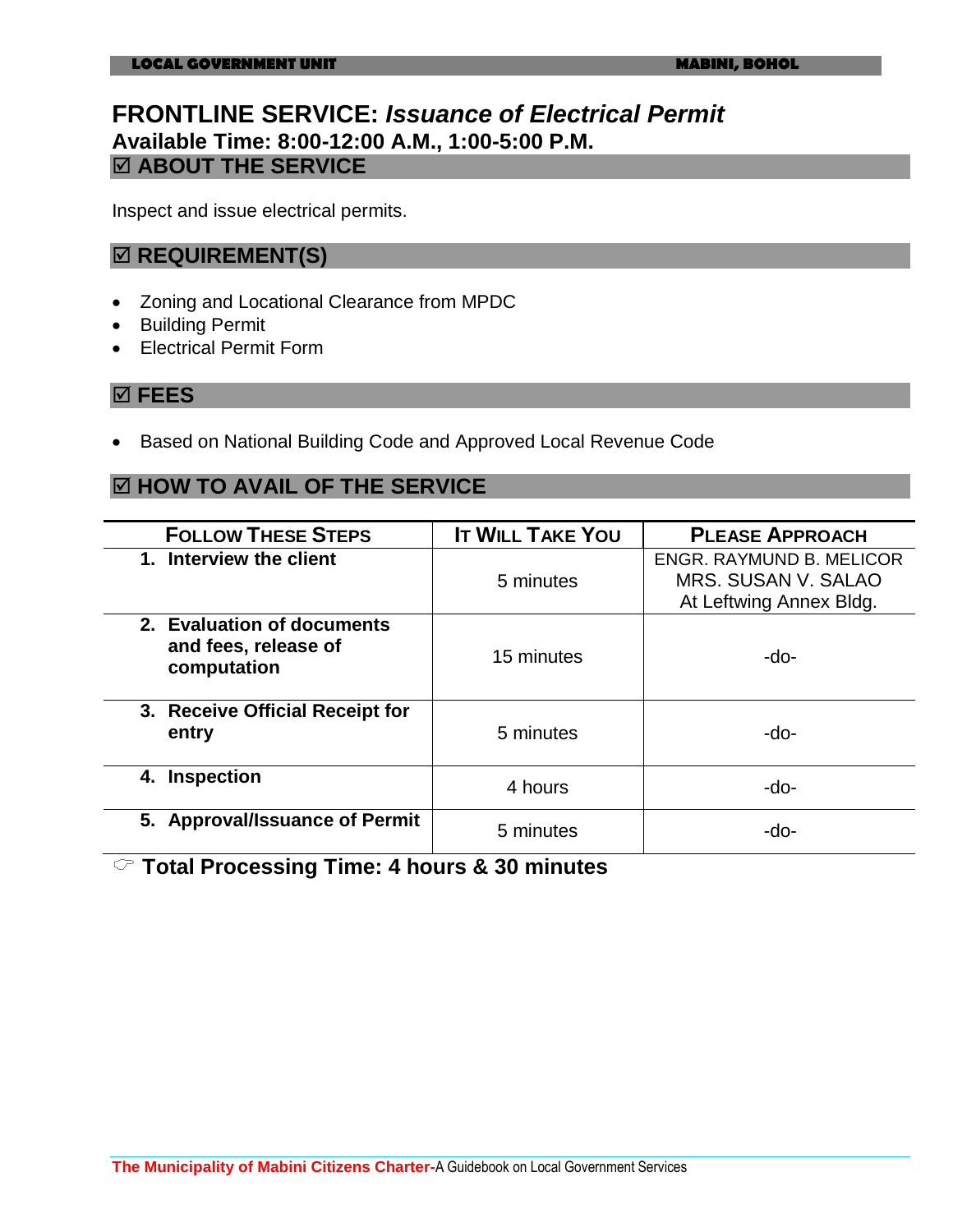# FRONTLINE SERVICE: *Issuance of Electrical Permit*

**Available Time: 8:00-12:00 A.M., 1:00-5:00 P.M.**

## ☑ ABOUT THE SERVICE

Inspect and issue electrical permits.

## ☑ REQUIREMENT(S)

- Zoning and Locational Clearance from MPDC
- Building Permit
- Electrical Permit Form

## ☑ FEES

- Based on National Building Code and Approved Local Revenue Code

## ☑ HOW TO AVAIL OF THE SERVICE

| FOLLOW THESE STEPS | IT WILL TAKE YOU | PLEASE APPROACH |
|---|---|---|
| **1. Interview the client** | 5 minutes | ENGR. RAYMUND B. MELICOR<br>MRS. SUSAN V. SALAO<br>At Leftwing Annex Bldg. |
| **2. Evaluation of documents and fees, release of computation** | 15 minutes | -do- |
| **3. Receive Official Receipt for entry** | 5 minutes | -do- |
| **4. Inspection** | 4 hours | -do- |
| **5. Approval/Issuance of Permit** | 5 minutes | -do- |

☞ **Total Processing Time: 4 hours & 30 minutes**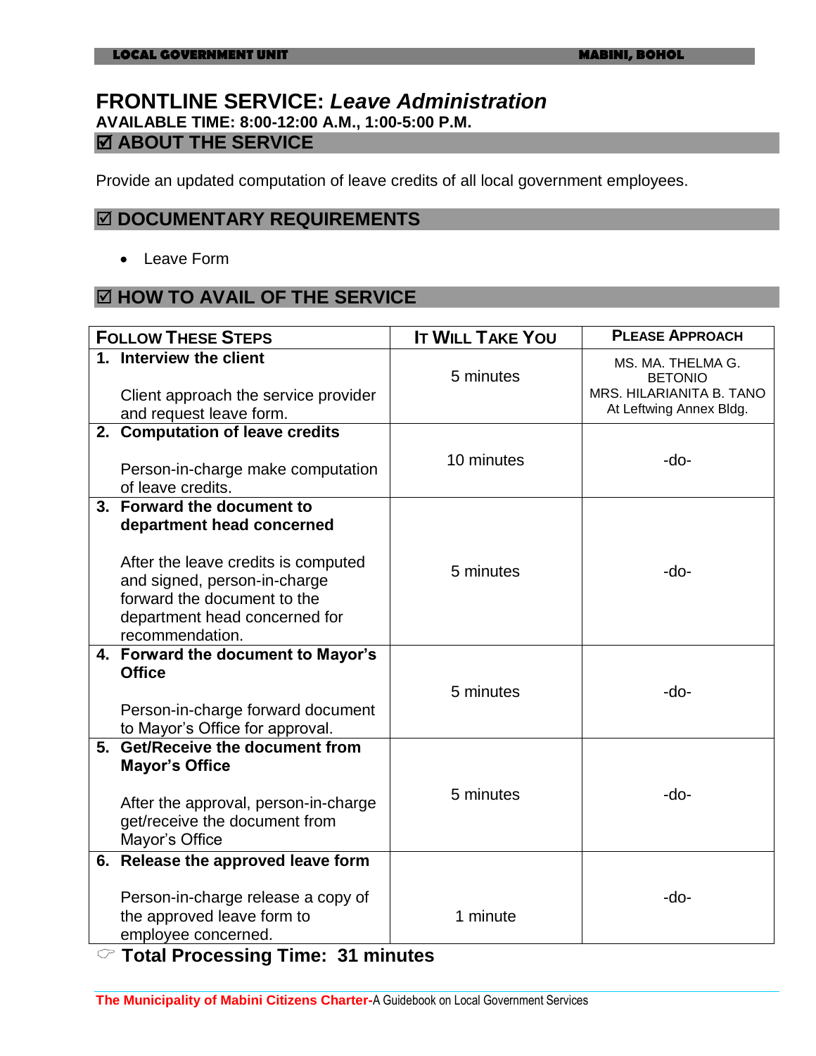# FRONTLINE SERVICE: *Leave Administration*

**AVAILABLE TIME: 8:00-12:00 A.M., 1:00-5:00 P.M.**

## ☑ ABOUT THE SERVICE

Provide an updated computation of leave credits of all local government employees.

## ☑ DOCUMENTARY REQUIREMENTS

- Leave Form

## ☑ HOW TO AVAIL OF THE SERVICE

| FOLLOW THESE STEPS | IT WILL TAKE YOU | PLEASE APPROACH |
|---|---|---|
| **1. Interview the client**<br><br>Client approach the service provider and request leave form. | 5 minutes | MS. MA. THELMA G. BETONIO<br>MRS. HILARIANITA B. TANO<br>At Leftwing Annex Bldg. |
| **2. Computation of leave credits**<br><br>Person-in-charge make computation of leave credits. | 10 minutes | -do- |
| **3. Forward the document to department head concerned**<br><br>After the leave credits is computed and signed, person-in-charge forward the document to the department head concerned for recommendation. | 5 minutes | -do- |
| **4. Forward the document to Mayor's Office**<br><br>Person-in-charge forward document to Mayor's Office for approval. | 5 minutes | -do- |
| **5. Get/Receive the document from Mayor's Office**<br><br>After the approval, person-in-charge get/receive the document from Mayor's Office | 5 minutes | -do- |
| **6. Release the approved leave form**<br><br>Person-in-charge release a copy of the approved leave form to employee concerned. | 1 minute | -do- |

☞ **Total Processing Time: 31 minutes**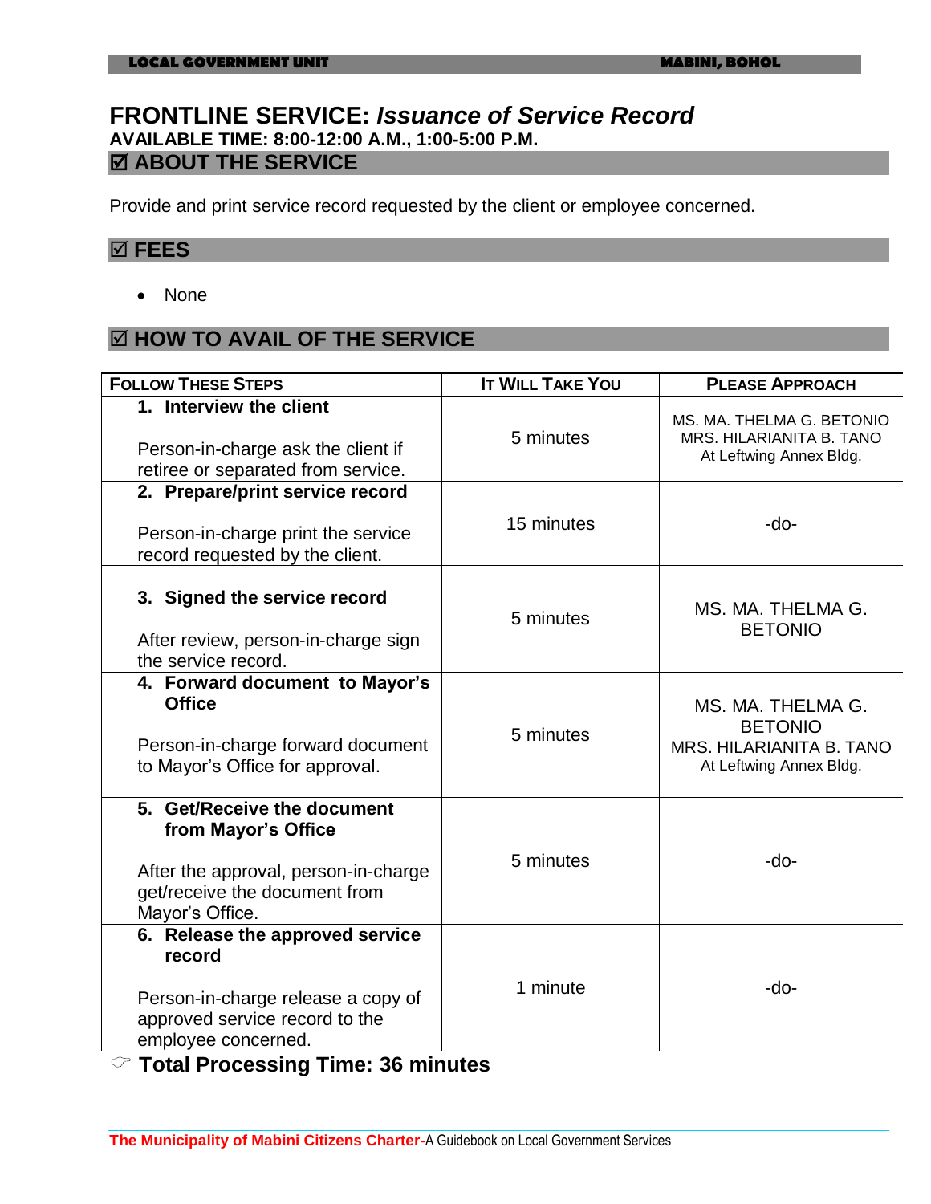# FRONTLINE SERVICE: *Issuance of Service Record*

**AVAILABLE TIME: 8:00-12:00 A.M., 1:00-5:00 P.M.**

## ☑ ABOUT THE SERVICE

Provide and print service record requested by the client or employee concerned.

## ☑ FEES

- None

## ☑ HOW TO AVAIL OF THE SERVICE

| FOLLOW THESE STEPS | IT WILL TAKE YOU | PLEASE APPROACH |
|---|---|---|
| **1. Interview the client**<br><br>Person-in-charge ask the client if retiree or separated from service. | 5 minutes | MS. MA. THELMA G. BETONIO<br>MRS. HILARIANITA B. TANO<br>At Leftwing Annex Bldg. |
| **2. Prepare/print service record**<br><br>Person-in-charge print the service record requested by the client. | 15 minutes | -do- |
| **3. Signed the service record**<br><br>After review, person-in-charge sign the service record. | 5 minutes | MS. MA. THELMA G. BETONIO |
| **4. Forward document to Mayor's Office**<br><br>Person-in-charge forward document to Mayor's Office for approval. | 5 minutes | MS. MA. THELMA G. BETONIO<br>MRS. HILARIANITA B. TANO<br>At Leftwing Annex Bldg. |
| **5. Get/Receive the document from Mayor's Office**<br><br>After the approval, person-in-charge get/receive the document from Mayor's Office. | 5 minutes | -do- |
| **6. Release the approved service record**<br><br>Person-in-charge release a copy of approved service record to the employee concerned. | 1 minute | -do- |

**Total Processing Time: 36 minutes**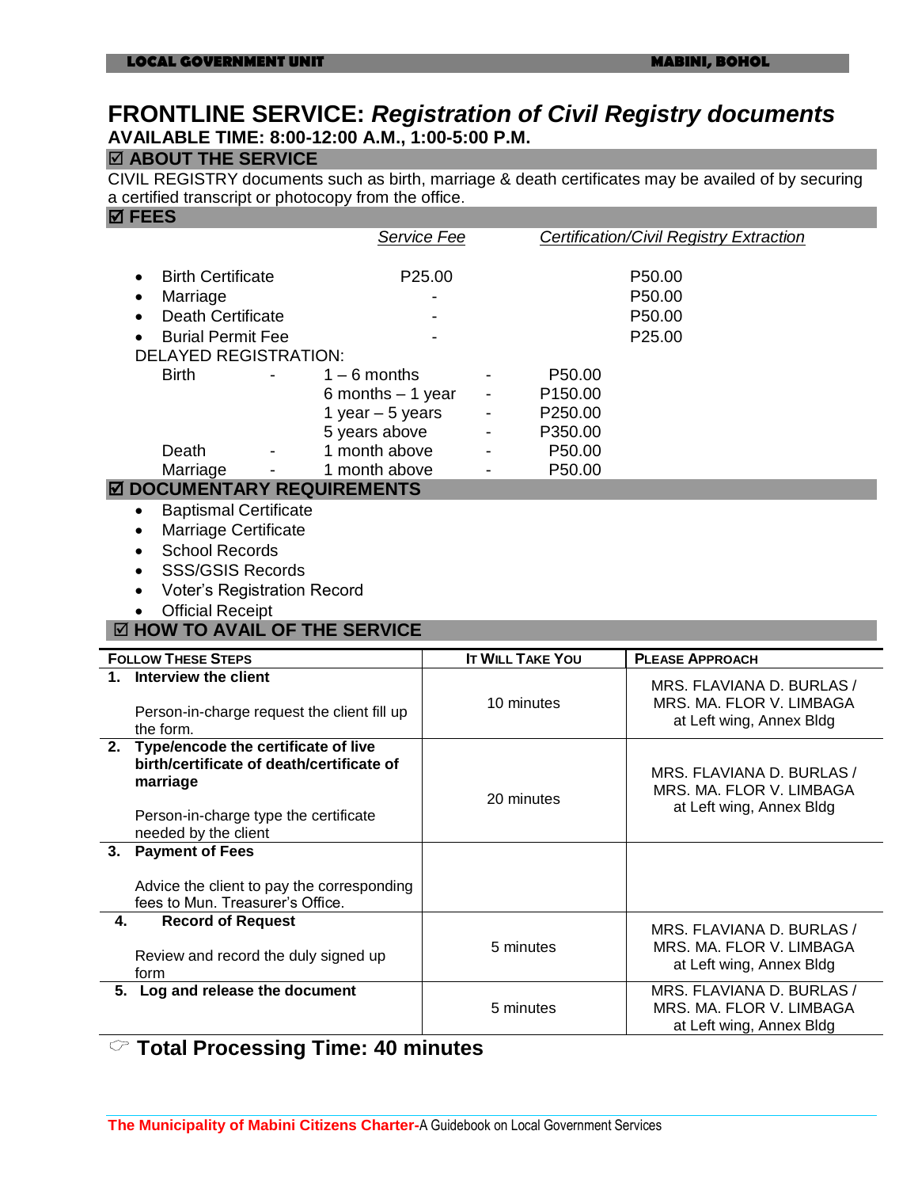# FRONTLINE SERVICE: *Registration of Civil Registry documents*

**AVAILABLE TIME: 8:00-12:00 A.M., 1:00-5:00 P.M.**

## ☑ ABOUT THE SERVICE

CIVIL REGISTRY documents such as birth, marriage & death certificates may be availed of by securing a certified transcript or photocopy from the office.

## ☑ FEES

| | *Service Fee* | *Certification/Civil Registry Extraction* |
|---|---|---|
| • Birth Certificate | P25.00 | P50.00 |
| • Marriage | - | P50.00 |
| • Death Certificate | - | P50.00 |
| • Burial Permit Fee | - | P25.00 |

DELAYED REGISTRATION:

| | | | |
|---|---|---|---|
| Birth | - | 1 – 6 months | P50.00 |
| | | 6 months – 1 year | P150.00 |
| | | 1 year – 5 years | P250.00 |
| | | 5 years above | P350.00 |
| Death | - | 1 month above | P50.00 |
| Marriage | - | 1 month above | P50.00 |

## ☑ DOCUMENTARY REQUIREMENTS

- Baptismal Certificate
- Marriage Certificate
- School Records
- SSS/GSIS Records
- Voter's Registration Record
- Official Receipt

## ☑ HOW TO AVAIL OF THE SERVICE

| FOLLOW THESE STEPS | IT WILL TAKE YOU | PLEASE APPROACH |
|---|---|---|
| **1. Interview the client**<br><br>Person-in-charge request the client fill up the form. | 10 minutes | MRS. FLAVIANA D. BURLAS / MRS. MA. FLOR V. LIMBAGA at Left wing, Annex Bldg |
| **2. Type/encode the certificate of live birth/certificate of death/certificate of marriage**<br><br>Person-in-charge type the certificate needed by the client | 20 minutes | MRS. FLAVIANA D. BURLAS / MRS. MA. FLOR V. LIMBAGA at Left wing, Annex Bldg |
| **3. Payment of Fees**<br><br>Advice the client to pay the corresponding fees to Mun. Treasurer's Office. | | |
| **4. Record of Request**<br><br>Review and record the duly signed up form | 5 minutes | MRS. FLAVIANA D. BURLAS / MRS. MA. FLOR V. LIMBAGA at Left wing, Annex Bldg |
| **5. Log and release the document** | 5 minutes | MRS. FLAVIANA D. BURLAS / MRS. MA. FLOR V. LIMBAGA at Left wing, Annex Bldg |

☞ **Total Processing Time: 40 minutes**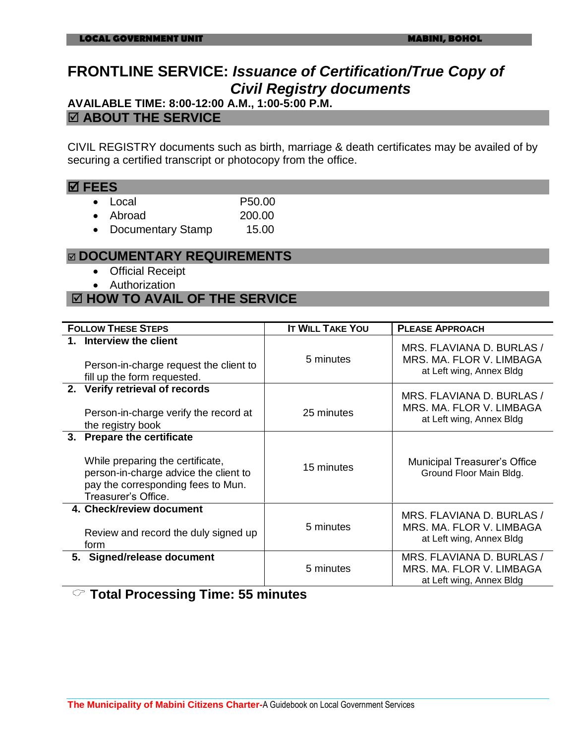# FRONTLINE SERVICE: *Issuance of Certification/True Copy of Civil Registry documents*

**AVAILABLE TIME: 8:00-12:00 A.M., 1:00-5:00 P.M.**

## ☑ ABOUT THE SERVICE

CIVIL REGISTRY documents such as birth, marriage & death certificates may be availed of by securing a certified transcript or photocopy from the office.

## ☑ FEES

- Local P50.00
- Abroad 200.00
- Documentary Stamp 15.00

## ☑ DOCUMENTARY REQUIREMENTS

- Official Receipt
- Authorization

## ☑ HOW TO AVAIL OF THE SERVICE

| FOLLOW THESE STEPS | IT WILL TAKE YOU | PLEASE APPROACH |
|---|---|---|
| **1. Interview the client**<br><br>Person-in-charge request the client to fill up the form requested. | 5 minutes | MRS. FLAVIANA D. BURLAS / MRS. MA. FLOR V. LIMBAGA at Left wing, Annex Bldg |
| **2. Verify retrieval of records**<br><br>Person-in-charge verify the record at the registry book | 25 minutes | MRS. FLAVIANA D. BURLAS / MRS. MA. FLOR V. LIMBAGA at Left wing, Annex Bldg |
| **3. Prepare the certificate**<br><br>While preparing the certificate, person-in-charge advice the client to pay the corresponding fees to Mun. Treasurer's Office. | 15 minutes | Municipal Treasurer's Office Ground Floor Main Bldg. |
| **4. Check/review document**<br><br>Review and record the duly signed up form | 5 minutes | MRS. FLAVIANA D. BURLAS / MRS. MA. FLOR V. LIMBAGA at Left wing, Annex Bldg |
| **5. Signed/release document** | 5 minutes | MRS. FLAVIANA D. BURLAS / MRS. MA. FLOR V. LIMBAGA at Left wing, Annex Bldg |

☞ **Total Processing Time: 55 minutes**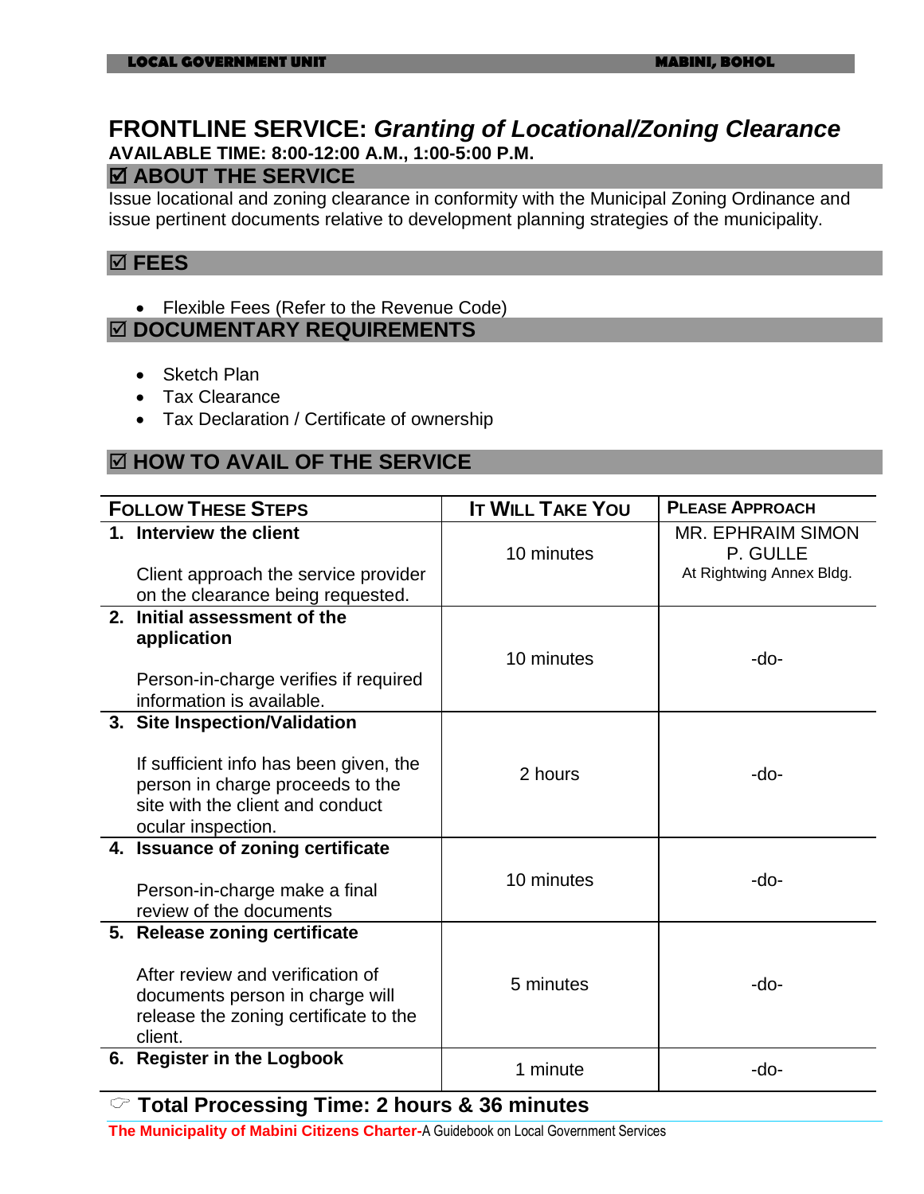# FRONTLINE SERVICE: *Granting of Locational/Zoning Clearance*

**AVAILABLE TIME: 8:00-12:00 A.M., 1:00-5:00 P.M.**

## ☑ ABOUT THE SERVICE

Issue locational and zoning clearance in conformity with the Municipal Zoning Ordinance and issue pertinent documents relative to development planning strategies of the municipality.

## ☑ FEES

- Flexible Fees (Refer to the Revenue Code)

## ☑ DOCUMENTARY REQUIREMENTS

- Sketch Plan
- Tax Clearance
- Tax Declaration / Certificate of ownership

## ☑ HOW TO AVAIL OF THE SERVICE

| FOLLOW THESE STEPS | IT WILL TAKE YOU | PLEASE APPROACH |
|---|---|---|
| **1. Interview the client**<br><br>Client approach the service provider on the clearance being requested. | 10 minutes | MR. EPHRAIM SIMON P. GULLE<br>At Rightwing Annex Bldg. |
| **2. Initial assessment of the application**<br><br>Person-in-charge verifies if required information is available. | 10 minutes | -do- |
| **3. Site Inspection/Validation**<br><br>If sufficient info has been given, the person in charge proceeds to the site with the client and conduct ocular inspection. | 2 hours | -do- |
| **4. Issuance of zoning certificate**<br><br>Person-in-charge make a final review of the documents | 10 minutes | -do- |
| **5. Release zoning certificate**<br><br>After review and verification of documents person in charge will release the zoning certificate to the client. | 5 minutes | -do- |
| **6. Register in the Logbook** | 1 minute | -do- |

☞ **Total Processing Time: 2 hours & 36 minutes**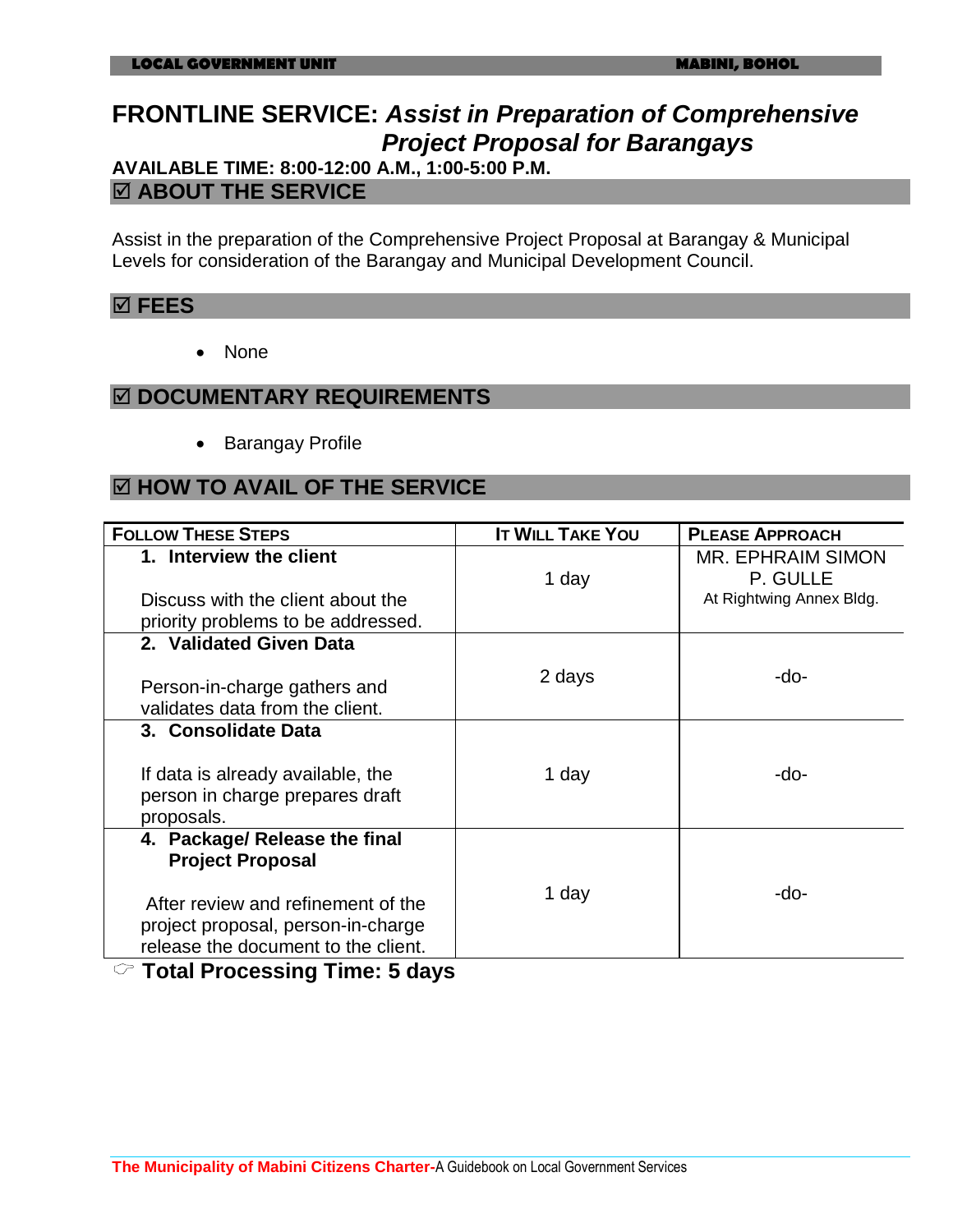# FRONTLINE SERVICE: *Assist in Preparation of Comprehensive Project Proposal for Barangays*

**AVAILABLE TIME: 8:00-12:00 A.M., 1:00-5:00 P.M.**

## ☑ ABOUT THE SERVICE

Assist in the preparation of the Comprehensive Project Proposal at Barangay & Municipal Levels for consideration of the Barangay and Municipal Development Council.

## ☑ FEES

- None

## ☑ DOCUMENTARY REQUIREMENTS

- Barangay Profile

## ☑ HOW TO AVAIL OF THE SERVICE

| FOLLOW THESE STEPS | IT WILL TAKE YOU | PLEASE APPROACH |
|---|---|---|
| **1. Interview the client**<br><br>Discuss with the client about the priority problems to be addressed. | 1 day | MR. EPHRAIM SIMON P. GULLE<br>At Rightwing Annex Bldg. |
| **2. Validated Given Data**<br><br>Person-in-charge gathers and validates data from the client. | 2 days | -do- |
| **3. Consolidate Data**<br><br>If data is already available, the person in charge prepares draft proposals. | 1 day | -do- |
| **4. Package/ Release the final Project Proposal**<br><br>After review and refinement of the project proposal, person-in-charge release the document to the client. | 1 day | -do- |

☞ **Total Processing Time: 5 days**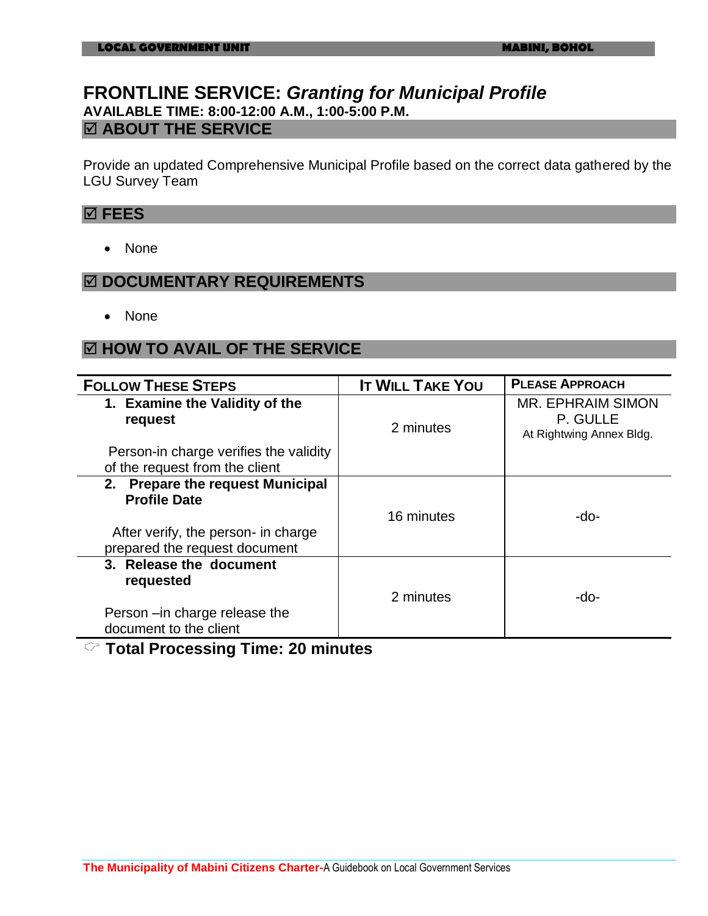# FRONTLINE SERVICE: *Granting for Municipal Profile*

**AVAILABLE TIME: 8:00-12:00 A.M., 1:00-5:00 P.M.**

## ☑ ABOUT THE SERVICE

Provide an updated Comprehensive Municipal Profile based on the correct data gathered by the LGU Survey Team

## ☑ FEES

- None

## ☑ DOCUMENTARY REQUIREMENTS

- None

## ☑ HOW TO AVAIL OF THE SERVICE

| FOLLOW THESE STEPS | IT WILL TAKE YOU | PLEASE APPROACH |
|---|---|---|
| **1. Examine the Validity of the request**<br><br>Person-in charge verifies the validity of the request from the client | 2 minutes | MR. EPHRAIM SIMON P. GULLE<br>At Rightwing Annex Bldg. |
| **2. Prepare the request Municipal Profile Date**<br><br>After verify, the person- in charge prepared the request document | 16 minutes | -do- |
| **3. Release the document requested**<br><br>Person –in charge release the document to the client | 2 minutes | -do- |

☞ **Total Processing Time: 20 minutes**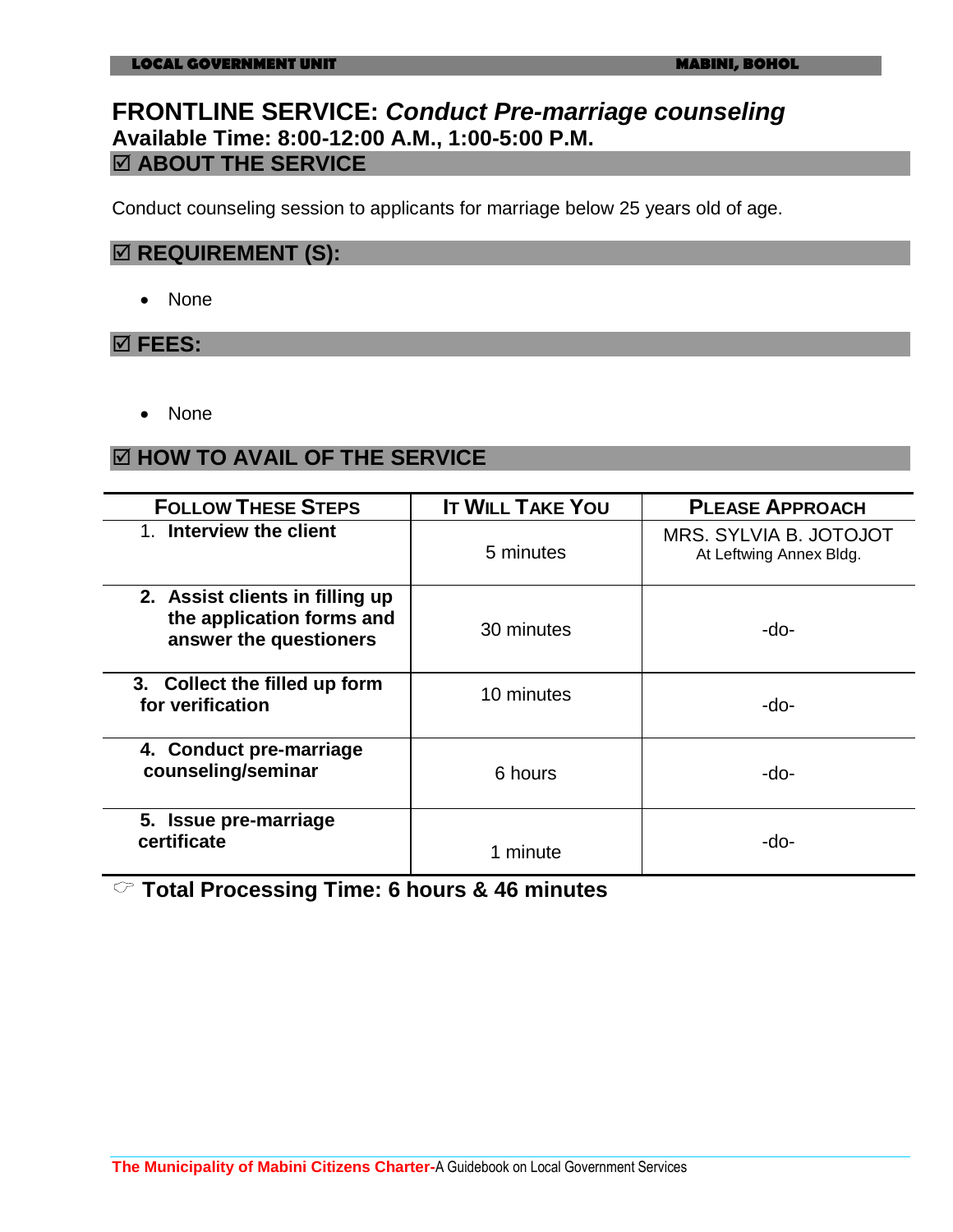# FRONTLINE SERVICE: *Conduct Pre-marriage counseling*

**Available Time: 8:00-12:00 A.M., 1:00-5:00 P.M.**

## ☑ ABOUT THE SERVICE

Conduct counseling session to applicants for marriage below 25 years old of age.

## ☑ REQUIREMENT (S):

- None

## ☑ FEES:

- None

## ☑ HOW TO AVAIL OF THE SERVICE

| FOLLOW THESE STEPS | IT WILL TAKE YOU | PLEASE APPROACH |
|---|---|---|
| **1. Interview the client** | 5 minutes | MRS. SYLVIA B. JOTOJOT<br>At Leftwing Annex Bldg. |
| **2. Assist clients in filling up the application forms and answer the questioners** | 30 minutes | -do- |
| **3. Collect the filled up form for verification** | 10 minutes | -do- |
| **4. Conduct pre-marriage counseling/seminar** | 6 hours | -do- |
| **5. Issue pre-marriage certificate** | 1 minute | -do- |

☞ **Total Processing Time: 6 hours & 46 minutes**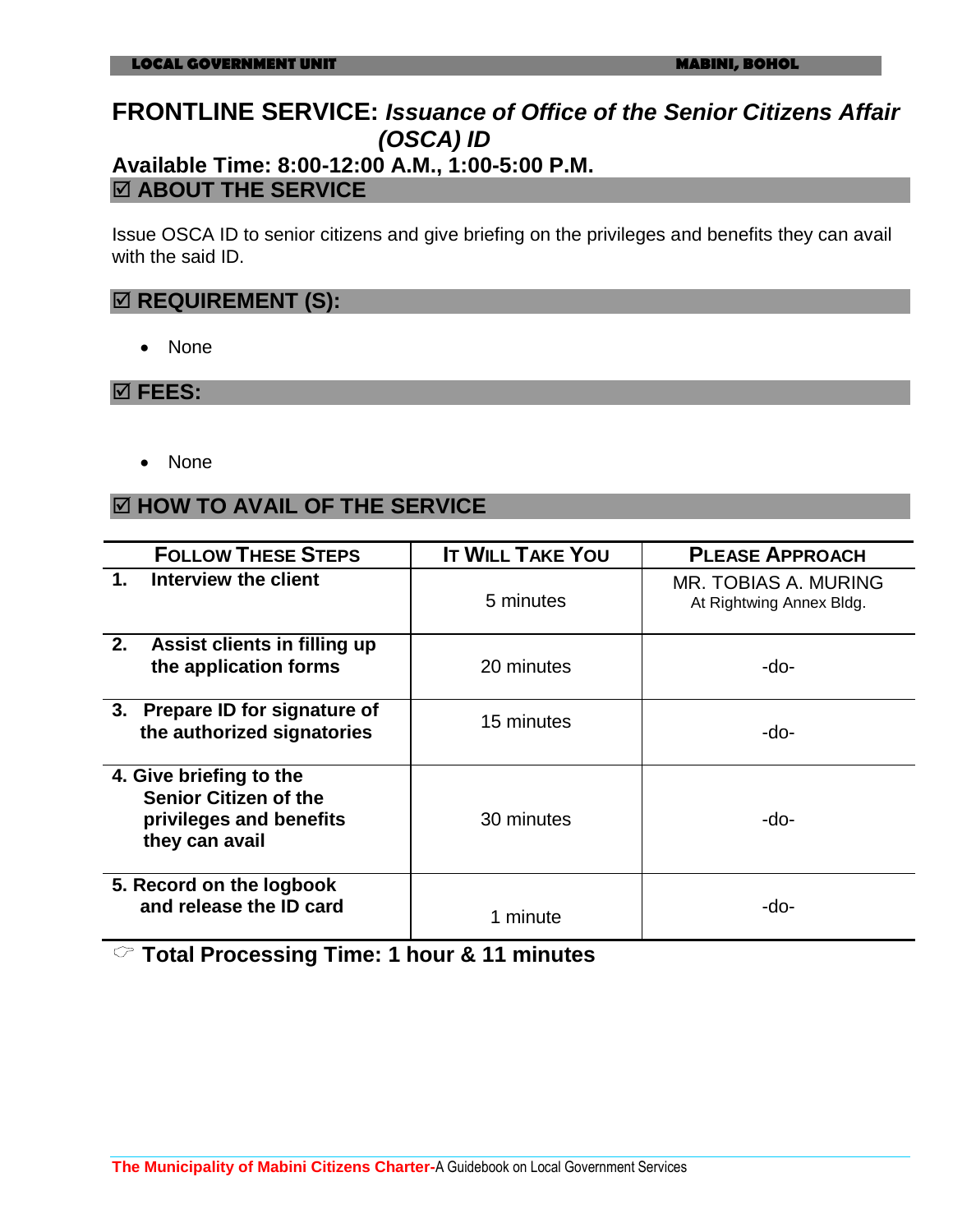# FRONTLINE SERVICE: *Issuance of Office of the Senior Citizens Affair (OSCA) ID*

## Available Time: 8:00-12:00 A.M., 1:00-5:00 P.M.

## ☑ ABOUT THE SERVICE

Issue OSCA ID to senior citizens and give briefing on the privileges and benefits they can avail with the said ID.

## ☑ REQUIREMENT (S):

- None

## ☑ FEES:

- None

## ☑ HOW TO AVAIL OF THE SERVICE

| FOLLOW THESE STEPS | IT WILL TAKE YOU | PLEASE APPROACH |
|---|---|---|
| **1. Interview the client** | 5 minutes | MR. TOBIAS A. MURING<br>At Rightwing Annex Bldg. |
| **2. Assist clients in filling up the application forms** | 20 minutes | -do- |
| **3. Prepare ID for signature of the authorized signatories** | 15 minutes | -do- |
| **4. Give briefing to the Senior Citizen of the privileges and benefits they can avail** | 30 minutes | -do- |
| **5. Record on the logbook and release the ID card** | 1 minute | -do- |

☞ **Total Processing Time: 1 hour & 11 minutes**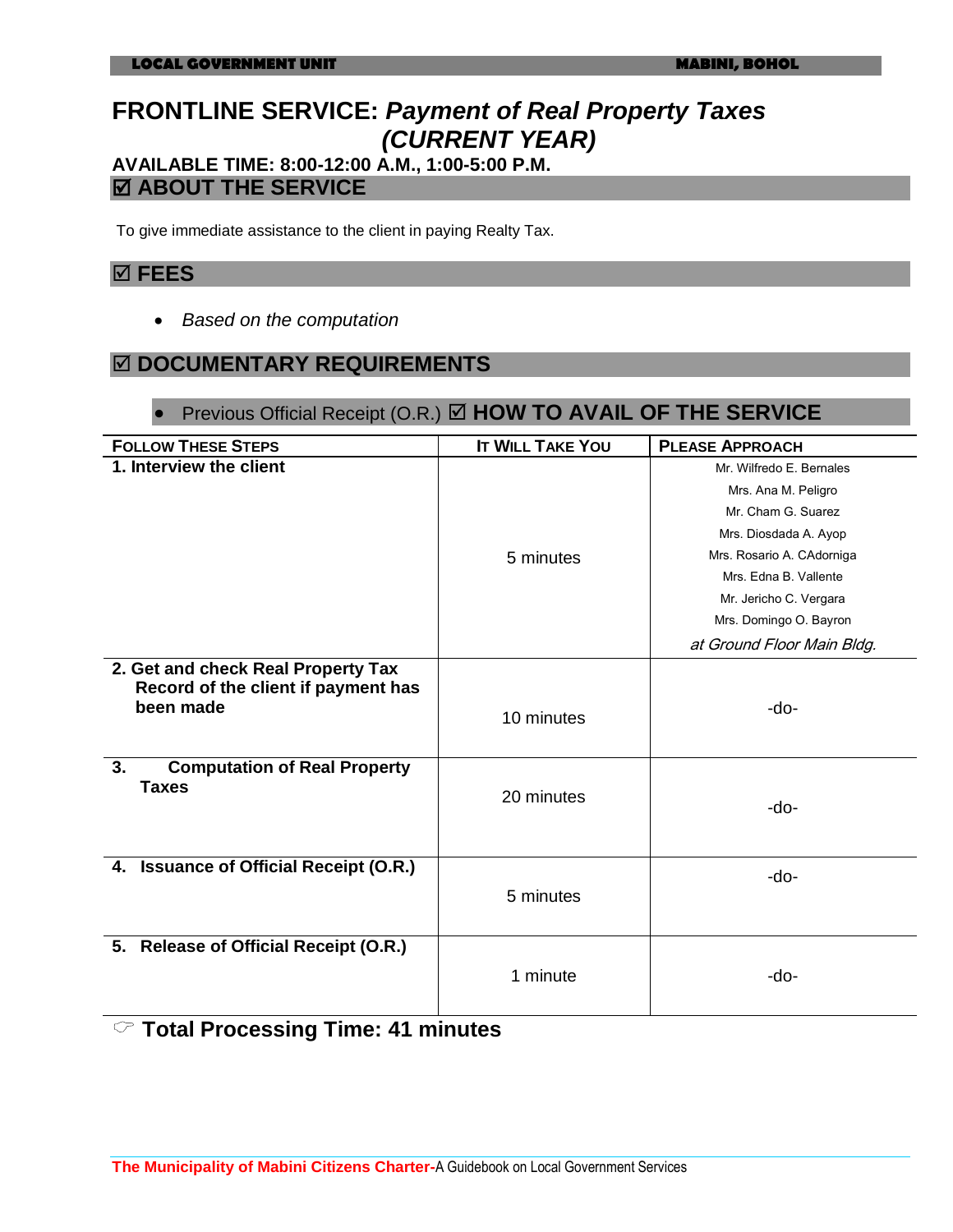# FRONTLINE SERVICE: *Payment of Real Property Taxes (CURRENT YEAR)*

**AVAILABLE TIME: 8:00-12:00 A.M., 1:00-5:00 P.M.**

## ☑ ABOUT THE SERVICE

To give immediate assistance to the client in paying Realty Tax.

## ☑ FEES

- *Based on the computation*

## ☑ DOCUMENTARY REQUIREMENTS

- Previous Official Receipt (O.R.)

## ☑ HOW TO AVAIL OF THE SERVICE

| FOLLOW THESE STEPS | IT WILL TAKE YOU | PLEASE APPROACH |
|---|---|---|
| **1. Interview the client** | 5 minutes | Mr. Wilfredo E. Bernales<br>Mrs. Ana M. Peligro<br>Mr. Cham G. Suarez<br>Mrs. Diosdada A. Ayop<br>Mrs. Rosario A. CAdorniga<br>Mrs. Edna B. Vallente<br>Mr. Jericho C. Vergara<br>Mrs. Domingo O. Bayron<br>*at Ground Floor Main Bldg.* |
| **2. Get and check Real Property Tax Record of the client if payment has been made** | 10 minutes | -do- |
| **3. Computation of Real Property Taxes** | 20 minutes | -do- |
| **4. Issuance of Official Receipt (O.R.)** | 5 minutes | -do- |
| **5. Release of Official Receipt (O.R.)** | 1 minute | -do- |

☞ **Total Processing Time: 41 minutes**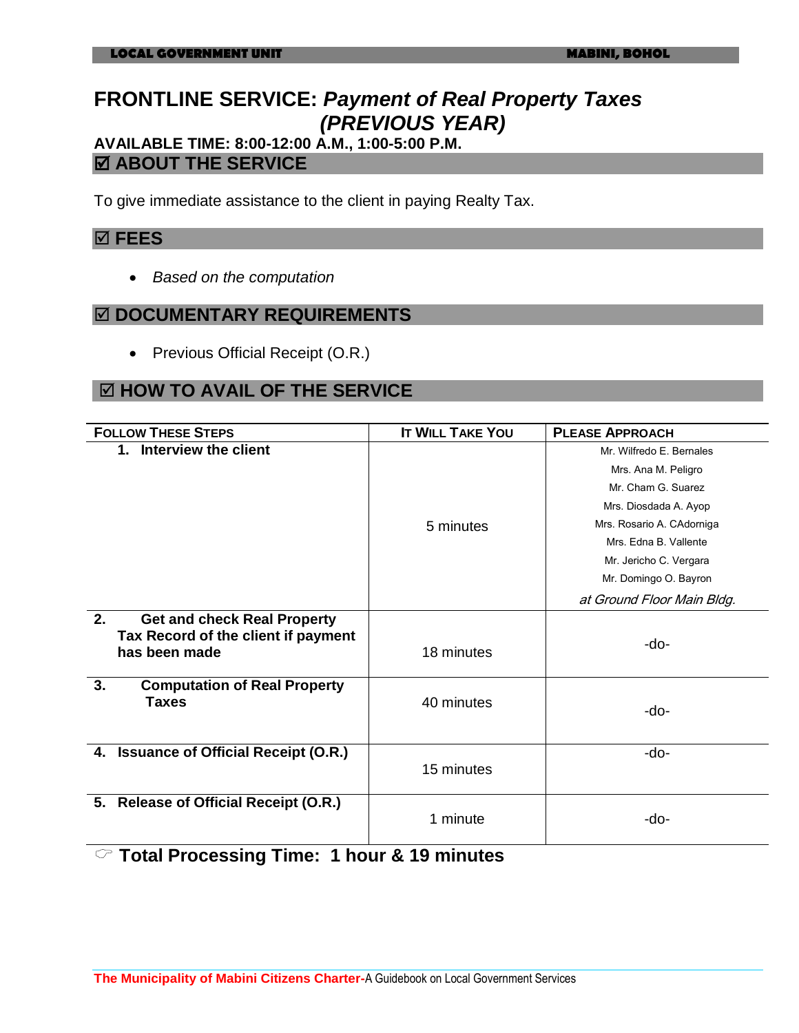# FRONTLINE SERVICE: *Payment of Real Property Taxes (PREVIOUS YEAR)*

**AVAILABLE TIME: 8:00-12:00 A.M., 1:00-5:00 P.M.**

## ☑ ABOUT THE SERVICE

To give immediate assistance to the client in paying Realty Tax.

## ☑ FEES

- *Based on the computation*

## ☑ DOCUMENTARY REQUIREMENTS

- Previous Official Receipt (O.R.)

## ☑ HOW TO AVAIL OF THE SERVICE

| FOLLOW THESE STEPS | IT WILL TAKE YOU | PLEASE APPROACH |
|---|---|---|
| **1. Interview the client** | 5 minutes | Mr. Wilfredo E. Bernales<br>Mrs. Ana M. Peligro<br>Mr. Cham G. Suarez<br>Mrs. Diosdada A. Ayop<br>Mrs. Rosario A. CAdorniga<br>Mrs. Edna B. Vallente<br>Mr. Jericho C. Vergara<br>Mr. Domingo O. Bayron<br>*at Ground Floor Main Bldg.* |
| **2. Get and check Real Property Tax Record of the client if payment has been made** | 18 minutes | -do- |
| **3. Computation of Real Property Taxes** | 40 minutes | -do- |
| **4. Issuance of Official Receipt (O.R.)** | 15 minutes | -do- |
| **5. Release of Official Receipt (O.R.)** | 1 minute | -do- |

☞ **Total Processing Time: 1 hour & 19 minutes**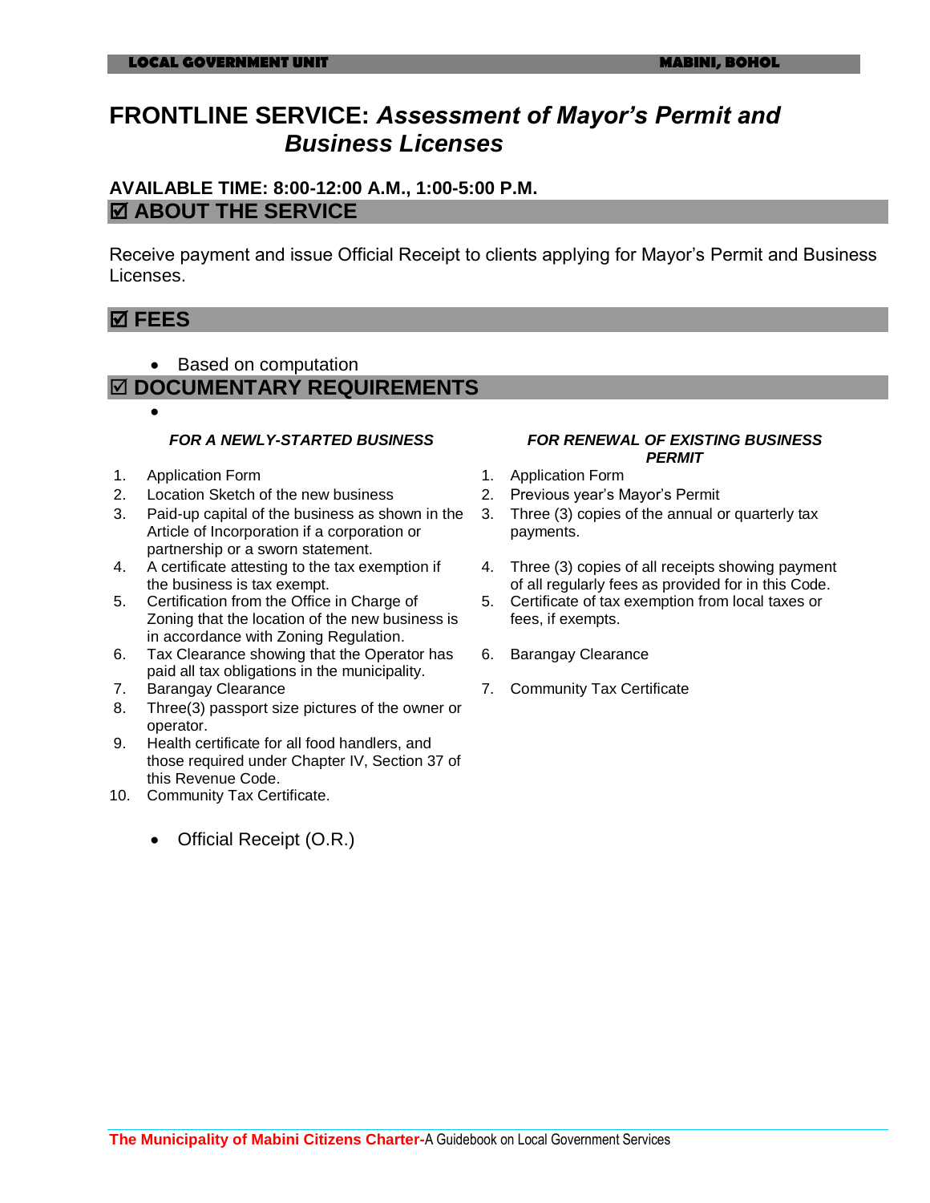# FRONTLINE SERVICE: *Assessment of Mayor's Permit and Business Licenses*

**AVAILABLE TIME: 8:00-12:00 A.M., 1:00-5:00 P.M.**

## ☑ ABOUT THE SERVICE

Receive payment and issue Official Receipt to clients applying for Mayor's Permit and Business Licenses.

## ☑ FEES

- Based on computation

## ☑ DOCUMENTARY REQUIREMENTS

### *FOR A NEWLY-STARTED BUSINESS*

1. Application Form
2. Location Sketch of the new business
3. Paid-up capital of the business as shown in the Article of Incorporation if a corporation or partnership or a sworn statement.
4. A certificate attesting to the tax exemption if the business is tax exempt.
5. Certification from the Office in Charge of Zoning that the location of the new business is in accordance with Zoning Regulation.
6. Tax Clearance showing that the Operator has paid all tax obligations in the municipality.
7. Barangay Clearance
8. Three(3) passport size pictures of the owner or operator.
9. Health certificate for all food handlers, and those required under Chapter IV, Section 37 of this Revenue Code.
10. Community Tax Certificate.

### *FOR RENEWAL OF EXISTING BUSINESS PERMIT*

1. Application Form
2. Previous year's Mayor's Permit
3. Three (3) copies of the annual or quarterly tax payments.
4. Three (3) copies of all receipts showing payment of all regularly fees as provided for in this Code.
5. Certificate of tax exemption from local taxes or fees, if exempts.
6. Barangay Clearance
7. Community Tax Certificate

- Official Receipt (O.R.)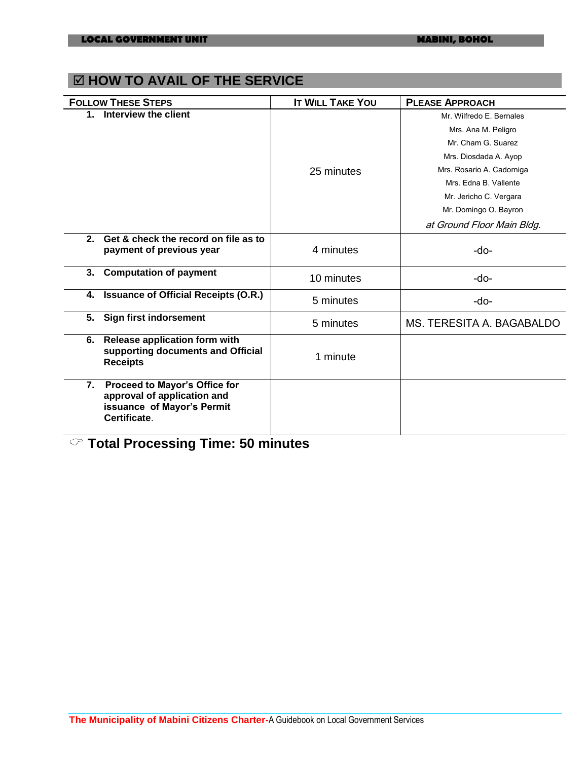## ☑ HOW TO AVAIL OF THE SERVICE

| FOLLOW THESE STEPS | IT WILL TAKE YOU | PLEASE APPROACH |
|---|---|---|
| **1. Interview the client** | 25 minutes | Mr. Wilfredo E. Bernales<br>Mrs. Ana M. Peligro<br>Mr. Cham G. Suarez<br>Mrs. Diosdada A. Ayop<br>Mrs. Rosario A. Cadorniga<br>Mrs. Edna B. Vallente<br>Mr. Jericho C. Vergara<br>Mr. Domingo O. Bayron<br>*at Ground Floor Main Bldg.* |
| **2. Get & check the record on file as to payment of previous year** | 4 minutes | -do- |
| **3. Computation of payment** | 10 minutes | -do- |
| **4. Issuance of Official Receipts (O.R.)** | 5 minutes | -do- |
| **5. Sign first indorsement** | 5 minutes | MS. TERESITA A. BAGABALDO |
| **6. Release application form with supporting documents and Official Receipts** | 1 minute | |
| **7. Proceed to Mayor's Office for approval of application and issuance of Mayor's Permit Certificate.** | | |

☞ **Total Processing Time: 50 minutes**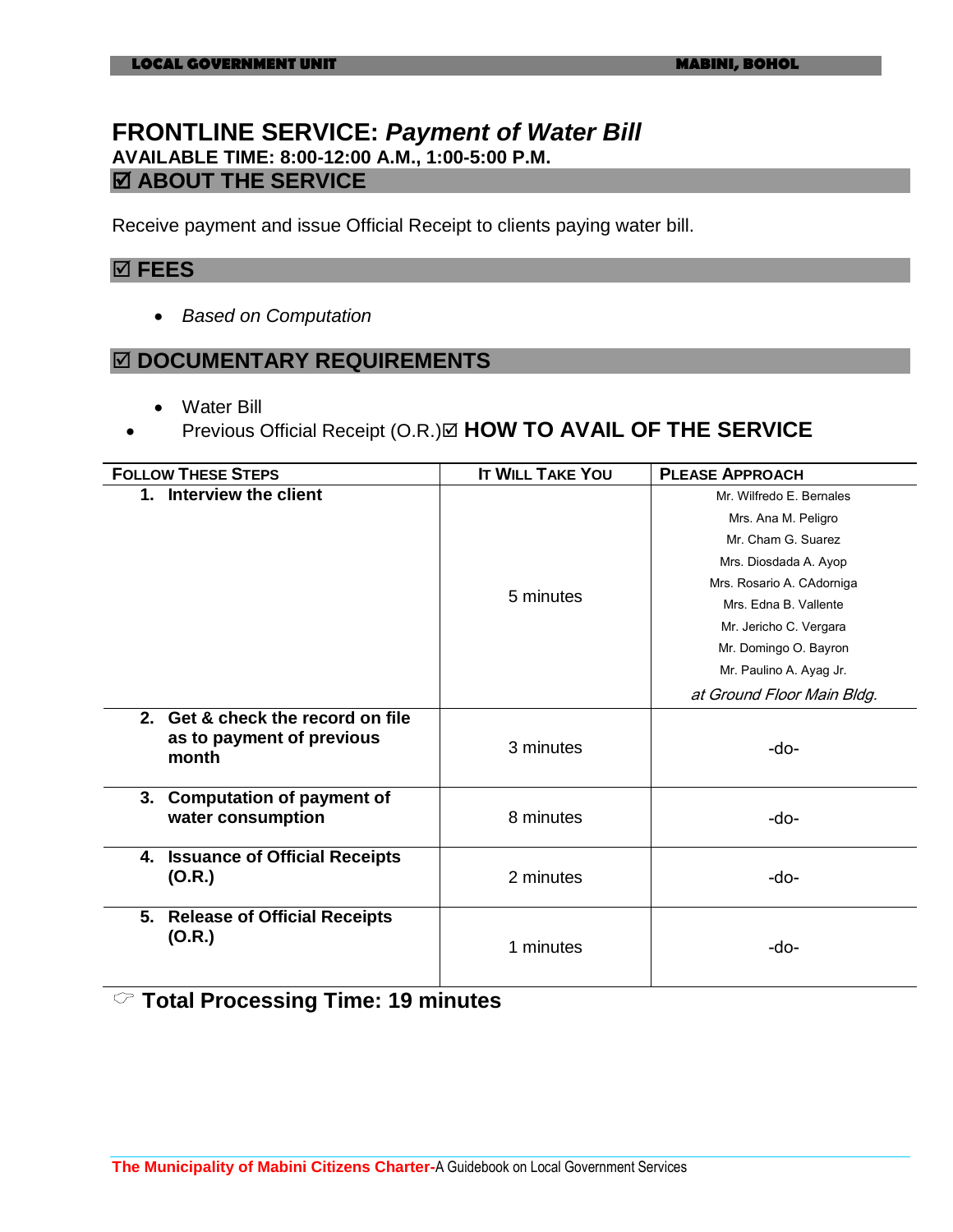# FRONTLINE SERVICE: *Payment of Water Bill*

**AVAILABLE TIME: 8:00-12:00 A.M., 1:00-5:00 P.M.**

## ☑ ABOUT THE SERVICE

Receive payment and issue Official Receipt to clients paying water bill.

## ☑ FEES

- *Based on Computation*

## ☑ DOCUMENTARY REQUIREMENTS

- Water Bill
- Previous Official Receipt (O.R.)

## ☑ HOW TO AVAIL OF THE SERVICE

| FOLLOW THESE STEPS | IT WILL TAKE YOU | PLEASE APPROACH |
|---|---|---|
| **1. Interview the client** | 5 minutes | Mr. Wilfredo E. Bernales<br>Mrs. Ana M. Peligro<br>Mr. Cham G. Suarez<br>Mrs. Diosdada A. Ayop<br>Mrs. Rosario A. CAdorniga<br>Mrs. Edna B. Vallente<br>Mr. Jericho C. Vergara<br>Mr. Domingo O. Bayron<br>Mr. Paulino A. Ayag Jr.<br>*at Ground Floor Main Bldg.* |
| **2. Get & check the record on file as to payment of previous month** | 3 minutes | -do- |
| **3. Computation of payment of water consumption** | 8 minutes | -do- |
| **4. Issuance of Official Receipts (O.R.)** | 2 minutes | -do- |
| **5. Release of Official Receipts (O.R.)** | 1 minutes | -do- |

☞ **Total Processing Time: 19 minutes**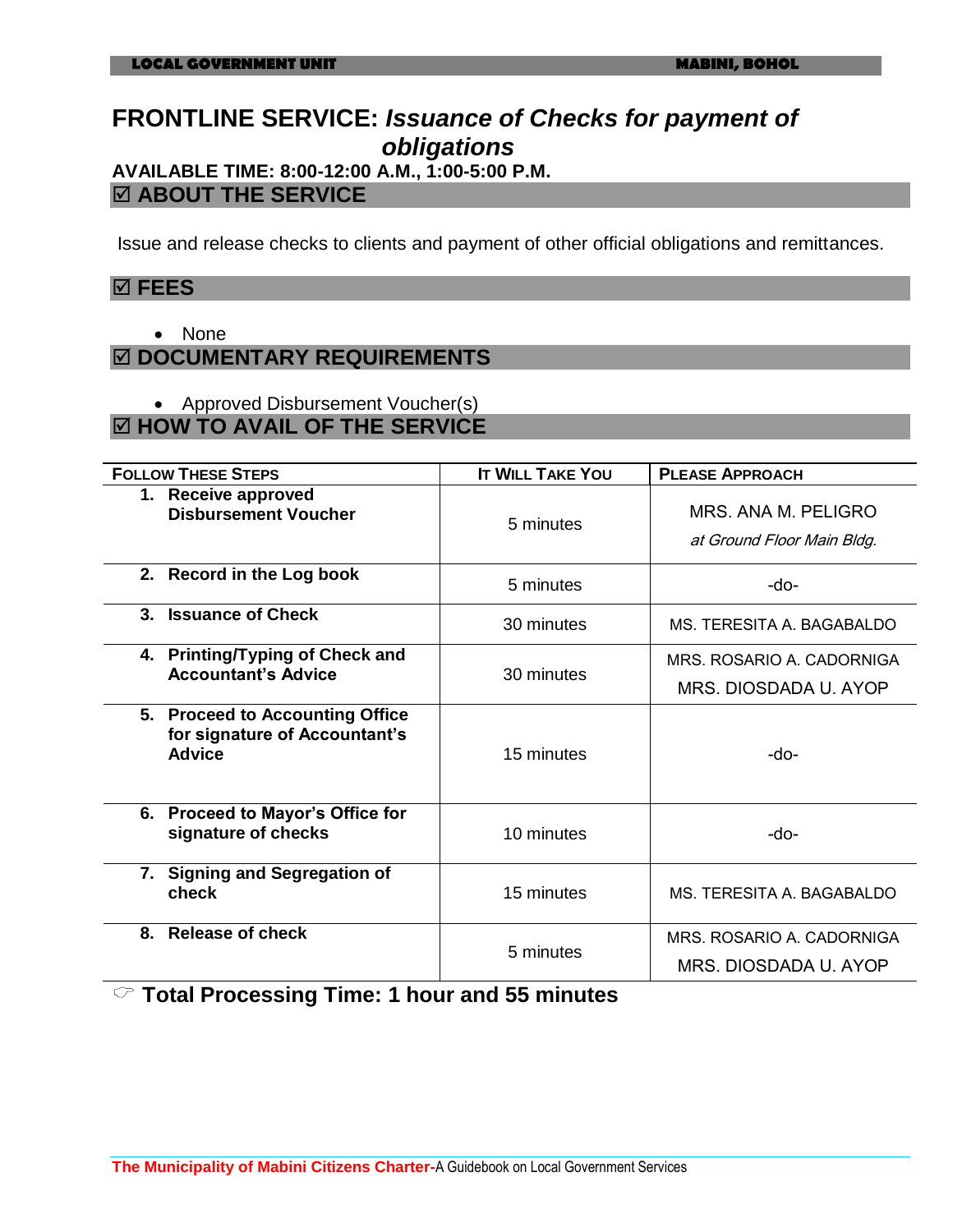# FRONTLINE SERVICE: *Issuance of Checks for payment of obligations*

**AVAILABLE TIME: 8:00-12:00 A.M., 1:00-5:00 P.M.**

## ☑ ABOUT THE SERVICE

Issue and release checks to clients and payment of other official obligations and remittances.

## ☑ FEES

- None

## ☑ DOCUMENTARY REQUIREMENTS

- Approved Disbursement Voucher(s)

## ☑ HOW TO AVAIL OF THE SERVICE

| FOLLOW THESE STEPS | IT WILL TAKE YOU | PLEASE APPROACH |
|---|---|---|
| **1. Receive approved Disbursement Voucher** | 5 minutes | MRS. ANA M. PELIGRO *at Ground Floor Main Bldg.* |
| **2. Record in the Log book** | 5 minutes | -do- |
| **3. Issuance of Check** | 30 minutes | MS. TERESITA A. BAGABALDO |
| **4. Printing/Typing of Check and Accountant's Advice** | 30 minutes | MRS. ROSARIO A. CADORNIGA<br>MRS. DIOSDADA U. AYOP |
| **5. Proceed to Accounting Office for signature of Accountant's Advice** | 15 minutes | -do- |
| **6. Proceed to Mayor's Office for signature of checks** | 10 minutes | -do- |
| **7. Signing and Segregation of check** | 15 minutes | MS. TERESITA A. BAGABALDO |
| **8. Release of check** | 5 minutes | MRS. ROSARIO A. CADORNIGA<br>MRS. DIOSDADA U. AYOP |

☞ **Total Processing Time: 1 hour and 55 minutes**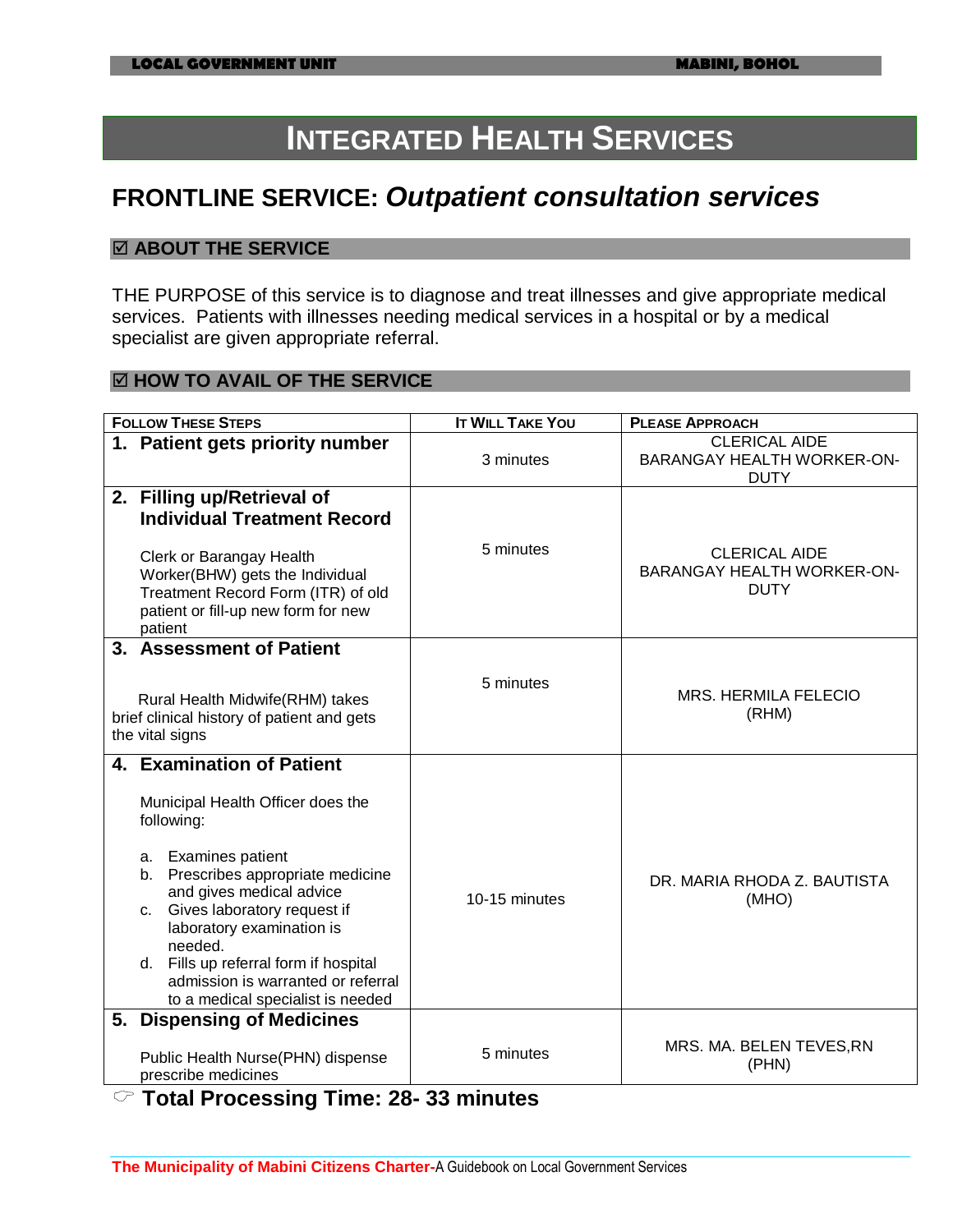# INTEGRATED HEALTH SERVICES

## FRONTLINE SERVICE: *Outpatient consultation services*

### ☑ ABOUT THE SERVICE

THE PURPOSE of this service is to diagnose and treat illnesses and give appropriate medical services. Patients with illnesses needing medical services in a hospital or by a medical specialist are given appropriate referral.

### ☑ HOW TO AVAIL OF THE SERVICE

| FOLLOW THESE STEPS | IT WILL TAKE YOU | PLEASE APPROACH |
|---|---|---|
| **1. Patient gets priority number** | 3 minutes | CLERICAL AIDE<br>BARANGAY HEALTH WORKER-ON-DUTY |
| **2. Filling up/Retrieval of Individual Treatment Record**<br><br>Clerk or Barangay Health Worker(BHW) gets the Individual Treatment Record Form (ITR) of old patient or fill-up new form for new patient | 5 minutes | CLERICAL AIDE<br>BARANGAY HEALTH WORKER-ON-DUTY |
| **3. Assessment of Patient**<br><br>Rural Health Midwife(RHM) takes brief clinical history of patient and gets the vital signs | 5 minutes | MRS. HERMILA FELECIO<br>(RHM) |
| **4. Examination of Patient**<br><br>Municipal Health Officer does the following:<br><br>a. Examines patient<br>b. Prescribes appropriate medicine and gives medical advice<br>c. Gives laboratory request if laboratory examination is needed.<br>d. Fills up referral form if hospital admission is warranted or referral to a medical specialist is needed | 10-15 minutes | DR. MARIA RHODA Z. BAUTISTA<br>(MHO) |
| **5. Dispensing of Medicines**<br><br>Public Health Nurse(PHN) dispense prescribe medicines | 5 minutes | MRS. MA. BELEN TEVES,RN<br>(PHN) |

☞ **Total Processing Time: 28- 33 minutes**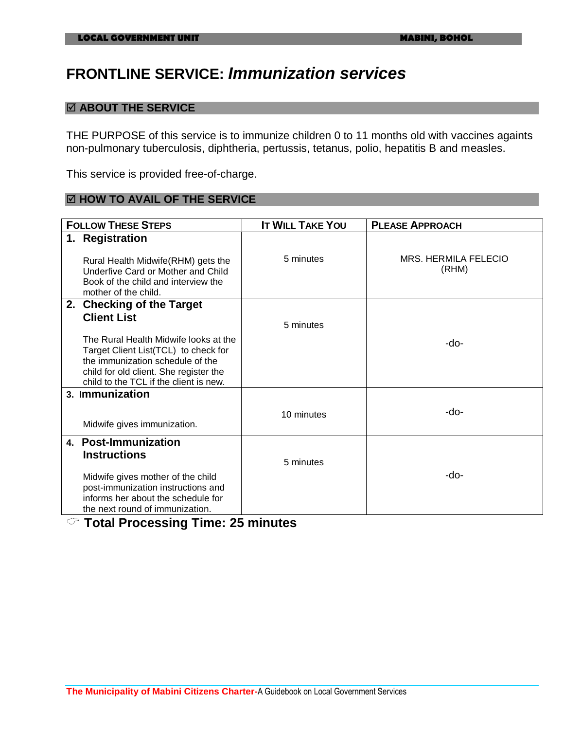# FRONTLINE SERVICE: *Immunization services*

## ☑ ABOUT THE SERVICE

THE PURPOSE of this service is to immunize children 0 to 11 months old with vaccines againts non-pulmonary tuberculosis, diphtheria, pertussis, tetanus, polio, hepatitis B and measles.

This service is provided free-of-charge.

## ☑ HOW TO AVAIL OF THE SERVICE

| FOLLOW THESE STEPS | IT WILL TAKE YOU | PLEASE APPROACH |
|---|---|---|
| **1. Registration**<br><br>Rural Health Midwife(RHM) gets the Underfive Card or Mother and Child Book of the child and interview the mother of the child. | 5 minutes | MRS. HERMILA FELECIO (RHM) |
| **2. Checking of the Target Client List**<br><br>The Rural Health Midwife looks at the Target Client List(TCL) to check for the immunization schedule of the child for old client. She register the child to the TCL if the client is new. | 5 minutes | -do- |
| **3. Immunization**<br><br>Midwife gives immunization. | 10 minutes | -do- |
| **4. Post-Immunization Instructions**<br><br>Midwife gives mother of the child post-immunization instructions and informs her about the schedule for the next round of immunization. | 5 minutes | -do- |

☞ **Total Processing Time: 25 minutes**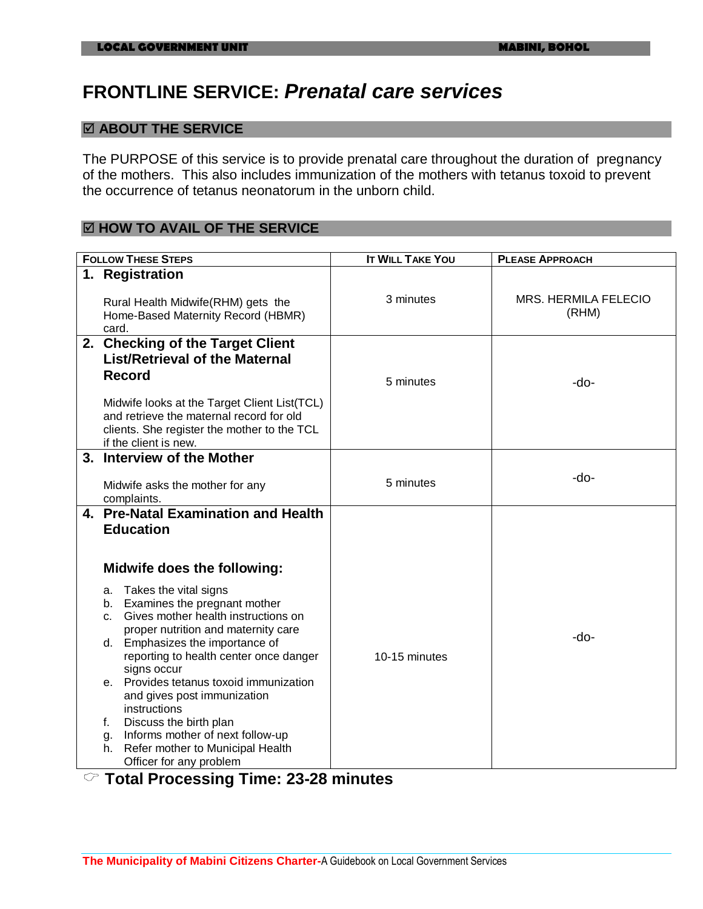# FRONTLINE SERVICE: *Prenatal care services*

## ☑ ABOUT THE SERVICE

The PURPOSE of this service is to provide prenatal care throughout the duration of pregnancy of the mothers. This also includes immunization of the mothers with tetanus toxoid to prevent the occurrence of tetanus neonatorum in the unborn child.

## ☑ HOW TO AVAIL OF THE SERVICE

| FOLLOW THESE STEPS | IT WILL TAKE YOU | PLEASE APPROACH |
|---|---|---|
| **1. Registration**<br><br>Rural Health Midwife(RHM) gets the Home-Based Maternity Record (HBMR) card. | 3 minutes | MRS. HERMILA FELECIO (RHM) |
| **2. Checking of the Target Client List/Retrieval of the Maternal Record**<br><br>Midwife looks at the Target Client List(TCL) and retrieve the maternal record for old clients. She register the mother to the TCL if the client is new. | 5 minutes | -do- |
| **3. Interview of the Mother**<br><br>Midwife asks the mother for any complaints. | 5 minutes | -do- |
| **4. Pre-Natal Examination and Health Education**<br><br>**Midwife does the following:**<br><br>a. Takes the vital signs<br>b. Examines the pregnant mother<br>c. Gives mother health instructions on proper nutrition and maternity care<br>d. Emphasizes the importance of reporting to health center once danger signs occur<br>e. Provides tetanus toxoid immunization and gives post immunization instructions<br>f. Discuss the birth plan<br>g. Informs mother of next follow-up<br>h. Refer mother to Municipal Health Officer for any problem | 10-15 minutes | -do- |

☞ **Total Processing Time: 23-28 minutes**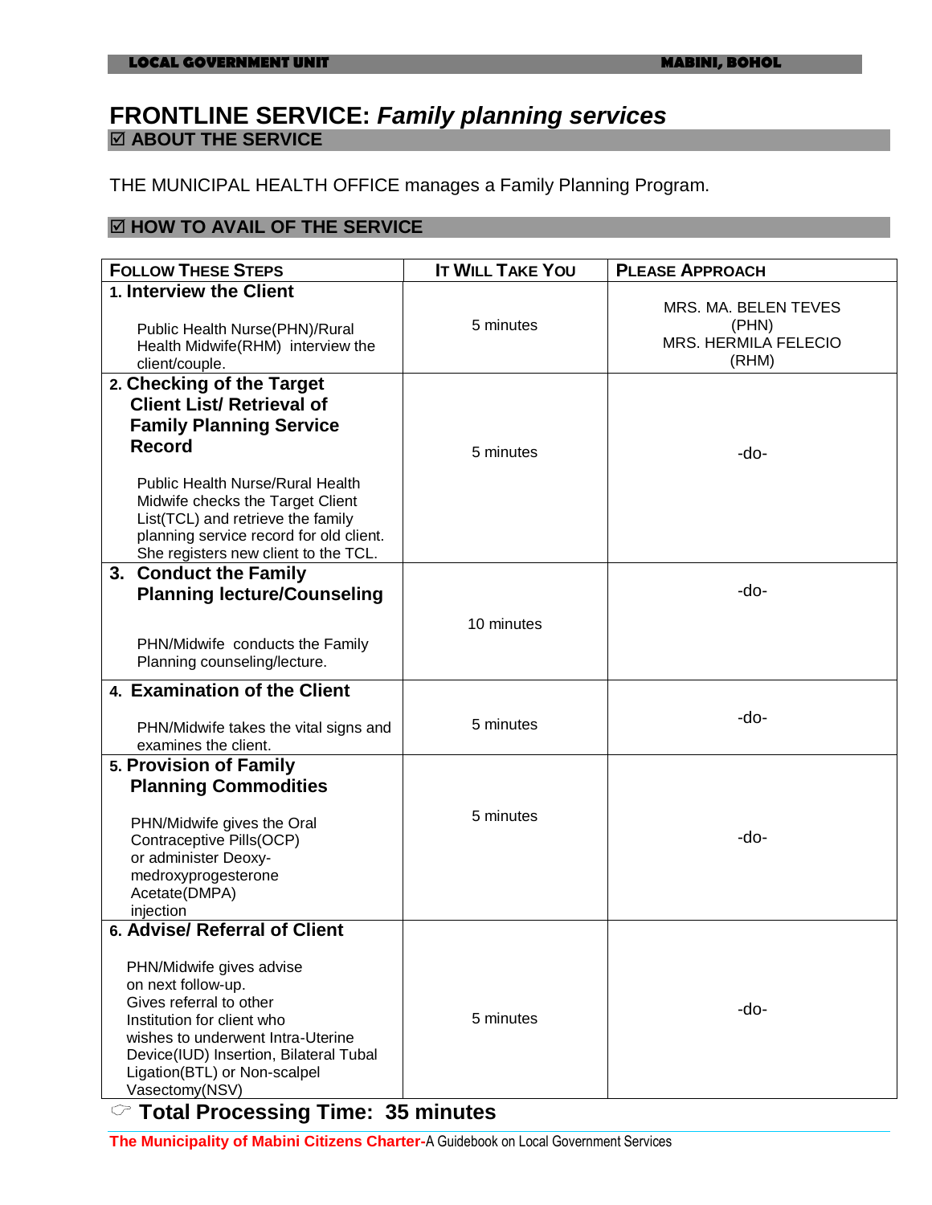# FRONTLINE SERVICE: *Family planning services*

## ☑ ABOUT THE SERVICE

THE MUNICIPAL HEALTH OFFICE manages a Family Planning Program.

## ☑ HOW TO AVAIL OF THE SERVICE

| FOLLOW THESE STEPS | IT WILL TAKE YOU | PLEASE APPROACH |
|---|---|---|
| **1. Interview the Client**<br><br>Public Health Nurse(PHN)/Rural Health Midwife(RHM) interview the client/couple. | 5 minutes | MRS. MA. BELEN TEVES (PHN)<br>MRS. HERMILA FELECIO (RHM) |
| **2. Checking of the Target Client List/ Retrieval of Family Planning Service Record**<br><br>Public Health Nurse/Rural Health Midwife checks the Target Client List(TCL) and retrieve the family planning service record for old client. She registers new client to the TCL. | 5 minutes | -do- |
| **3. Conduct the Family Planning lecture/Counseling**<br><br>PHN/Midwife conducts the Family Planning counseling/lecture. | 10 minutes | -do- |
| **4. Examination of the Client**<br><br>PHN/Midwife takes the vital signs and examines the client. | 5 minutes | -do- |
| **5. Provision of Family Planning Commodities**<br><br>PHN/Midwife gives the Oral Contraceptive Pills(OCP) or administer Deoxy-medroxyprogesterone Acetate(DMPA) injection | 5 minutes | -do- |
| **6. Advise/ Referral of Client**<br><br>PHN/Midwife gives advise on next follow-up. Gives referral to other Institution for client who wishes to underwent Intra-Uterine Device(IUD) Insertion, Bilateral Tubal Ligation(BTL) or Non-scalpel Vasectomy(NSV) | 5 minutes | -do- |

☞ **Total Processing Time: 35 minutes**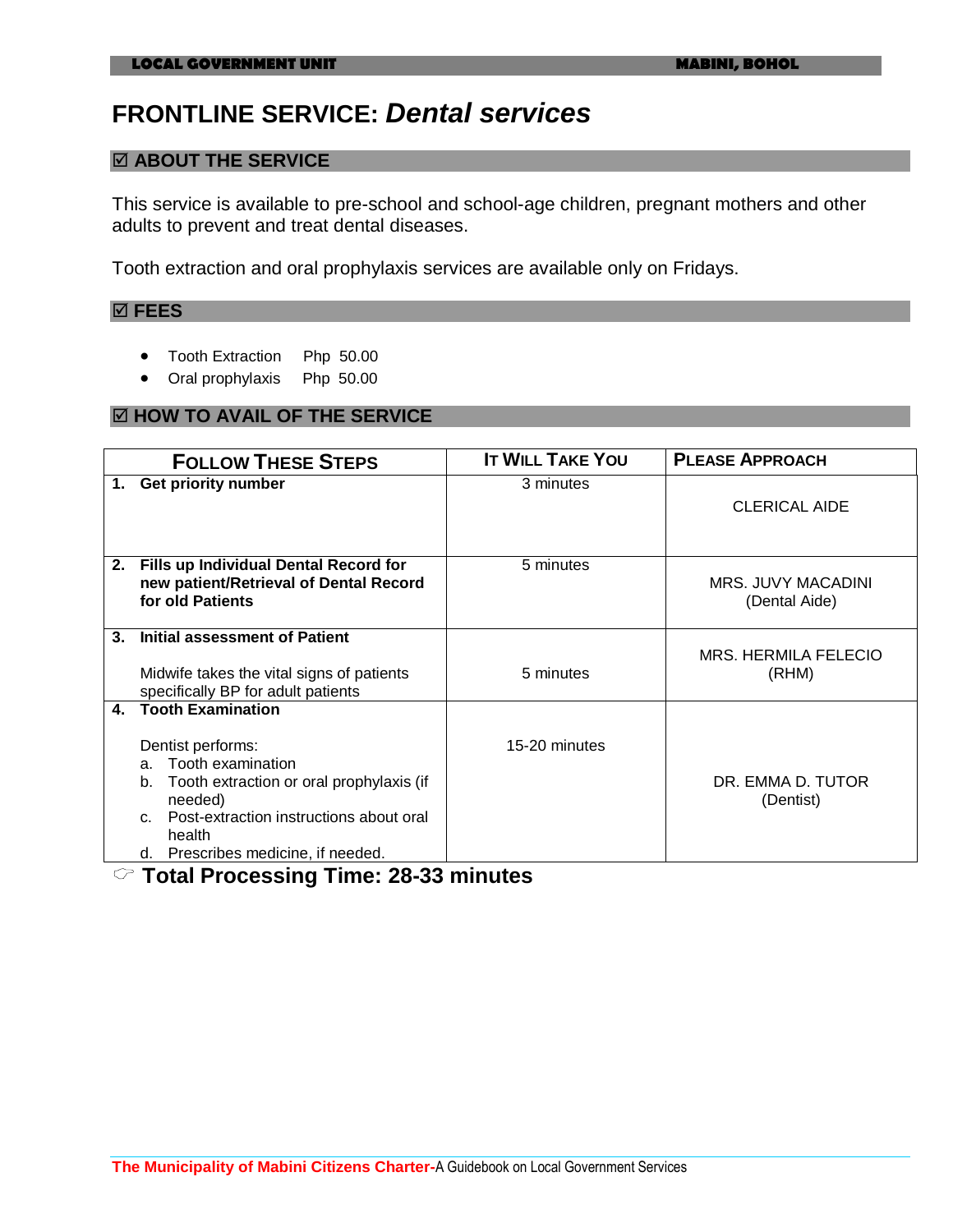# FRONTLINE SERVICE: *Dental services*

## ☑ ABOUT THE SERVICE

This service is available to pre-school and school-age children, pregnant mothers and other adults to prevent and treat dental diseases.

Tooth extraction and oral prophylaxis services are available only on Fridays.

## ☑ FEES

- Tooth Extraction Php 50.00
- Oral prophylaxis Php 50.00

## ☑ HOW TO AVAIL OF THE SERVICE

| FOLLOW THESE STEPS | IT WILL TAKE YOU | PLEASE APPROACH |
|---|---|---|
| **1. Get priority number** | 3 minutes | CLERICAL AIDE |
| **2. Fills up Individual Dental Record for new patient/Retrieval of Dental Record for old Patients** | 5 minutes | MRS. JUVY MACADINI (Dental Aide) |
| **3. Initial assessment of Patient**<br><br>Midwife takes the vital signs of patients specifically BP for adult patients | 5 minutes | MRS. HERMILA FELECIO (RHM) |
| **4. Tooth Examination**<br><br>Dentist performs:<br>a. Tooth examination<br>b. Tooth extraction or oral prophylaxis (if needed)<br>c. Post-extraction instructions about oral health<br>d. Prescribes medicine, if needed. | 15-20 minutes | DR. EMMA D. TUTOR (Dentist) |

☞ **Total Processing Time: 28-33 minutes**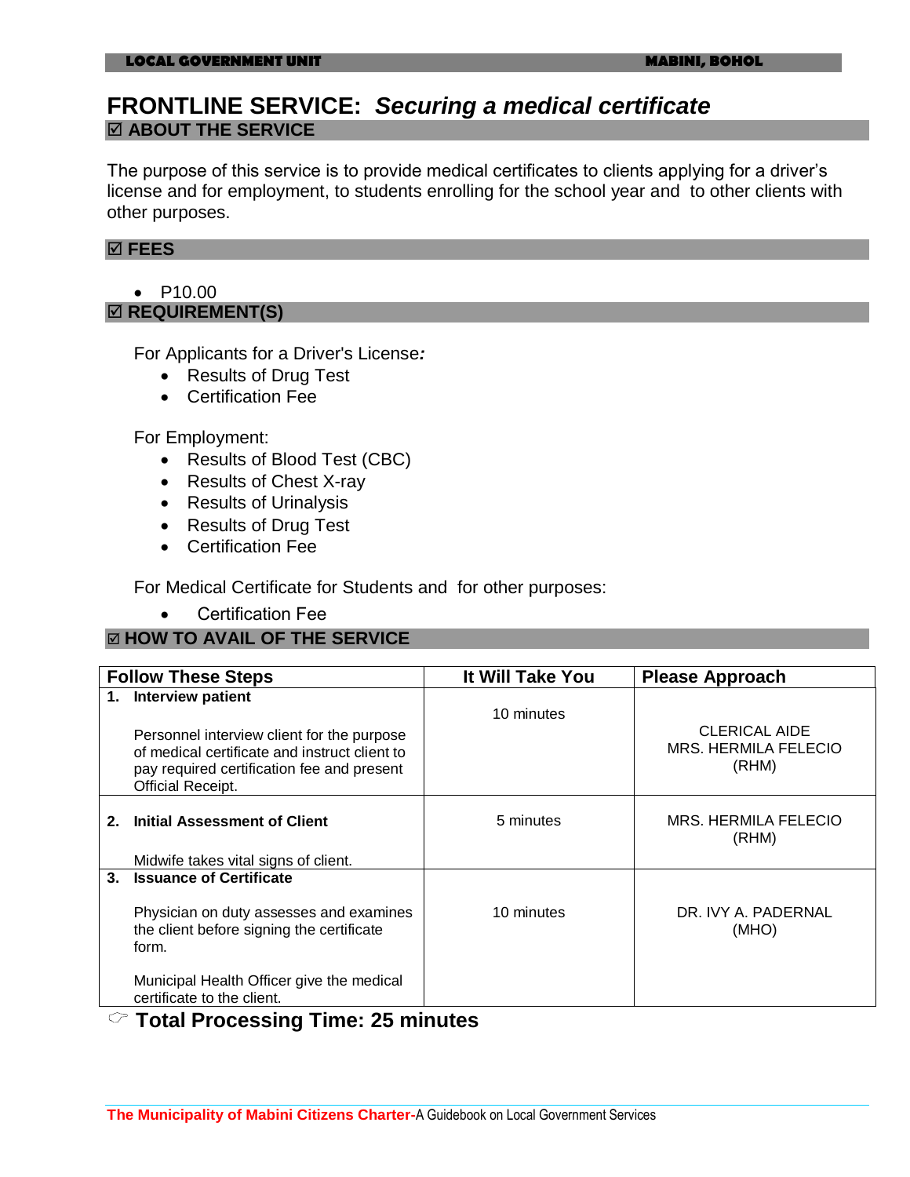# FRONTLINE SERVICE: *Securing a medical certificate*

## ☑ ABOUT THE SERVICE

The purpose of this service is to provide medical certificates to clients applying for a driver's license and for employment, to students enrolling for the school year and to other clients with other purposes.

## ☑ FEES

- P10.00

## ☑ REQUIREMENT(S)

For Applicants for a Driver's License*:*

- Results of Drug Test
- Certification Fee

For Employment:

- Results of Blood Test (CBC)
- Results of Chest X-ray
- Results of Urinalysis
- Results of Drug Test
- Certification Fee

For Medical Certificate for Students and for other purposes:

- Certification Fee

## ☑ HOW TO AVAIL OF THE SERVICE

| Follow These Steps | It Will Take You | Please Approach |
|---|---|---|
| **1. Interview patient**<br><br>Personnel interview client for the purpose of medical certificate and instruct client to pay required certification fee and present Official Receipt. | 10 minutes | CLERICAL AIDE<br>MRS. HERMILA FELECIO (RHM) |
| **2. Initial Assessment of Client**<br><br>Midwife takes vital signs of client. | 5 minutes | MRS. HERMILA FELECIO (RHM) |
| **3. Issuance of Certificate**<br><br>Physician on duty assesses and examines the client before signing the certificate form.<br><br>Municipal Health Officer give the medical certificate to the client. | 10 minutes | DR. IVY A. PADERNAL (MHO) |

☞ **Total Processing Time: 25 minutes**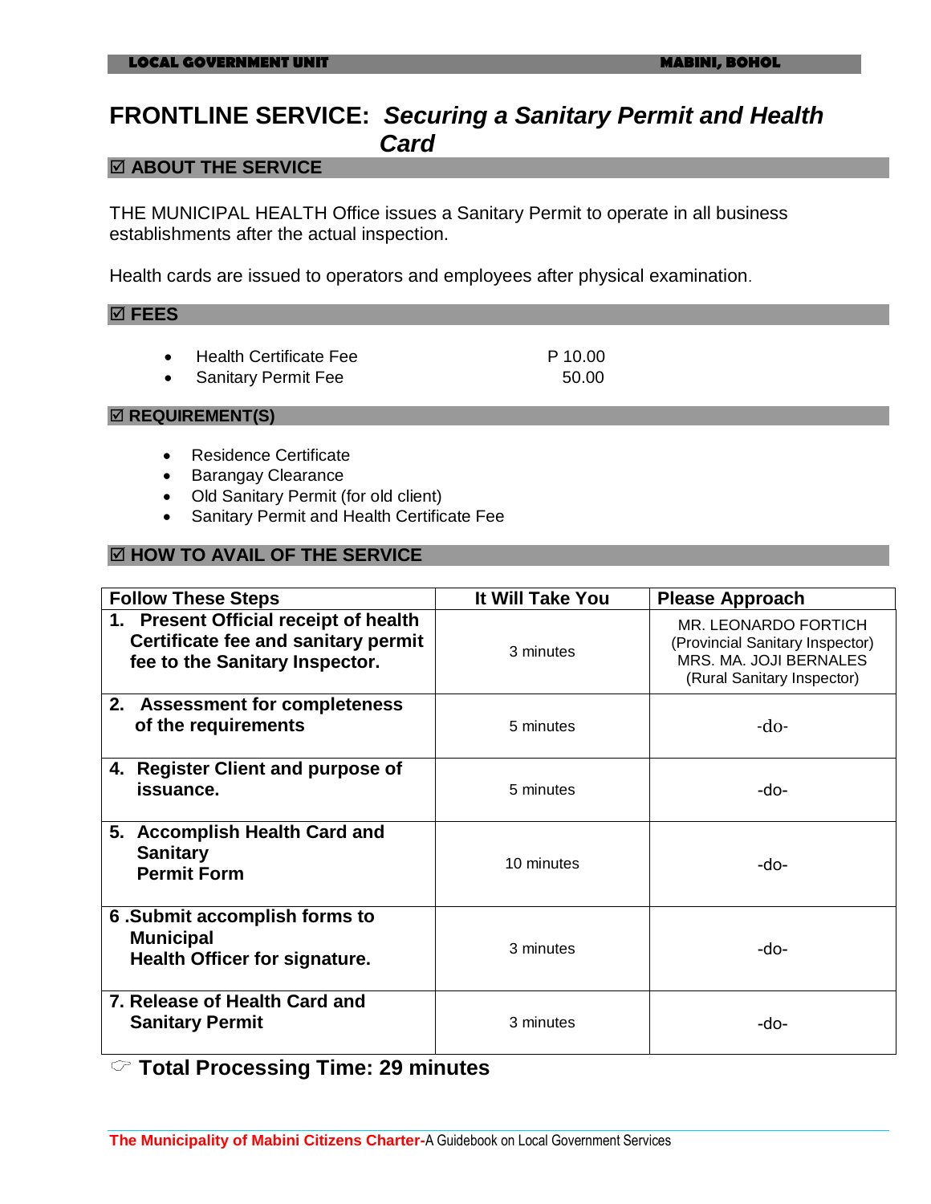# FRONTLINE SERVICE: *Securing a Sanitary Permit and Health Card*

## ☑ ABOUT THE SERVICE

THE MUNICIPAL HEALTH Office issues a Sanitary Permit to operate in all business establishments after the actual inspection.

Health cards are issued to operators and employees after physical examination.

## ☑ FEES

- Health Certificate Fee — P 10.00
- Sanitary Permit Fee — 50.00

## ☑ REQUIREMENT(S)

- Residence Certificate
- Barangay Clearance
- Old Sanitary Permit (for old client)
- Sanitary Permit and Health Certificate Fee

## ☑ HOW TO AVAIL OF THE SERVICE

| Follow These Steps | It Will Take You | Please Approach |
|---|---|---|
| **1. Present Official receipt of health Certificate fee and sanitary permit fee to the Sanitary Inspector.** | 3 minutes | MR. LEONARDO FORTICH (Provincial Sanitary Inspector) MRS. MA. JOJI BERNALES (Rural Sanitary Inspector) |
| **2. Assessment for completeness of the requirements** | 5 minutes | -do- |
| **4. Register Client and purpose of issuance.** | 5 minutes | -do- |
| **5. Accomplish Health Card and Sanitary Permit Form** | 10 minutes | -do- |
| **6 .Submit accomplish forms to Municipal Health Officer for signature.** | 3 minutes | -do- |
| **7. Release of Health Card and Sanitary Permit** | 3 minutes | -do- |

☞ **Total Processing Time: 29 minutes**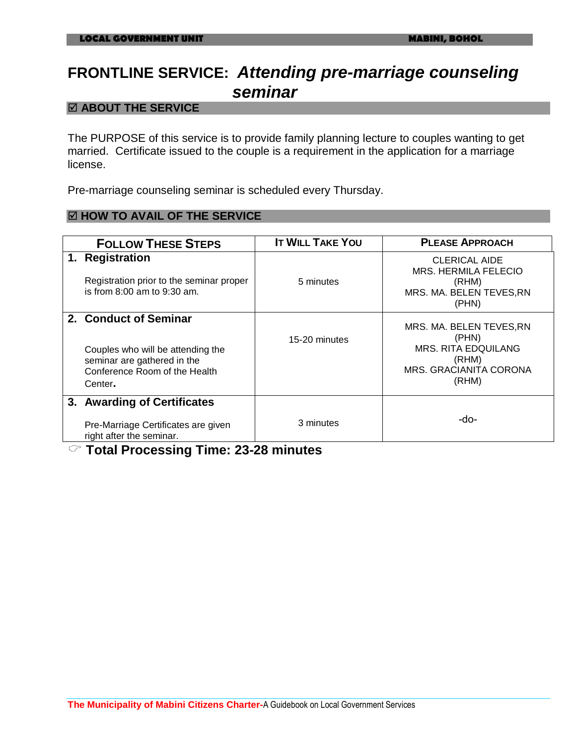# FRONTLINE SERVICE: *Attending pre-marriage counseling seminar*

## ☑ ABOUT THE SERVICE

The PURPOSE of this service is to provide family planning lecture to couples wanting to get married. Certificate issued to the couple is a requirement in the application for a marriage license.

Pre-marriage counseling seminar is scheduled every Thursday.

## ☑ HOW TO AVAIL OF THE SERVICE

| FOLLOW THESE STEPS | IT WILL TAKE YOU | PLEASE APPROACH |
|---|---|---|
| **1. Registration**<br><br>Registration prior to the seminar proper is from 8:00 am to 9:30 am. | 5 minutes | CLERICAL AIDE<br>MRS. HERMILA FELECIO (RHM)<br>MRS. MA. BELEN TEVES,RN (PHN) |
| **2. Conduct of Seminar**<br><br>Couples who will be attending the seminar are gathered in the Conference Room of the Health Center. | 15-20 minutes | MRS. MA. BELEN TEVES,RN (PHN)<br>MRS. RITA EDQUILANG (RHM)<br>MRS. GRACIANITA CORONA (RHM) |
| **3. Awarding of Certificates**<br><br>Pre-Marriage Certificates are given right after the seminar. | 3 minutes | -do- |

☞ **Total Processing Time: 23-28 minutes**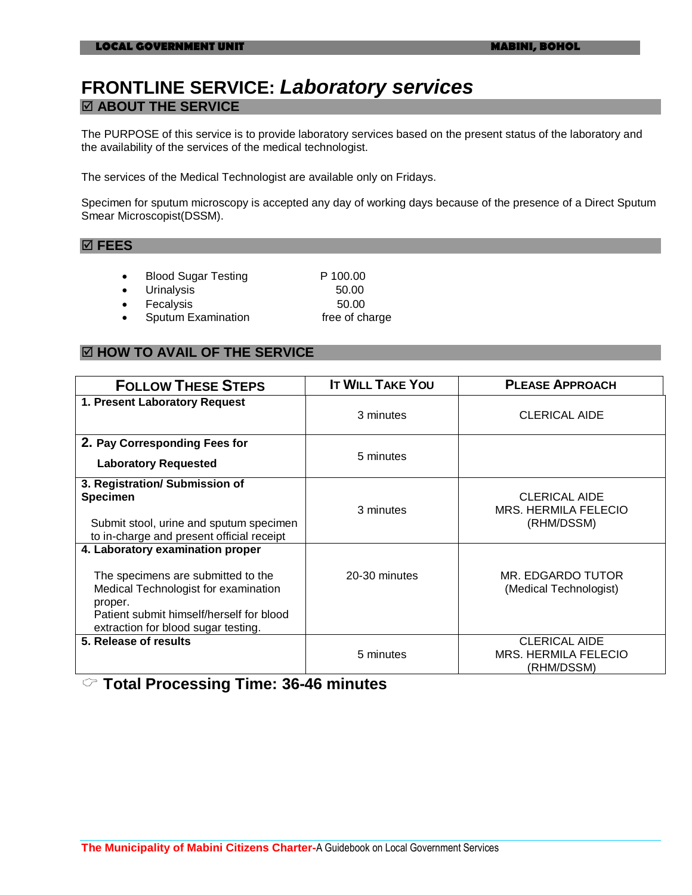# FRONTLINE SERVICE: *Laboratory services*

## ☑ ABOUT THE SERVICE

The PURPOSE of this service is to provide laboratory services based on the present status of the laboratory and the availability of the services of the medical technologist.

The services of the Medical Technologist are available only on Fridays.

Specimen for sputum microscopy is accepted any day of working days because of the presence of a Direct Sputum Smear Microscopist(DSSM).

## ☑ FEES

- Blood Sugar Testing — P 100.00
- Urinalysis — 50.00
- Fecalysis — 50.00
- Sputum Examination — free of charge

## ☑ HOW TO AVAIL OF THE SERVICE

| FOLLOW THESE STEPS | IT WILL TAKE YOU | PLEASE APPROACH |
|---|---|---|
| **1. Present Laboratory Request** | 3 minutes | CLERICAL AIDE |
| **2. Pay Corresponding Fees for Laboratory Requested** | 5 minutes | |
| **3. Registration/ Submission of Specimen**<br><br>Submit stool, urine and sputum specimen to in-charge and present official receipt | 3 minutes | CLERICAL AIDE<br>MRS. HERMILA FELECIO<br>(RHM/DSSM) |
| **4. Laboratory examination proper**<br><br>The specimens are submitted to the Medical Technologist for examination proper.<br>Patient submit himself/herself for blood extraction for blood sugar testing. | 20-30 minutes | MR. EDGARDO TUTOR<br>(Medical Technologist) |
| **5. Release of results** | 5 minutes | CLERICAL AIDE<br>MRS. HERMILA FELECIO<br>(RHM/DSSM) |

☞ **Total Processing Time: 36-46 minutes**